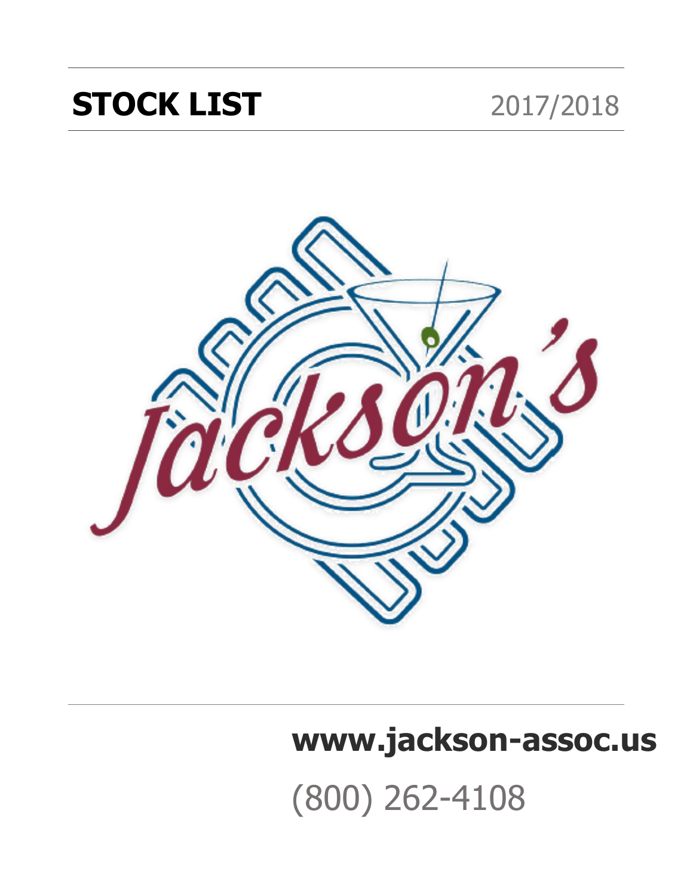# STOCK LIST 2017/2018

Jackson's

**www.jackson-assoc.us**

(800) 262-4108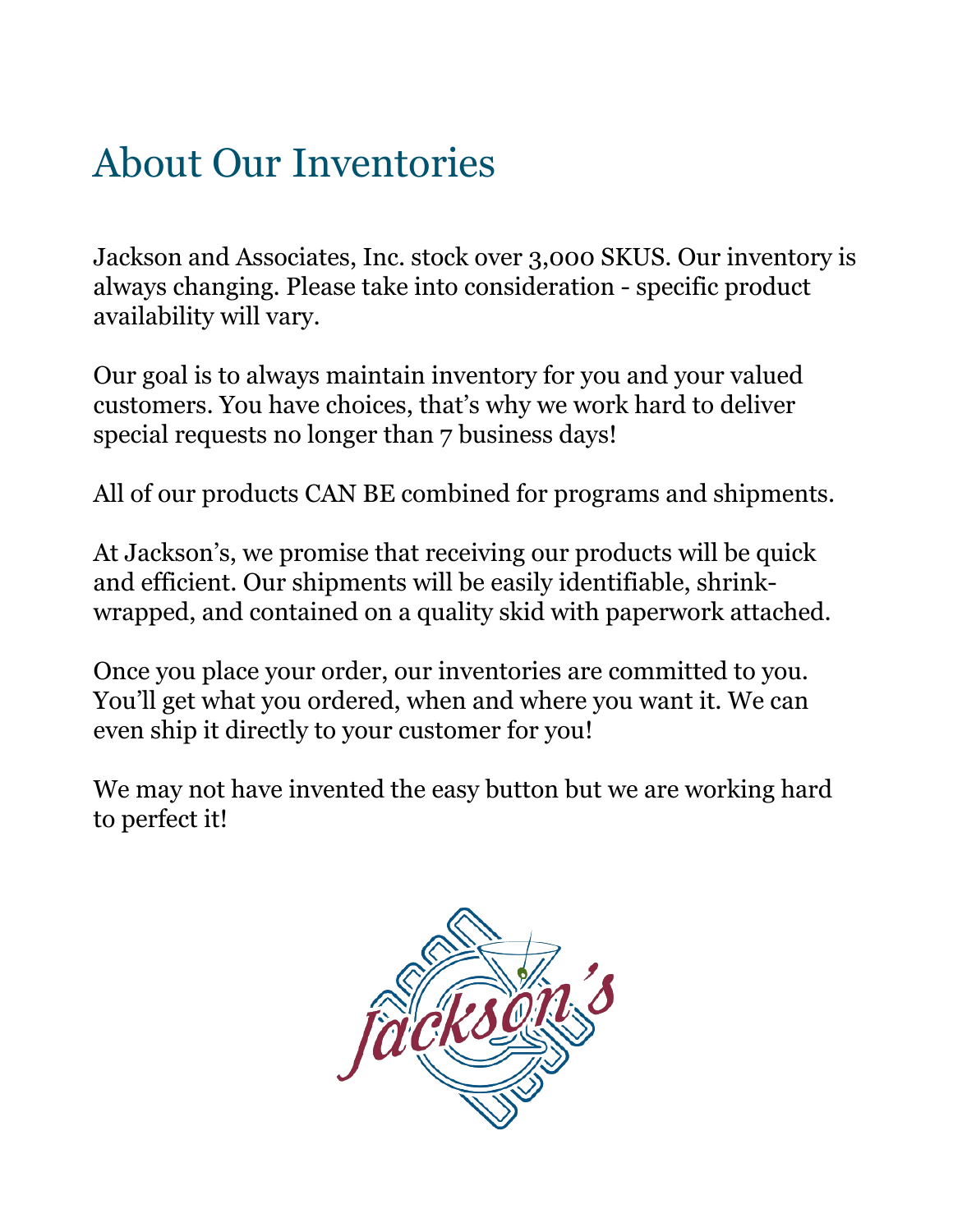# About Our Inventories

Jackson and Associates, Inc. stock over 3,000 SKUS. Our inventory is always changing. Please take into consideration - specific product availability will vary.

Our goal is to always maintain inventory for you and your valued customers. You have choices, that's why we work hard to deliver special requests no longer than 7 business days!

All of our products CAN BE combined for programs and shipments.

At Jackson's, we promise that receiving our products will be quick and efficient. Our shipments will be easily identifiable, shrink-wrapped, and contained on a quality skid with paperwork attached.

Once you place your order, our inventories are committed to you. You'll get what you ordered, when and where you want it. We can even ship it directly to your customer for you!

We may not have invented the easy button but we are working hard to perfect it!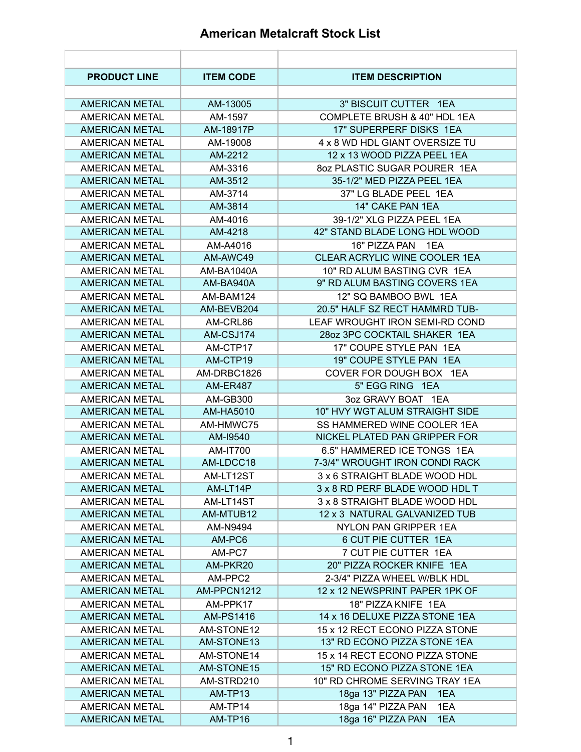# American Metalcraft Stock List

| PRODUCT LINE | ITEM CODE | ITEM DESCRIPTION |
|---|---|---|
| AMERICAN METAL | AM-13005 | 3" BISCUIT CUTTER 1EA |
| AMERICAN METAL | AM-1597 | COMPLETE BRUSH & 40" HDL 1EA |
| AMERICAN METAL | AM-18917P | 17" SUPERPERF DISKS 1EA |
| AMERICAN METAL | AM-19008 | 4 x 8 WD HDL GIANT OVERSIZE TU |
| AMERICAN METAL | AM-2212 | 12 x 13 WOOD PIZZA PEEL 1EA |
| AMERICAN METAL | AM-3316 | 8oz PLASTIC SUGAR POURER 1EA |
| AMERICAN METAL | AM-3512 | 35-1/2" MED PIZZA PEEL 1EA |
| AMERICAN METAL | AM-3714 | 37" LG BLADE PEEL 1EA |
| AMERICAN METAL | AM-3814 | 14" CAKE PAN 1EA |
| AMERICAN METAL | AM-4016 | 39-1/2" XLG PIZZA PEEL 1EA |
| AMERICAN METAL | AM-4218 | 42" STAND BLADE LONG HDL WOOD |
| AMERICAN METAL | AM-A4016 | 16" PIZZA PAN 1EA |
| AMERICAN METAL | AM-AWC49 | CLEAR ACRYLIC WINE COOLER 1EA |
| AMERICAN METAL | AM-BA1040A | 10" RD ALUM BASTING CVR 1EA |
| AMERICAN METAL | AM-BA940A | 9" RD ALUM BASTING COVERS 1EA |
| AMERICAN METAL | AM-BAM124 | 12" SQ BAMBOO BWL 1EA |
| AMERICAN METAL | AM-BEVB204 | 20.5" HALF SZ RECT HAMMRD TUB- |
| AMERICAN METAL | AM-CRL86 | LEAF WROUGHT IRON SEMI-RD COND |
| AMERICAN METAL | AM-CSJ174 | 28oz 3PC COCKTAIL SHAKER 1EA |
| AMERICAN METAL | AM-CTP17 | 17" COUPE STYLE PAN 1EA |
| AMERICAN METAL | AM-CTP19 | 19" COUPE STYLE PAN 1EA |
| AMERICAN METAL | AM-DRBC1826 | COVER FOR DOUGH BOX 1EA |
| AMERICAN METAL | AM-ER487 | 5" EGG RING 1EA |
| AMERICAN METAL | AM-GB300 | 3oz GRAVY BOAT 1EA |
| AMERICAN METAL | AM-HA5010 | 10" HVY WGT ALUM STRAIGHT SIDE |
| AMERICAN METAL | AM-HMWC75 | SS HAMMERED WINE COOLER 1EA |
| AMERICAN METAL | AM-I9540 | NICKEL PLATED PAN GRIPPER FOR |
| AMERICAN METAL | AM-IT700 | 6.5" HAMMERED ICE TONGS 1EA |
| AMERICAN METAL | AM-LDCC18 | 7-3/4" WROUGHT IRON CONDI RACK |
| AMERICAN METAL | AM-LT12ST | 3 x 6 STRAIGHT BLADE WOOD HDL |
| AMERICAN METAL | AM-LT14P | 3 x 8 RD PERF BLADE WOOD HDL T |
| AMERICAN METAL | AM-LT14ST | 3 x 8 STRAIGHT BLADE WOOD HDL |
| AMERICAN METAL | AM-MTUB12 | 12 x 3 NATURAL GALVANIZED TUB |
| AMERICAN METAL | AM-N9494 | NYLON PAN GRIPPER 1EA |
| AMERICAN METAL | AM-PC6 | 6 CUT PIE CUTTER 1EA |
| AMERICAN METAL | AM-PC7 | 7 CUT PIE CUTTER 1EA |
| AMERICAN METAL | AM-PKR20 | 20" PIZZA ROCKER KNIFE 1EA |
| AMERICAN METAL | AM-PPC2 | 2-3/4" PIZZA WHEEL W/BLK HDL |
| AMERICAN METAL | AM-PPCN1212 | 12 x 12 NEWSPRINT PAPER 1PK OF |
| AMERICAN METAL | AM-PPK17 | 18" PIZZA KNIFE 1EA |
| AMERICAN METAL | AM-PS1416 | 14 x 16 DELUXE PIZZA STONE 1EA |
| AMERICAN METAL | AM-STONE12 | 15 x 12 RECT ECONO PIZZA STONE |
| AMERICAN METAL | AM-STONE13 | 13" RD ECONO PIZZA STONE 1EA |
| AMERICAN METAL | AM-STONE14 | 15 x 14 RECT ECONO PIZZA STONE |
| AMERICAN METAL | AM-STONE15 | 15" RD ECONO PIZZA STONE 1EA |
| AMERICAN METAL | AM-STRD210 | 10" RD CHROME SERVING TRAY 1EA |
| AMERICAN METAL | AM-TP13 | 18ga 13" PIZZA PAN 1EA |
| AMERICAN METAL | AM-TP14 | 18ga 14" PIZZA PAN 1EA |
| AMERICAN METAL | AM-TP16 | 18ga 16" PIZZA PAN 1EA |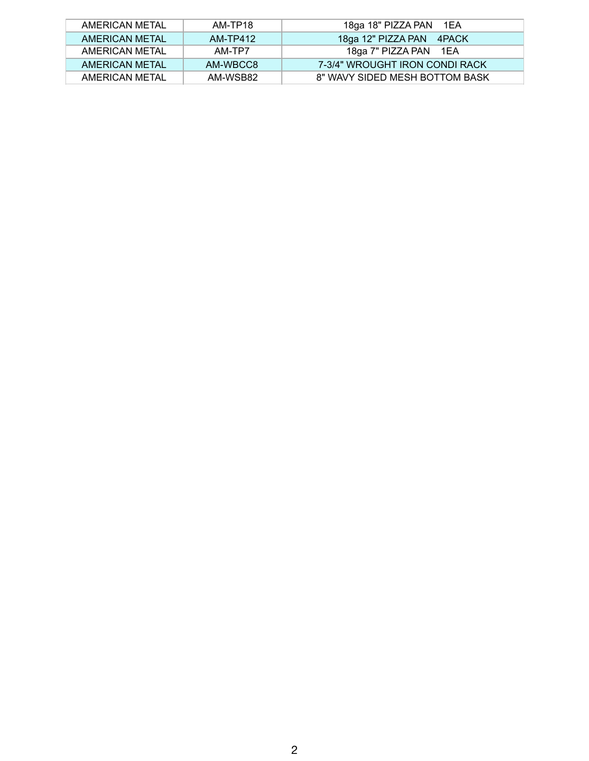| AMERICAN METAL | AM-TP18 | 18ga 18" PIZZA PAN 1EA |
|---|---|---|
| AMERICAN METAL | AM-TP412 | 18ga 12" PIZZA PAN 4PACK |
| AMERICAN METAL | AM-TP7 | 18ga 7" PIZZA PAN 1EA |
| AMERICAN METAL | AM-WBCC8 | 7-3/4" WROUGHT IRON CONDI RACK |
| AMERICAN METAL | AM-WSB82 | 8" WAVY SIDED MESH BOTTOM BASK |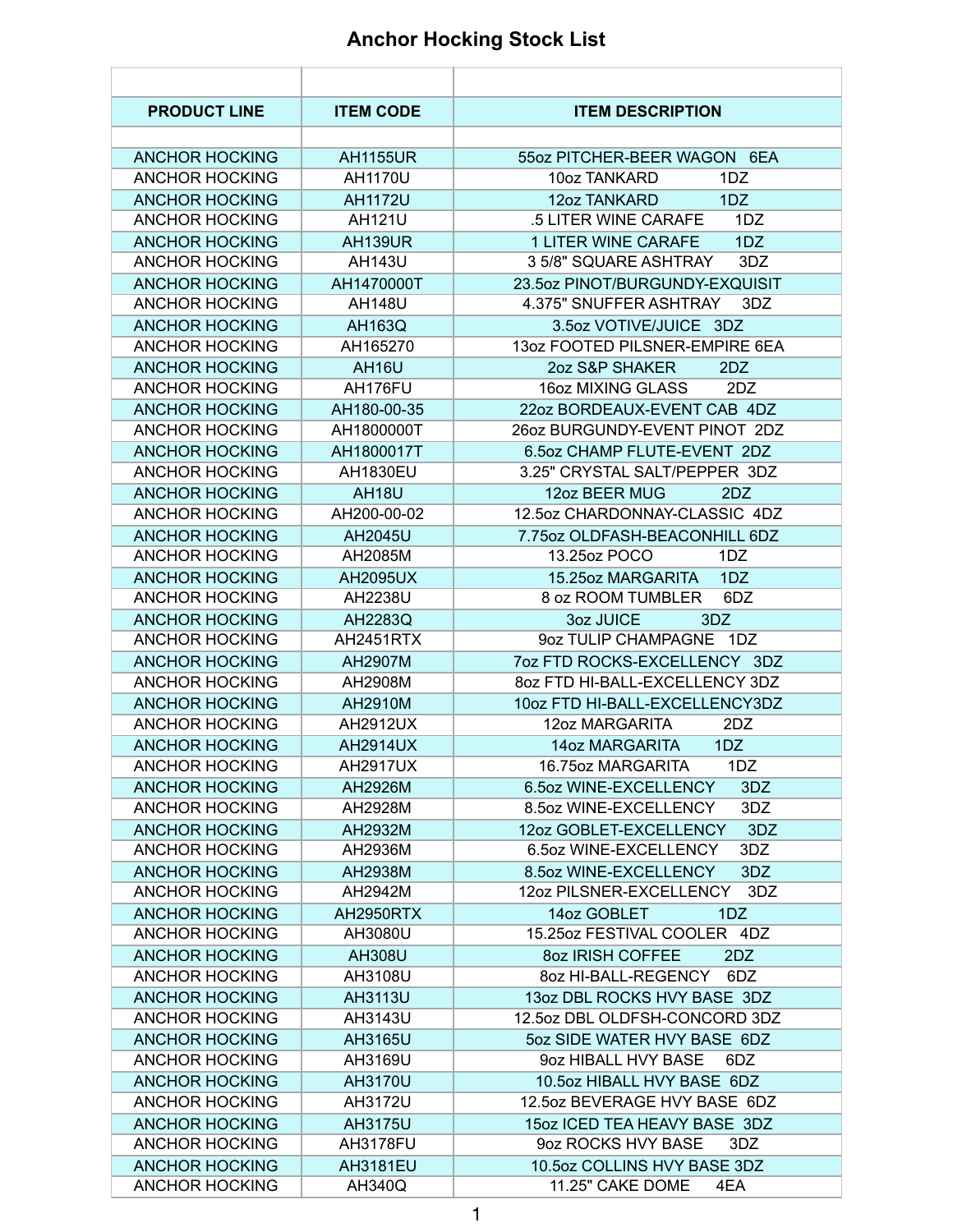# Anchor Hocking Stock List

| PRODUCT LINE | ITEM CODE | ITEM DESCRIPTION |
|---|---|---|
| ANCHOR HOCKING | AH1155UR | 55oz PITCHER-BEER WAGON 6EA |
| ANCHOR HOCKING | AH1170U | 10oz TANKARD 1DZ |
| ANCHOR HOCKING | AH1172U | 12oz TANKARD 1DZ |
| ANCHOR HOCKING | AH121U | .5 LITER WINE CARAFE 1DZ |
| ANCHOR HOCKING | AH139UR | 1 LITER WINE CARAFE 1DZ |
| ANCHOR HOCKING | AH143U | 3 5/8" SQUARE ASHTRAY 3DZ |
| ANCHOR HOCKING | AH1470000T | 23.5oz PINOT/BURGUNDY-EXQUISIT |
| ANCHOR HOCKING | AH148U | 4.375" SNUFFER ASHTRAY 3DZ |
| ANCHOR HOCKING | AH163Q | 3.5oz VOTIVE/JUICE 3DZ |
| ANCHOR HOCKING | AH165270 | 13oz FOOTED PILSNER-EMPIRE 6EA |
| ANCHOR HOCKING | AH16U | 2oz S&P SHAKER 2DZ |
| ANCHOR HOCKING | AH176FU | 16oz MIXING GLASS 2DZ |
| ANCHOR HOCKING | AH180-00-35 | 22oz BORDEAUX-EVENT CAB 4DZ |
| ANCHOR HOCKING | AH1800000T | 26oz BURGUNDY-EVENT PINOT 2DZ |
| ANCHOR HOCKING | AH1800017T | 6.5oz CHAMP FLUTE-EVENT 2DZ |
| ANCHOR HOCKING | AH1830EU | 3.25" CRYSTAL SALT/PEPPER 3DZ |
| ANCHOR HOCKING | AH18U | 12oz BEER MUG 2DZ |
| ANCHOR HOCKING | AH200-00-02 | 12.5oz CHARDONNAY-CLASSIC 4DZ |
| ANCHOR HOCKING | AH2045U | 7.75oz OLDFASH-BEACONHILL 6DZ |
| ANCHOR HOCKING | AH2085M | 13.25oz POCO 1DZ |
| ANCHOR HOCKING | AH2095UX | 15.25oz MARGARITA 1DZ |
| ANCHOR HOCKING | AH2238U | 8 oz ROOM TUMBLER 6DZ |
| ANCHOR HOCKING | AH2283Q | 3oz JUICE 3DZ |
| ANCHOR HOCKING | AH2451RTX | 9oz TULIP CHAMPAGNE 1DZ |
| ANCHOR HOCKING | AH2907M | 7oz FTD ROCKS-EXCELLENCY 3DZ |
| ANCHOR HOCKING | AH2908M | 8oz FTD HI-BALL-EXCELLENCY 3DZ |
| ANCHOR HOCKING | AH2910M | 10oz FTD HI-BALL-EXCELLENCY3DZ |
| ANCHOR HOCKING | AH2912UX | 12oz MARGARITA 2DZ |
| ANCHOR HOCKING | AH2914UX | 14oz MARGARITA 1DZ |
| ANCHOR HOCKING | AH2917UX | 16.75oz MARGARITA 1DZ |
| ANCHOR HOCKING | AH2926M | 6.5oz WINE-EXCELLENCY 3DZ |
| ANCHOR HOCKING | AH2928M | 8.5oz WINE-EXCELLENCY 3DZ |
| ANCHOR HOCKING | AH2932M | 12oz GOBLET-EXCELLENCY 3DZ |
| ANCHOR HOCKING | AH2936M | 6.5oz WINE-EXCELLENCY 3DZ |
| ANCHOR HOCKING | AH2938M | 8.5oz WINE-EXCELLENCY 3DZ |
| ANCHOR HOCKING | AH2942M | 12oz PILSNER-EXCELLENCY 3DZ |
| ANCHOR HOCKING | AH2950RTX | 14oz GOBLET 1DZ |
| ANCHOR HOCKING | AH3080U | 15.25oz FESTIVAL COOLER 4DZ |
| ANCHOR HOCKING | AH308U | 8oz IRISH COFFEE 2DZ |
| ANCHOR HOCKING | AH3108U | 8oz HI-BALL-REGENCY 6DZ |
| ANCHOR HOCKING | AH3113U | 13oz DBL ROCKS HVY BASE 3DZ |
| ANCHOR HOCKING | AH3143U | 12.5oz DBL OLDFSH-CONCORD 3DZ |
| ANCHOR HOCKING | AH3165U | 5oz SIDE WATER HVY BASE 6DZ |
| ANCHOR HOCKING | AH3169U | 9oz HIBALL HVY BASE 6DZ |
| ANCHOR HOCKING | AH3170U | 10.5oz HIBALL HVY BASE 6DZ |
| ANCHOR HOCKING | AH3172U | 12.5oz BEVERAGE HVY BASE 6DZ |
| ANCHOR HOCKING | AH3175U | 15oz ICED TEA HEAVY BASE 3DZ |
| ANCHOR HOCKING | AH3178FU | 9oz ROCKS HVY BASE 3DZ |
| ANCHOR HOCKING | AH3181EU | 10.5oz COLLINS HVY BASE 3DZ |
| ANCHOR HOCKING | AH340Q | 11.25" CAKE DOME 4EA |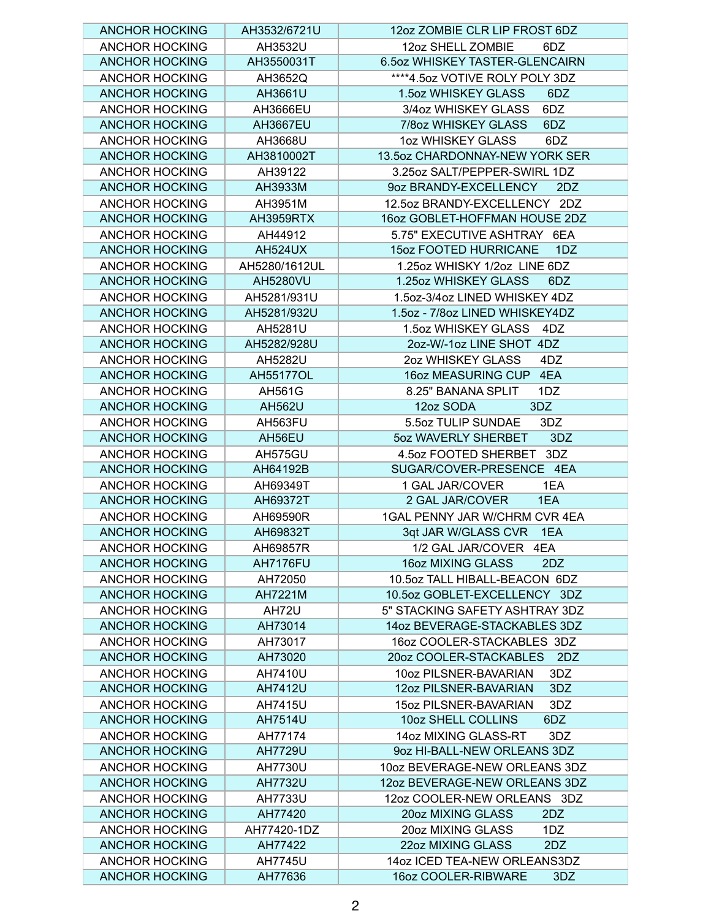| | | |
|---|---|---|
| ANCHOR HOCKING | AH3532/6721U | 12oz ZOMBIE CLR LIP FROST 6DZ |
| ANCHOR HOCKING | AH3532U | 12oz SHELL ZOMBIE 6DZ |
| ANCHOR HOCKING | AH3550031T | 6.5oz WHISKEY TASTER-GLENCAIRN |
| ANCHOR HOCKING | AH3652Q | ****4.5oz VOTIVE ROLY POLY 3DZ |
| ANCHOR HOCKING | AH3661U | 1.5oz WHISKEY GLASS 6DZ |
| ANCHOR HOCKING | AH3666EU | 3/4oz WHISKEY GLASS 6DZ |
| ANCHOR HOCKING | AH3667EU | 7/8oz WHISKEY GLASS 6DZ |
| ANCHOR HOCKING | AH3668U | 1oz WHISKEY GLASS 6DZ |
| ANCHOR HOCKING | AH3810002T | 13.5oz CHARDONNAY-NEW YORK SER |
| ANCHOR HOCKING | AH39122 | 3.25oz SALT/PEPPER-SWIRL 1DZ |
| ANCHOR HOCKING | AH3933M | 9oz BRANDY-EXCELLENCY 2DZ |
| ANCHOR HOCKING | AH3951M | 12.5oz BRANDY-EXCELLENCY 2DZ |
| ANCHOR HOCKING | AH3959RTX | 16oz GOBLET-HOFFMAN HOUSE 2DZ |
| ANCHOR HOCKING | AH44912 | 5.75" EXECUTIVE ASHTRAY 6EA |
| ANCHOR HOCKING | AH524UX | 15oz FOOTED HURRICANE 1DZ |
| ANCHOR HOCKING | AH5280/1612UL | 1.25oz WHISKY 1/2oz LINE 6DZ |
| ANCHOR HOCKING | AH5280VU | 1.25oz WHISKEY GLASS 6DZ |
| ANCHOR HOCKING | AH5281/931U | 1.5oz-3/4oz LINED WHISKEY 4DZ |
| ANCHOR HOCKING | AH5281/932U | 1.5oz - 7/8oz LINED WHISKEY4DZ |
| ANCHOR HOCKING | AH5281U | 1.5oz WHISKEY GLASS 4DZ |
| ANCHOR HOCKING | AH5282/928U | 2oz-W/-1oz LINE SHOT 4DZ |
| ANCHOR HOCKING | AH5282U | 2oz WHISKEY GLASS 4DZ |
| ANCHOR HOCKING | AH55177OL | 16oz MEASURING CUP 4EA |
| ANCHOR HOCKING | AH561G | 8.25" BANANA SPLIT 1DZ |
| ANCHOR HOCKING | AH562U | 12oz SODA 3DZ |
| ANCHOR HOCKING | AH563FU | 5.5oz TULIP SUNDAE 3DZ |
| ANCHOR HOCKING | AH56EU | 5oz WAVERLY SHERBET 3DZ |
| ANCHOR HOCKING | AH575GU | 4.5oz FOOTED SHERBET 3DZ |
| ANCHOR HOCKING | AH64192B | SUGAR/COVER-PRESENCE 4EA |
| ANCHOR HOCKING | AH69349T | 1 GAL JAR/COVER 1EA |
| ANCHOR HOCKING | AH69372T | 2 GAL JAR/COVER 1EA |
| ANCHOR HOCKING | AH69590R | 1GAL PENNY JAR W/CHRM CVR 4EA |
| ANCHOR HOCKING | AH69832T | 3qt JAR W/GLASS CVR 1EA |
| ANCHOR HOCKING | AH69857R | 1/2 GAL JAR/COVER 4EA |
| ANCHOR HOCKING | AH7176FU | 16oz MIXING GLASS 2DZ |
| ANCHOR HOCKING | AH72050 | 10.5oz TALL HIBALL-BEACON 6DZ |
| ANCHOR HOCKING | AH7221M | 10.5oz GOBLET-EXCELLENCY 3DZ |
| ANCHOR HOCKING | AH72U | 5" STACKING SAFETY ASHTRAY 3DZ |
| ANCHOR HOCKING | AH73014 | 14oz BEVERAGE-STACKABLES 3DZ |
| ANCHOR HOCKING | AH73017 | 16oz COOLER-STACKABLES 3DZ |
| ANCHOR HOCKING | AH73020 | 20oz COOLER-STACKABLES 2DZ |
| ANCHOR HOCKING | AH7410U | 10oz PILSNER-BAVARIAN 3DZ |
| ANCHOR HOCKING | AH7412U | 12oz PILSNER-BAVARIAN 3DZ |
| ANCHOR HOCKING | AH7415U | 15oz PILSNER-BAVARIAN 3DZ |
| ANCHOR HOCKING | AH7514U | 10oz SHELL COLLINS 6DZ |
| ANCHOR HOCKING | AH77174 | 14oz MIXING GLASS-RT 3DZ |
| ANCHOR HOCKING | AH7729U | 9oz HI-BALL-NEW ORLEANS 3DZ |
| ANCHOR HOCKING | AH7730U | 10oz BEVERAGE-NEW ORLEANS 3DZ |
| ANCHOR HOCKING | AH7732U | 12oz BEVERAGE-NEW ORLEANS 3DZ |
| ANCHOR HOCKING | AH7733U | 12oz COOLER-NEW ORLEANS 3DZ |
| ANCHOR HOCKING | AH77420 | 20oz MIXING GLASS 2DZ |
| ANCHOR HOCKING | AH77420-1DZ | 20oz MIXING GLASS 1DZ |
| ANCHOR HOCKING | AH77422 | 22oz MIXING GLASS 2DZ |
| ANCHOR HOCKING | AH7745U | 14oz ICED TEA-NEW ORLEANS3DZ |
| ANCHOR HOCKING | AH77636 | 16oz COOLER-RIBWARE 3DZ |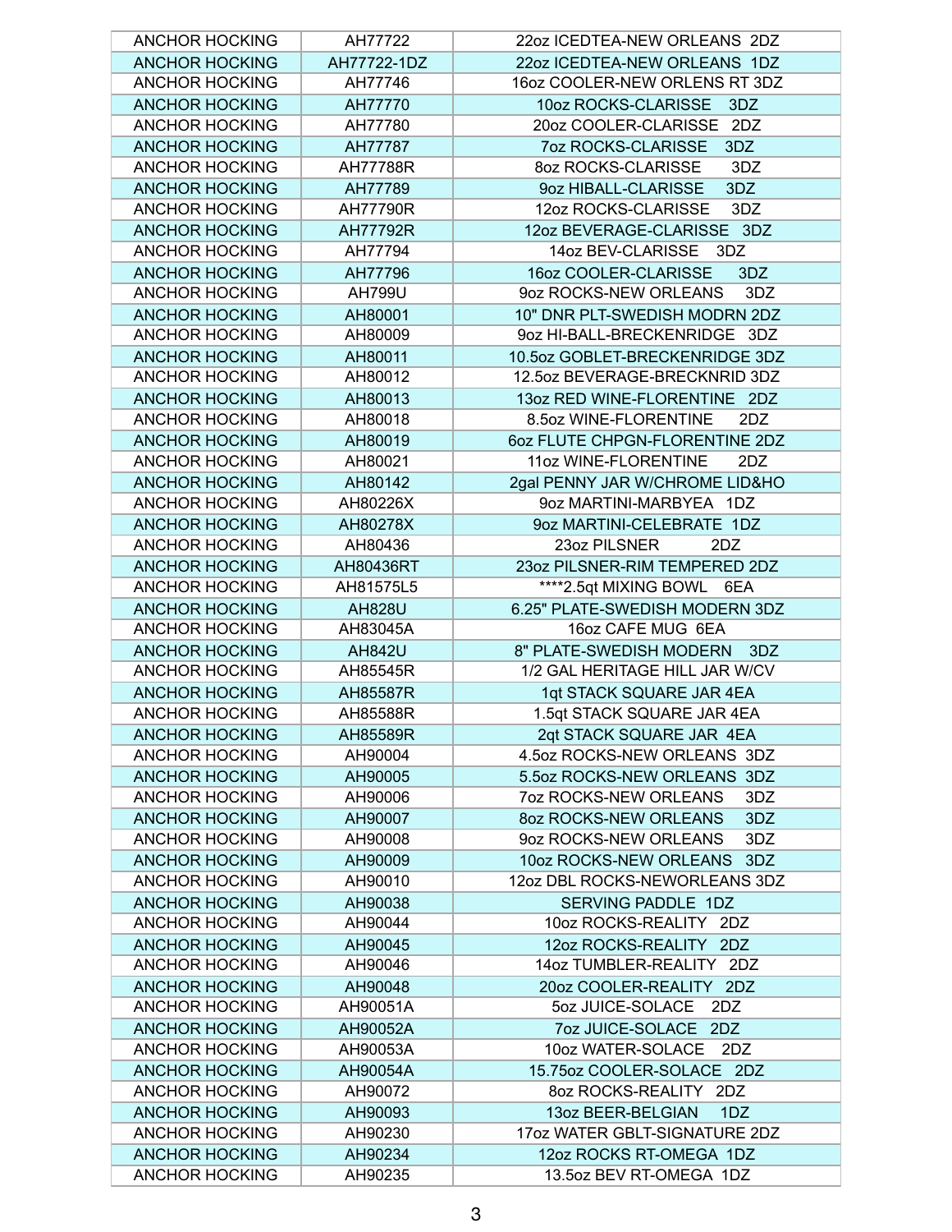| ANCHOR HOCKING | AH77722 | 22oz ICEDTEA-NEW ORLEANS 2DZ |
|---|---|---|
| ANCHOR HOCKING | AH77722-1DZ | 22oz ICEDTEA-NEW ORLEANS 1DZ |
| ANCHOR HOCKING | AH77746 | 16oz COOLER-NEW ORLENS RT 3DZ |
| ANCHOR HOCKING | AH77770 | 10oz ROCKS-CLARISSE 3DZ |
| ANCHOR HOCKING | AH77780 | 20oz COOLER-CLARISSE 2DZ |
| ANCHOR HOCKING | AH77787 | 7oz ROCKS-CLARISSE 3DZ |
| ANCHOR HOCKING | AH77788R | 8oz ROCKS-CLARISSE 3DZ |
| ANCHOR HOCKING | AH77789 | 9oz HIBALL-CLARISSE 3DZ |
| ANCHOR HOCKING | AH77790R | 12oz ROCKS-CLARISSE 3DZ |
| ANCHOR HOCKING | AH77792R | 12oz BEVERAGE-CLARISSE 3DZ |
| ANCHOR HOCKING | AH77794 | 14oz BEV-CLARISSE 3DZ |
| ANCHOR HOCKING | AH77796 | 16oz COOLER-CLARISSE 3DZ |
| ANCHOR HOCKING | AH799U | 9oz ROCKS-NEW ORLEANS 3DZ |
| ANCHOR HOCKING | AH80001 | 10" DNR PLT-SWEDISH MODRN 2DZ |
| ANCHOR HOCKING | AH80009 | 9oz HI-BALL-BRECKENRIDGE 3DZ |
| ANCHOR HOCKING | AH80011 | 10.5oz GOBLET-BRECKENRIDGE 3DZ |
| ANCHOR HOCKING | AH80012 | 12.5oz BEVERAGE-BRECKNRID 3DZ |
| ANCHOR HOCKING | AH80013 | 13oz RED WINE-FLORENTINE 2DZ |
| ANCHOR HOCKING | AH80018 | 8.5oz WINE-FLORENTINE 2DZ |
| ANCHOR HOCKING | AH80019 | 6oz FLUTE CHPGN-FLORENTINE 2DZ |
| ANCHOR HOCKING | AH80021 | 11oz WINE-FLORENTINE 2DZ |
| ANCHOR HOCKING | AH80142 | 2gal PENNY JAR W/CHROME LID&HO |
| ANCHOR HOCKING | AH80226X | 9oz MARTINI-MARBYEA 1DZ |
| ANCHOR HOCKING | AH80278X | 9oz MARTINI-CELEBRATE 1DZ |
| ANCHOR HOCKING | AH80436 | 23oz PILSNER 2DZ |
| ANCHOR HOCKING | AH80436RT | 23oz PILSNER-RIM TEMPERED 2DZ |
| ANCHOR HOCKING | AH81575L5 | ****2.5qt MIXING BOWL 6EA |
| ANCHOR HOCKING | AH828U | 6.25" PLATE-SWEDISH MODERN 3DZ |
| ANCHOR HOCKING | AH83045A | 16oz CAFE MUG 6EA |
| ANCHOR HOCKING | AH842U | 8" PLATE-SWEDISH MODERN 3DZ |
| ANCHOR HOCKING | AH85545R | 1/2 GAL HERITAGE HILL JAR W/CV |
| ANCHOR HOCKING | AH85587R | 1qt STACK SQUARE JAR 4EA |
| ANCHOR HOCKING | AH85588R | 1.5qt STACK SQUARE JAR 4EA |
| ANCHOR HOCKING | AH85589R | 2qt STACK SQUARE JAR 4EA |
| ANCHOR HOCKING | AH90004 | 4.5oz ROCKS-NEW ORLEANS 3DZ |
| ANCHOR HOCKING | AH90005 | 5.5oz ROCKS-NEW ORLEANS 3DZ |
| ANCHOR HOCKING | AH90006 | 7oz ROCKS-NEW ORLEANS 3DZ |
| ANCHOR HOCKING | AH90007 | 8oz ROCKS-NEW ORLEANS 3DZ |
| ANCHOR HOCKING | AH90008 | 9oz ROCKS-NEW ORLEANS 3DZ |
| ANCHOR HOCKING | AH90009 | 10oz ROCKS-NEW ORLEANS 3DZ |
| ANCHOR HOCKING | AH90010 | 12oz DBL ROCKS-NEWORLEANS 3DZ |
| ANCHOR HOCKING | AH90038 | SERVING PADDLE 1DZ |
| ANCHOR HOCKING | AH90044 | 10oz ROCKS-REALITY 2DZ |
| ANCHOR HOCKING | AH90045 | 12oz ROCKS-REALITY 2DZ |
| ANCHOR HOCKING | AH90046 | 14oz TUMBLER-REALITY 2DZ |
| ANCHOR HOCKING | AH90048 | 20oz COOLER-REALITY 2DZ |
| ANCHOR HOCKING | AH90051A | 5oz JUICE-SOLACE 2DZ |
| ANCHOR HOCKING | AH90052A | 7oz JUICE-SOLACE 2DZ |
| ANCHOR HOCKING | AH90053A | 10oz WATER-SOLACE 2DZ |
| ANCHOR HOCKING | AH90054A | 15.75oz COOLER-SOLACE 2DZ |
| ANCHOR HOCKING | AH90072 | 8oz ROCKS-REALITY 2DZ |
| ANCHOR HOCKING | AH90093 | 13oz BEER-BELGIAN 1DZ |
| ANCHOR HOCKING | AH90230 | 17oz WATER GBLT-SIGNATURE 2DZ |
| ANCHOR HOCKING | AH90234 | 12oz ROCKS RT-OMEGA 1DZ |
| ANCHOR HOCKING | AH90235 | 13.5oz BEV RT-OMEGA 1DZ |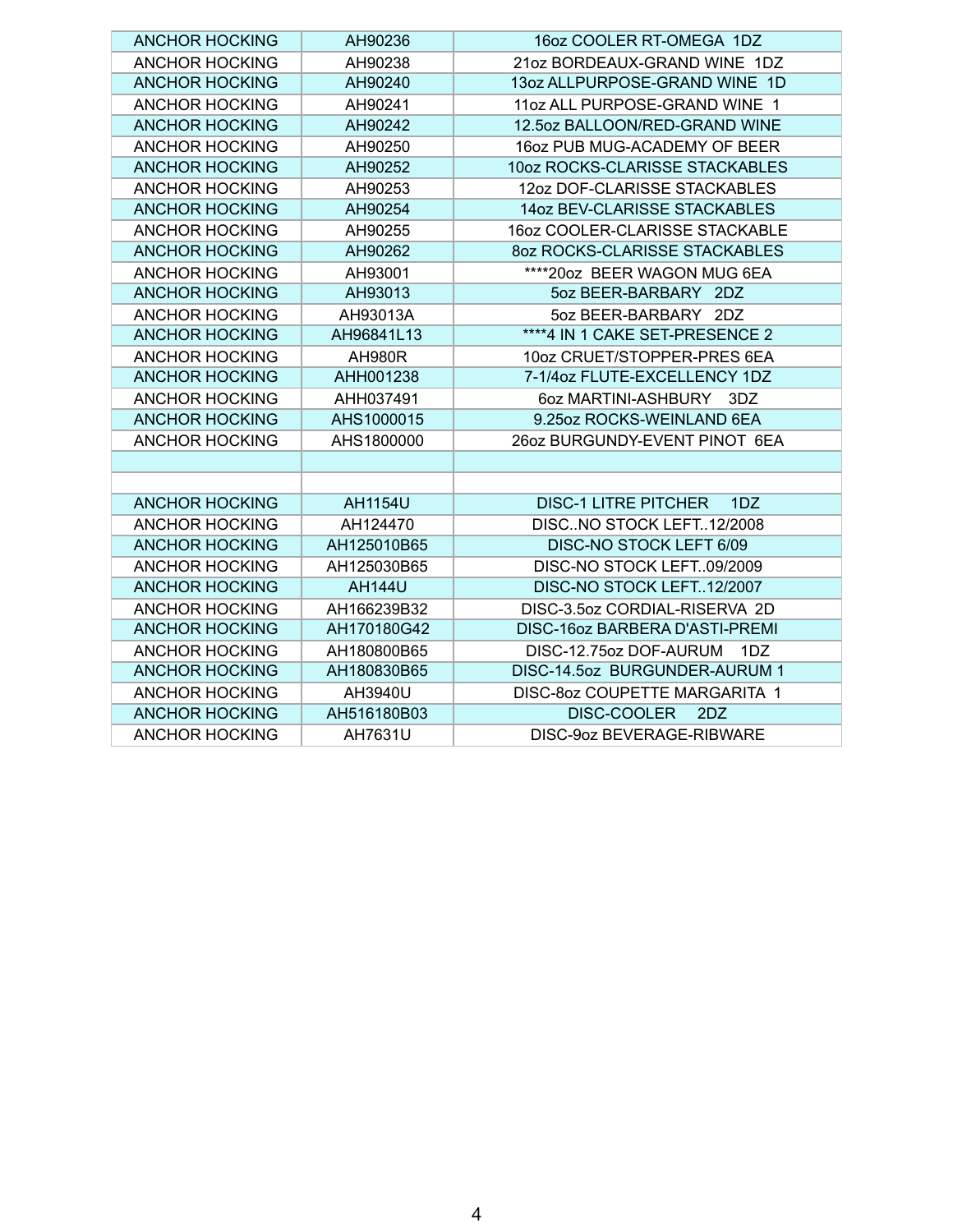| | | |
|---|---|---|
| ANCHOR HOCKING | AH90236 | 16oz COOLER RT-OMEGA 1DZ |
| ANCHOR HOCKING | AH90238 | 21oz BORDEAUX-GRAND WINE 1DZ |
| ANCHOR HOCKING | AH90240 | 13oz ALLPURPOSE-GRAND WINE 1D |
| ANCHOR HOCKING | AH90241 | 11oz ALL PURPOSE-GRAND WINE 1 |
| ANCHOR HOCKING | AH90242 | 12.5oz BALLOON/RED-GRAND WINE |
| ANCHOR HOCKING | AH90250 | 16oz PUB MUG-ACADEMY OF BEER |
| ANCHOR HOCKING | AH90252 | 10oz ROCKS-CLARISSE STACKABLES |
| ANCHOR HOCKING | AH90253 | 12oz DOF-CLARISSE STACKABLES |
| ANCHOR HOCKING | AH90254 | 14oz BEV-CLARISSE STACKABLES |
| ANCHOR HOCKING | AH90255 | 16oz COOLER-CLARISSE STACKABLE |
| ANCHOR HOCKING | AH90262 | 8oz ROCKS-CLARISSE STACKABLES |
| ANCHOR HOCKING | AH93001 | ****20oz BEER WAGON MUG 6EA |
| ANCHOR HOCKING | AH93013 | 5oz BEER-BARBARY 2DZ |
| ANCHOR HOCKING | AH93013A | 5oz BEER-BARBARY 2DZ |
| ANCHOR HOCKING | AH96841L13 | ****4 IN 1 CAKE SET-PRESENCE 2 |
| ANCHOR HOCKING | AH980R | 10oz CRUET/STOPPER-PRES 6EA |
| ANCHOR HOCKING | AHH001238 | 7-1/4oz FLUTE-EXCELLENCY 1DZ |
| ANCHOR HOCKING | AHH037491 | 6oz MARTINI-ASHBURY 3DZ |
| ANCHOR HOCKING | AHS1000015 | 9.25oz ROCKS-WEINLAND 6EA |
| ANCHOR HOCKING | AHS1800000 | 26oz BURGUNDY-EVENT PINOT 6EA |
| | | |
| | | |
| ANCHOR HOCKING | AH1154U | DISC-1 LITRE PITCHER 1DZ |
| ANCHOR HOCKING | AH124470 | DISC..NO STOCK LEFT..12/2008 |
| ANCHOR HOCKING | AH125010B65 | DISC-NO STOCK LEFT 6/09 |
| ANCHOR HOCKING | AH125030B65 | DISC-NO STOCK LEFT..09/2009 |
| ANCHOR HOCKING | AH144U | DISC-NO STOCK LEFT..12/2007 |
| ANCHOR HOCKING | AH166239B32 | DISC-3.5oz CORDIAL-RISERVA 2D |
| ANCHOR HOCKING | AH170180G42 | DISC-16oz BARBERA D'ASTI-PREMI |
| ANCHOR HOCKING | AH180800B65 | DISC-12.75oz DOF-AURUM 1DZ |
| ANCHOR HOCKING | AH180830B65 | DISC-14.5oz BURGUNDER-AURUM 1 |
| ANCHOR HOCKING | AH3940U | DISC-8oz COUPETTE MARGARITA 1 |
| ANCHOR HOCKING | AH516180B03 | DISC-COOLER 2DZ |
| ANCHOR HOCKING | AH7631U | DISC-9oz BEVERAGE-RIBWARE |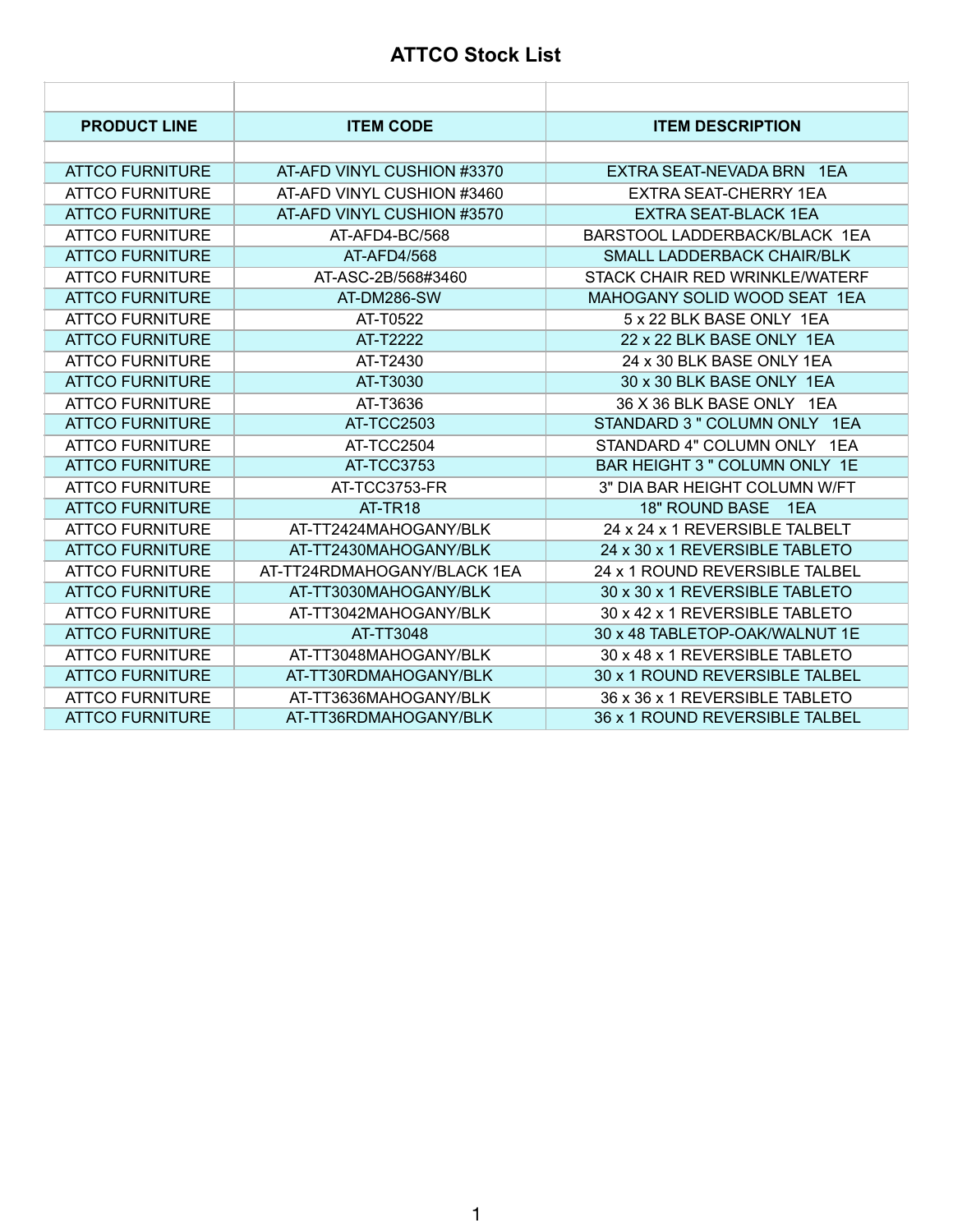# ATTCO Stock List

| PRODUCT LINE | ITEM CODE | ITEM DESCRIPTION |
| --- | --- | --- |
| ATTCO FURNITURE | AT-AFD VINYL CUSHION #3370 | EXTRA SEAT-NEVADA BRN 1EA |
| ATTCO FURNITURE | AT-AFD VINYL CUSHION #3460 | EXTRA SEAT-CHERRY 1EA |
| ATTCO FURNITURE | AT-AFD VINYL CUSHION #3570 | EXTRA SEAT-BLACK 1EA |
| ATTCO FURNITURE | AT-AFD4-BC/568 | BARSTOOL LADDERBACK/BLACK 1EA |
| ATTCO FURNITURE | AT-AFD4/568 | SMALL LADDERBACK CHAIR/BLK |
| ATTCO FURNITURE | AT-ASC-2B/568#3460 | STACK CHAIR RED WRINKLE/WATERF |
| ATTCO FURNITURE | AT-DM286-SW | MAHOGANY SOLID WOOD SEAT 1EA |
| ATTCO FURNITURE | AT-T0522 | 5 x 22 BLK BASE ONLY 1EA |
| ATTCO FURNITURE | AT-T2222 | 22 x 22 BLK BASE ONLY 1EA |
| ATTCO FURNITURE | AT-T2430 | 24 x 30 BLK BASE ONLY 1EA |
| ATTCO FURNITURE | AT-T3030 | 30 x 30 BLK BASE ONLY 1EA |
| ATTCO FURNITURE | AT-T3636 | 36 X 36 BLK BASE ONLY 1EA |
| ATTCO FURNITURE | AT-TCC2503 | STANDARD 3 " COLUMN ONLY 1EA |
| ATTCO FURNITURE | AT-TCC2504 | STANDARD 4" COLUMN ONLY 1EA |
| ATTCO FURNITURE | AT-TCC3753 | BAR HEIGHT 3 " COLUMN ONLY 1E |
| ATTCO FURNITURE | AT-TCC3753-FR | 3" DIA BAR HEIGHT COLUMN W/FT |
| ATTCO FURNITURE | AT-TR18 | 18" ROUND BASE 1EA |
| ATTCO FURNITURE | AT-TT2424MAHOGANY/BLK | 24 x 24 x 1 REVERSIBLE TALBELT |
| ATTCO FURNITURE | AT-TT2430MAHOGANY/BLK | 24 x 30 x 1 REVERSIBLE TABLETO |
| ATTCO FURNITURE | AT-TT24RDMAHOGANY/BLACK 1EA | 24 x 1 ROUND REVERSIBLE TALBEL |
| ATTCO FURNITURE | AT-TT3030MAHOGANY/BLK | 30 x 30 x 1 REVERSIBLE TABLETO |
| ATTCO FURNITURE | AT-TT3042MAHOGANY/BLK | 30 x 42 x 1 REVERSIBLE TABLETO |
| ATTCO FURNITURE | AT-TT3048 | 30 x 48 TABLETOP-OAK/WALNUT 1E |
| ATTCO FURNITURE | AT-TT3048MAHOGANY/BLK | 30 x 48 x 1 REVERSIBLE TABLETO |
| ATTCO FURNITURE | AT-TT30RDMAHOGANY/BLK | 30 x 1 ROUND REVERSIBLE TALBEL |
| ATTCO FURNITURE | AT-TT3636MAHOGANY/BLK | 36 x 36 x 1 REVERSIBLE TABLETO |
| ATTCO FURNITURE | AT-TT36RDMAHOGANY/BLK | 36 x 1 ROUND REVERSIBLE TALBEL |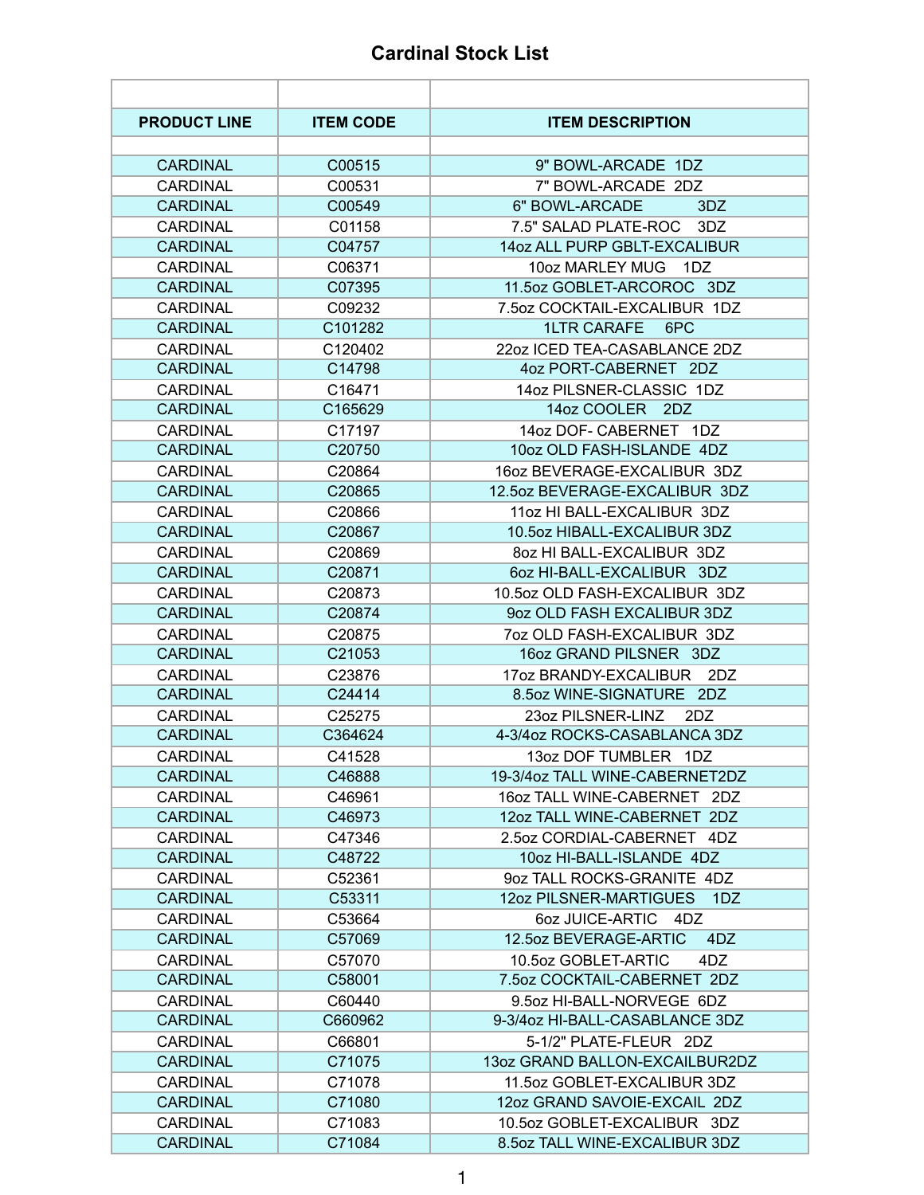# Cardinal Stock List

| PRODUCT LINE | ITEM CODE | ITEM DESCRIPTION |
|---|---|---|
| CARDINAL | C00515 | 9" BOWL-ARCADE 1DZ |
| CARDINAL | C00531 | 7" BOWL-ARCADE 2DZ |
| CARDINAL | C00549 | 6" BOWL-ARCADE 3DZ |
| CARDINAL | C01158 | 7.5" SALAD PLATE-ROC 3DZ |
| CARDINAL | C04757 | 14oz ALL PURP GBLT-EXCALIBUR |
| CARDINAL | C06371 | 10oz MARLEY MUG 1DZ |
| CARDINAL | C07395 | 11.5oz GOBLET-ARCOROC 3DZ |
| CARDINAL | C09232 | 7.5oz COCKTAIL-EXCALIBUR 1DZ |
| CARDINAL | C101282 | 1LTR CARAFE 6PC |
| CARDINAL | C120402 | 22oz ICED TEA-CASABLANCE 2DZ |
| CARDINAL | C14798 | 4oz PORT-CABERNET 2DZ |
| CARDINAL | C16471 | 14oz PILSNER-CLASSIC 1DZ |
| CARDINAL | C165629 | 14oz COOLER 2DZ |
| CARDINAL | C17197 | 14oz DOF- CABERNET 1DZ |
| CARDINAL | C20750 | 10oz OLD FASH-ISLANDE 4DZ |
| CARDINAL | C20864 | 16oz BEVERAGE-EXCALIBUR 3DZ |
| CARDINAL | C20865 | 12.5oz BEVERAGE-EXCALIBUR 3DZ |
| CARDINAL | C20866 | 11oz HI BALL-EXCALIBUR 3DZ |
| CARDINAL | C20867 | 10.5oz HIBALL-EXCALIBUR 3DZ |
| CARDINAL | C20869 | 8oz HI BALL-EXCALIBUR 3DZ |
| CARDINAL | C20871 | 6oz HI-BALL-EXCALIBUR 3DZ |
| CARDINAL | C20873 | 10.5oz OLD FASH-EXCALIBUR 3DZ |
| CARDINAL | C20874 | 9oz OLD FASH EXCALIBUR 3DZ |
| CARDINAL | C20875 | 7oz OLD FASH-EXCALIBUR 3DZ |
| CARDINAL | C21053 | 16oz GRAND PILSNER 3DZ |
| CARDINAL | C23876 | 17oz BRANDY-EXCALIBUR 2DZ |
| CARDINAL | C24414 | 8.5oz WINE-SIGNATURE 2DZ |
| CARDINAL | C25275 | 23oz PILSNER-LINZ 2DZ |
| CARDINAL | C364624 | 4-3/4oz ROCKS-CASABLANCA 3DZ |
| CARDINAL | C41528 | 13oz DOF TUMBLER 1DZ |
| CARDINAL | C46888 | 19-3/4oz TALL WINE-CABERNET2DZ |
| CARDINAL | C46961 | 16oz TALL WINE-CABERNET 2DZ |
| CARDINAL | C46973 | 12oz TALL WINE-CABERNET 2DZ |
| CARDINAL | C47346 | 2.5oz CORDIAL-CABERNET 4DZ |
| CARDINAL | C48722 | 10oz HI-BALL-ISLANDE 4DZ |
| CARDINAL | C52361 | 9oz TALL ROCKS-GRANITE 4DZ |
| CARDINAL | C53311 | 12oz PILSNER-MARTIGUES 1DZ |
| CARDINAL | C53664 | 6oz JUICE-ARTIC 4DZ |
| CARDINAL | C57069 | 12.5oz BEVERAGE-ARTIC 4DZ |
| CARDINAL | C57070 | 10.5oz GOBLET-ARTIC 4DZ |
| CARDINAL | C58001 | 7.5oz COCKTAIL-CABERNET 2DZ |
| CARDINAL | C60440 | 9.5oz HI-BALL-NORVEGE 6DZ |
| CARDINAL | C660962 | 9-3/4oz HI-BALL-CASABLANCE 3DZ |
| CARDINAL | C66801 | 5-1/2" PLATE-FLEUR 2DZ |
| CARDINAL | C71075 | 13oz GRAND BALLON-EXCAILBUR2DZ |
| CARDINAL | C71078 | 11.5oz GOBLET-EXCALIBUR 3DZ |
| CARDINAL | C71080 | 12oz GRAND SAVOIE-EXCAIL 2DZ |
| CARDINAL | C71083 | 10.5oz GOBLET-EXCALIBUR 3DZ |
| CARDINAL | C71084 | 8.5oz TALL WINE-EXCALIBUR 3DZ |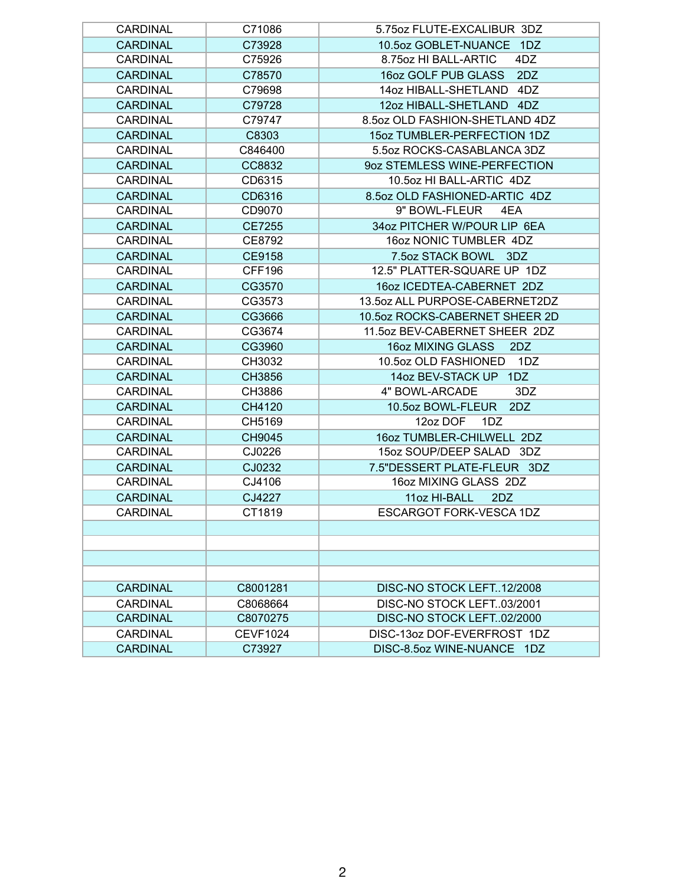| CARDINAL | C71086 | 5.75oz FLUTE-EXCALIBUR 3DZ |
|---|---|---|
| CARDINAL | C73928 | 10.5oz GOBLET-NUANCE 1DZ |
| CARDINAL | C75926 | 8.75oz HI BALL-ARTIC 4DZ |
| CARDINAL | C78570 | 16oz GOLF PUB GLASS 2DZ |
| CARDINAL | C79698 | 14oz HIBALL-SHETLAND 4DZ |
| CARDINAL | C79728 | 12oz HIBALL-SHETLAND 4DZ |
| CARDINAL | C79747 | 8.5oz OLD FASHION-SHETLAND 4DZ |
| CARDINAL | C8303 | 15oz TUMBLER-PERFECTION 1DZ |
| CARDINAL | C846400 | 5.5oz ROCKS-CASABLANCA 3DZ |
| CARDINAL | CC8832 | 9oz STEMLESS WINE-PERFECTION |
| CARDINAL | CD6315 | 10.5oz HI BALL-ARTIC 4DZ |
| CARDINAL | CD6316 | 8.5oz OLD FASHIONED-ARTIC 4DZ |
| CARDINAL | CD9070 | 9" BOWL-FLEUR 4EA |
| CARDINAL | CE7255 | 34oz PITCHER W/POUR LIP 6EA |
| CARDINAL | CE8792 | 16oz NONIC TUMBLER 4DZ |
| CARDINAL | CE9158 | 7.5oz STACK BOWL 3DZ |
| CARDINAL | CFF196 | 12.5" PLATTER-SQUARE UP 1DZ |
| CARDINAL | CG3570 | 16oz ICEDTEA-CABERNET 2DZ |
| CARDINAL | CG3573 | 13.5oz ALL PURPOSE-CABERNET2DZ |
| CARDINAL | CG3666 | 10.5oz ROCKS-CABERNET SHEER 2D |
| CARDINAL | CG3674 | 11.5oz BEV-CABERNET SHEER 2DZ |
| CARDINAL | CG3960 | 16oz MIXING GLASS 2DZ |
| CARDINAL | CH3032 | 10.5oz OLD FASHIONED 1DZ |
| CARDINAL | CH3856 | 14oz BEV-STACK UP 1DZ |
| CARDINAL | CH3886 | 4" BOWL-ARCADE 3DZ |
| CARDINAL | CH4120 | 10.5oz BOWL-FLEUR 2DZ |
| CARDINAL | CH5169 | 12oz DOF 1DZ |
| CARDINAL | CH9045 | 16oz TUMBLER-CHILWELL 2DZ |
| CARDINAL | CJ0226 | 15oz SOUP/DEEP SALAD 3DZ |
| CARDINAL | CJ0232 | 7.5"DESSERT PLATE-FLEUR 3DZ |
| CARDINAL | CJ4106 | 16oz MIXING GLASS 2DZ |
| CARDINAL | CJ4227 | 11oz HI-BALL 2DZ |
| CARDINAL | CT1819 | ESCARGOT FORK-VESCA 1DZ |
| | | |
| | | |
| | | |
| | | |
| CARDINAL | C8001281 | DISC-NO STOCK LEFT..12/2008 |
| CARDINAL | C8068664 | DISC-NO STOCK LEFT..03/2001 |
| CARDINAL | C8070275 | DISC-NO STOCK LEFT..02/2000 |
| CARDINAL | CEVF1024 | DISC-13oz DOF-EVERFROST 1DZ |
| CARDINAL | C73927 | DISC-8.5oz WINE-NUANCE 1DZ |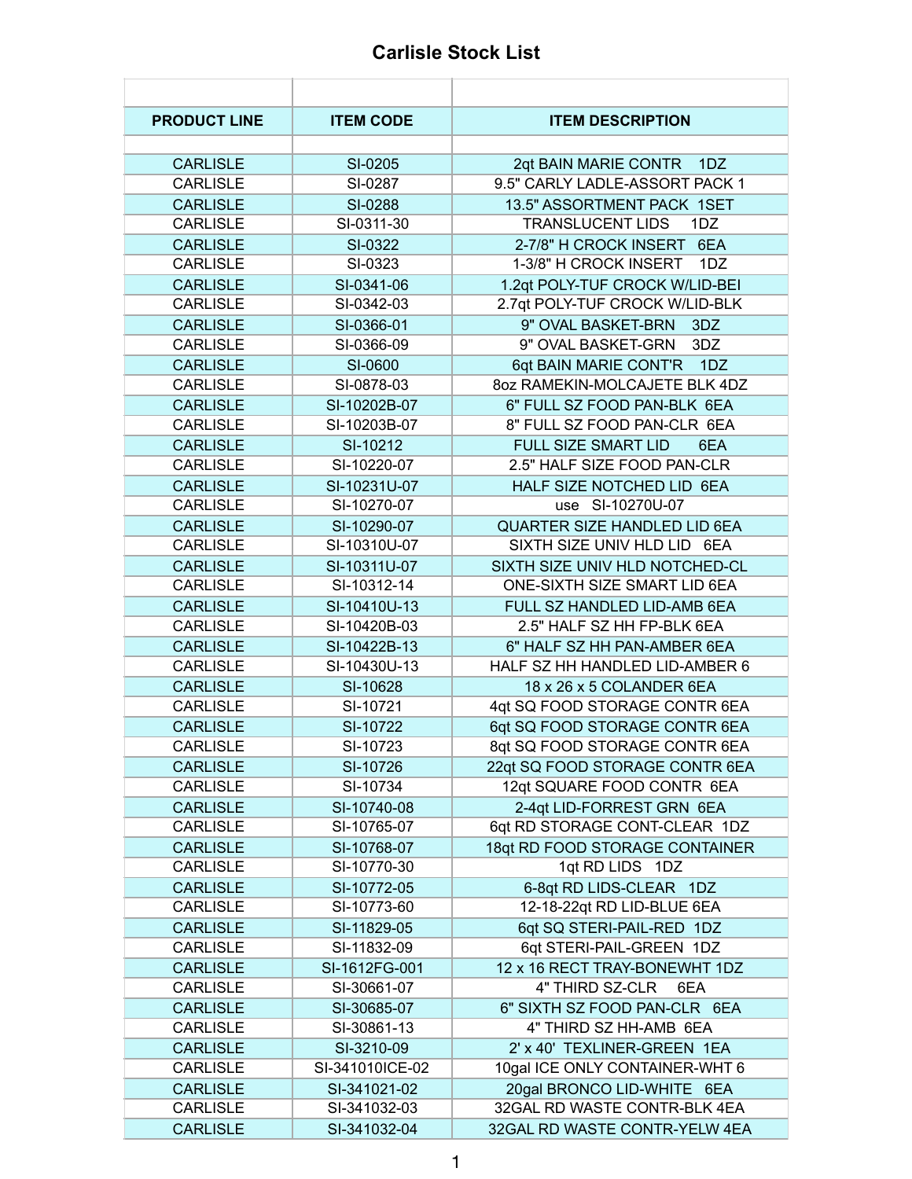# Carlisle Stock List

| PRODUCT LINE | ITEM CODE | ITEM DESCRIPTION |
|---|---|---|
| CARLISLE | SI-0205 | 2qt BAIN MARIE CONTR 1DZ |
| CARLISLE | SI-0287 | 9.5" CARLY LADLE-ASSORT PACK 1 |
| CARLISLE | SI-0288 | 13.5" ASSORTMENT PACK 1SET |
| CARLISLE | SI-0311-30 | TRANSLUCENT LIDS 1DZ |
| CARLISLE | SI-0322 | 2-7/8" H CROCK INSERT 6EA |
| CARLISLE | SI-0323 | 1-3/8" H CROCK INSERT 1DZ |
| CARLISLE | SI-0341-06 | 1.2qt POLY-TUF CROCK W/LID-BEI |
| CARLISLE | SI-0342-03 | 2.7qt POLY-TUF CROCK W/LID-BLK |
| CARLISLE | SI-0366-01 | 9" OVAL BASKET-BRN 3DZ |
| CARLISLE | SI-0366-09 | 9" OVAL BASKET-GRN 3DZ |
| CARLISLE | SI-0600 | 6qt BAIN MARIE CONT'R 1DZ |
| CARLISLE | SI-0878-03 | 8oz RAMEKIN-MOLCAJETE BLK 4DZ |
| CARLISLE | SI-10202B-07 | 6" FULL SZ FOOD PAN-BLK 6EA |
| CARLISLE | SI-10203B-07 | 8" FULL SZ FOOD PAN-CLR 6EA |
| CARLISLE | SI-10212 | FULL SIZE SMART LID 6EA |
| CARLISLE | SI-10220-07 | 2.5" HALF SIZE FOOD PAN-CLR |
| CARLISLE | SI-10231U-07 | HALF SIZE NOTCHED LID 6EA |
| CARLISLE | SI-10270-07 | use SI-10270U-07 |
| CARLISLE | SI-10290-07 | QUARTER SIZE HANDLED LID 6EA |
| CARLISLE | SI-10310U-07 | SIXTH SIZE UNIV HLD LID 6EA |
| CARLISLE | SI-10311U-07 | SIXTH SIZE UNIV HLD NOTCHED-CL |
| CARLISLE | SI-10312-14 | ONE-SIXTH SIZE SMART LID 6EA |
| CARLISLE | SI-10410U-13 | FULL SZ HANDLED LID-AMB 6EA |
| CARLISLE | SI-10420B-03 | 2.5" HALF SZ HH FP-BLK 6EA |
| CARLISLE | SI-10422B-13 | 6" HALF SZ HH PAN-AMBER 6EA |
| CARLISLE | SI-10430U-13 | HALF SZ HH HANDLED LID-AMBER 6 |
| CARLISLE | SI-10628 | 18 x 26 x 5 COLANDER 6EA |
| CARLISLE | SI-10721 | 4qt SQ FOOD STORAGE CONTR 6EA |
| CARLISLE | SI-10722 | 6qt SQ FOOD STORAGE CONTR 6EA |
| CARLISLE | SI-10723 | 8qt SQ FOOD STORAGE CONTR 6EA |
| CARLISLE | SI-10726 | 22qt SQ FOOD STORAGE CONTR 6EA |
| CARLISLE | SI-10734 | 12qt SQUARE FOOD CONTR 6EA |
| CARLISLE | SI-10740-08 | 2-4qt LID-FORREST GRN 6EA |
| CARLISLE | SI-10765-07 | 6qt RD STORAGE CONT-CLEAR 1DZ |
| CARLISLE | SI-10768-07 | 18qt RD FOOD STORAGE CONTAINER |
| CARLISLE | SI-10770-30 | 1qt RD LIDS 1DZ |
| CARLISLE | SI-10772-05 | 6-8qt RD LIDS-CLEAR 1DZ |
| CARLISLE | SI-10773-60 | 12-18-22qt RD LID-BLUE 6EA |
| CARLISLE | SI-11829-05 | 6qt SQ STERI-PAIL-RED 1DZ |
| CARLISLE | SI-11832-09 | 6qt STERI-PAIL-GREEN 1DZ |
| CARLISLE | SI-1612FG-001 | 12 x 16 RECT TRAY-BONEWHT 1DZ |
| CARLISLE | SI-30661-07 | 4" THIRD SZ-CLR 6EA |
| CARLISLE | SI-30685-07 | 6" SIXTH SZ FOOD PAN-CLR 6EA |
| CARLISLE | SI-30861-13 | 4" THIRD SZ HH-AMB 6EA |
| CARLISLE | SI-3210-09 | 2' x 40' TEXLINER-GREEN 1EA |
| CARLISLE | SI-341010ICE-02 | 10gal ICE ONLY CONTAINER-WHT 6 |
| CARLISLE | SI-341021-02 | 20gal BRONCO LID-WHITE 6EA |
| CARLISLE | SI-341032-03 | 32GAL RD WASTE CONTR-BLK 4EA |
| CARLISLE | SI-341032-04 | 32GAL RD WASTE CONTR-YELW 4EA |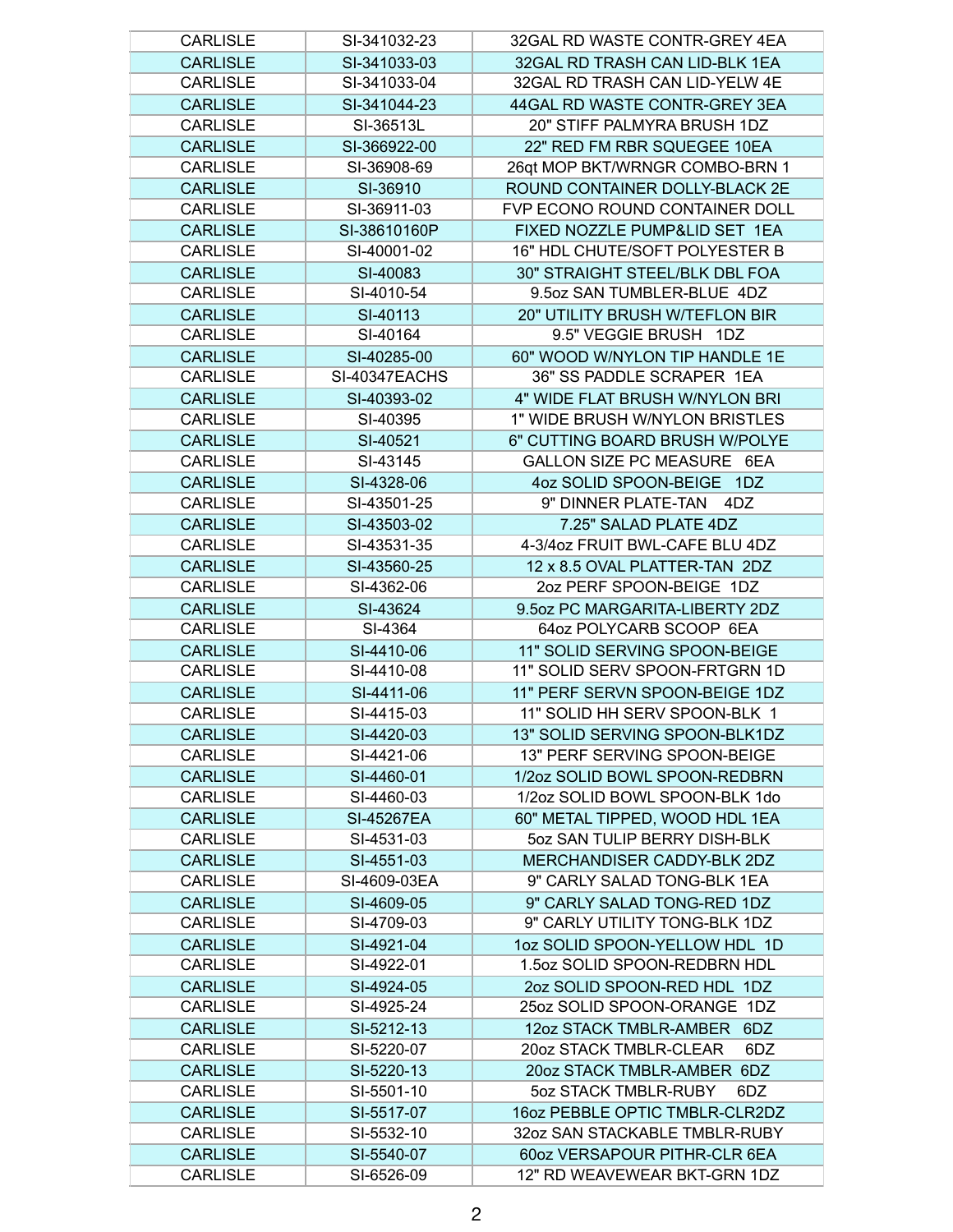| CARLISLE | SI-341032-23 | 32GAL RD WASTE CONTR-GREY 4EA |
|---|---|---|
| CARLISLE | SI-341033-03 | 32GAL RD TRASH CAN LID-BLK 1EA |
| CARLISLE | SI-341033-04 | 32GAL RD TRASH CAN LID-YELW 4E |
| CARLISLE | SI-341044-23 | 44GAL RD WASTE CONTR-GREY 3EA |
| CARLISLE | SI-36513L | 20" STIFF PALMYRA BRUSH 1DZ |
| CARLISLE | SI-366922-00 | 22" RED FM RBR SQUEGEE 10EA |
| CARLISLE | SI-36908-69 | 26qt MOP BKT/WRNGR COMBO-BRN 1 |
| CARLISLE | SI-36910 | ROUND CONTAINER DOLLY-BLACK 2E |
| CARLISLE | SI-36911-03 | FVP ECONO ROUND CONTAINER DOLL |
| CARLISLE | SI-38610160P | FIXED NOZZLE PUMP&LID SET 1EA |
| CARLISLE | SI-40001-02 | 16" HDL CHUTE/SOFT POLYESTER B |
| CARLISLE | SI-40083 | 30" STRAIGHT STEEL/BLK DBL FOA |
| CARLISLE | SI-4010-54 | 9.5oz SAN TUMBLER-BLUE 4DZ |
| CARLISLE | SI-40113 | 20" UTILITY BRUSH W/TEFLON BIR |
| CARLISLE | SI-40164 | 9.5" VEGGIE BRUSH 1DZ |
| CARLISLE | SI-40285-00 | 60" WOOD W/NYLON TIP HANDLE 1E |
| CARLISLE | SI-40347EACHS | 36" SS PADDLE SCRAPER 1EA |
| CARLISLE | SI-40393-02 | 4" WIDE FLAT BRUSH W/NYLON BRI |
| CARLISLE | SI-40395 | 1" WIDE BRUSH W/NYLON BRISTLES |
| CARLISLE | SI-40521 | 6" CUTTING BOARD BRUSH W/POLYE |
| CARLISLE | SI-43145 | GALLON SIZE PC MEASURE 6EA |
| CARLISLE | SI-4328-06 | 4oz SOLID SPOON-BEIGE 1DZ |
| CARLISLE | SI-43501-25 | 9" DINNER PLATE-TAN 4DZ |
| CARLISLE | SI-43503-02 | 7.25" SALAD PLATE 4DZ |
| CARLISLE | SI-43531-35 | 4-3/4oz FRUIT BWL-CAFE BLU 4DZ |
| CARLISLE | SI-43560-25 | 12 x 8.5 OVAL PLATTER-TAN 2DZ |
| CARLISLE | SI-4362-06 | 2oz PERF SPOON-BEIGE 1DZ |
| CARLISLE | SI-43624 | 9.5oz PC MARGARITA-LIBERTY 2DZ |
| CARLISLE | SI-4364 | 64oz POLYCARB SCOOP 6EA |
| CARLISLE | SI-4410-06 | 11" SOLID SERVING SPOON-BEIGE |
| CARLISLE | SI-4410-08 | 11" SOLID SERV SPOON-FRTGRN 1D |
| CARLISLE | SI-4411-06 | 11" PERF SERVN SPOON-BEIGE 1DZ |
| CARLISLE | SI-4415-03 | 11" SOLID HH SERV SPOON-BLK 1 |
| CARLISLE | SI-4420-03 | 13" SOLID SERVING SPOON-BLK1DZ |
| CARLISLE | SI-4421-06 | 13" PERF SERVING SPOON-BEIGE |
| CARLISLE | SI-4460-01 | 1/2oz SOLID BOWL SPOON-REDBRN |
| CARLISLE | SI-4460-03 | 1/2oz SOLID BOWL SPOON-BLK 1do |
| CARLISLE | SI-45267EA | 60" METAL TIPPED, WOOD HDL 1EA |
| CARLISLE | SI-4531-03 | 5oz SAN TULIP BERRY DISH-BLK |
| CARLISLE | SI-4551-03 | MERCHANDISER CADDY-BLK 2DZ |
| CARLISLE | SI-4609-03EA | 9" CARLY SALAD TONG-BLK 1EA |
| CARLISLE | SI-4609-05 | 9" CARLY SALAD TONG-RED 1DZ |
| CARLISLE | SI-4709-03 | 9" CARLY UTILITY TONG-BLK 1DZ |
| CARLISLE | SI-4921-04 | 1oz SOLID SPOON-YELLOW HDL 1D |
| CARLISLE | SI-4922-01 | 1.5oz SOLID SPOON-REDBRN HDL |
| CARLISLE | SI-4924-05 | 2oz SOLID SPOON-RED HDL 1DZ |
| CARLISLE | SI-4925-24 | 25oz SOLID SPOON-ORANGE 1DZ |
| CARLISLE | SI-5212-13 | 12oz STACK TMBLR-AMBER 6DZ |
| CARLISLE | SI-5220-07 | 20oz STACK TMBLR-CLEAR 6DZ |
| CARLISLE | SI-5220-13 | 20oz STACK TMBLR-AMBER 6DZ |
| CARLISLE | SI-5501-10 | 5oz STACK TMBLR-RUBY 6DZ |
| CARLISLE | SI-5517-07 | 16oz PEBBLE OPTIC TMBLR-CLR2DZ |
| CARLISLE | SI-5532-10 | 32oz SAN STACKABLE TMBLR-RUBY |
| CARLISLE | SI-5540-07 | 60oz VERSAPOUR PITHR-CLR 6EA |
| CARLISLE | SI-6526-09 | 12" RD WEAVEWEAR BKT-GRN 1DZ |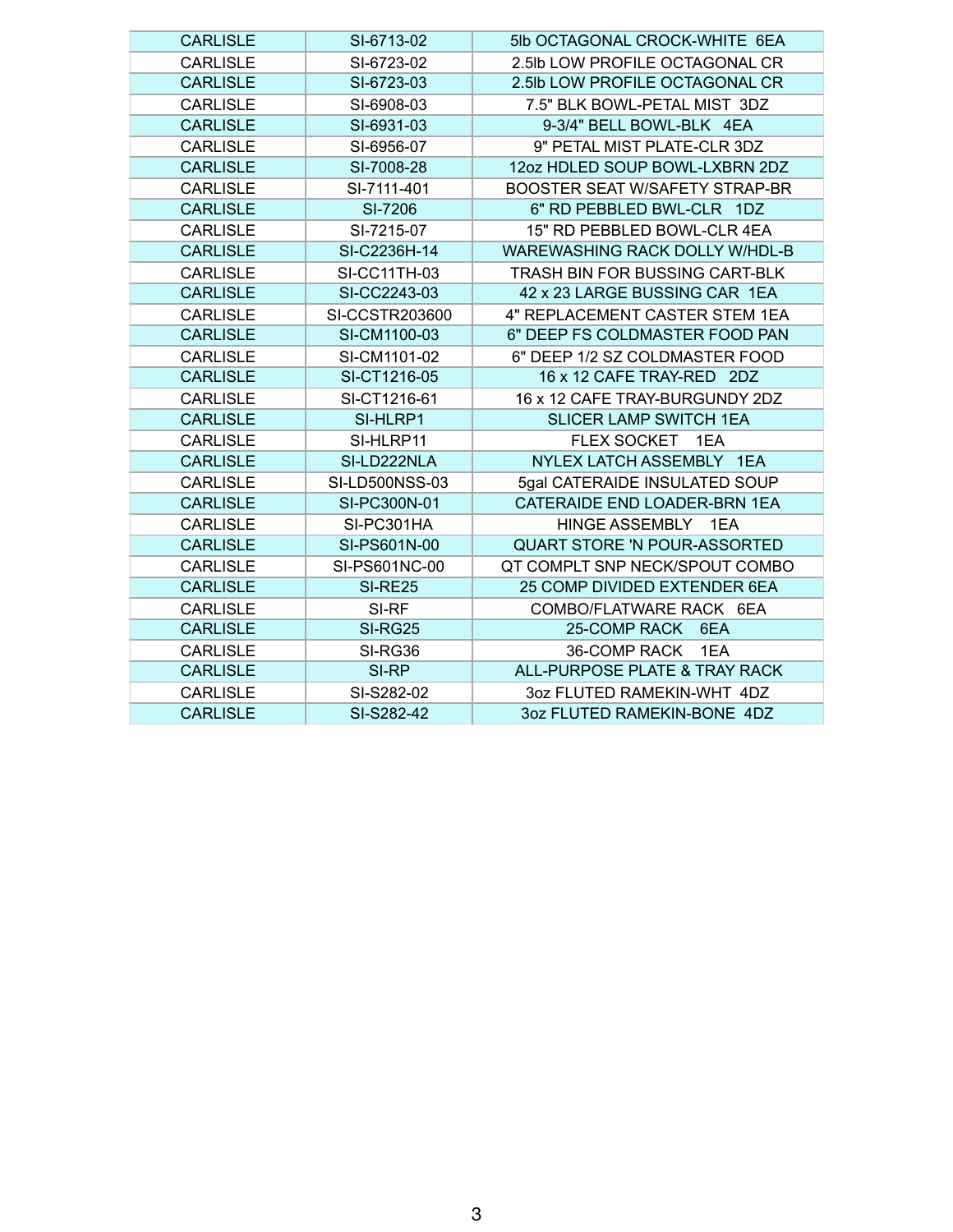| CARLISLE | SI-6713-02 | 5lb OCTAGONAL CROCK-WHITE 6EA |
|---|---|---|
| CARLISLE | SI-6723-02 | 2.5lb LOW PROFILE OCTAGONAL CR |
| CARLISLE | SI-6723-03 | 2.5lb LOW PROFILE OCTAGONAL CR |
| CARLISLE | SI-6908-03 | 7.5" BLK BOWL-PETAL MIST 3DZ |
| CARLISLE | SI-6931-03 | 9-3/4" BELL BOWL-BLK 4EA |
| CARLISLE | SI-6956-07 | 9" PETAL MIST PLATE-CLR 3DZ |
| CARLISLE | SI-7008-28 | 12oz HDLED SOUP BOWL-LXBRN 2DZ |
| CARLISLE | SI-7111-401 | BOOSTER SEAT W/SAFETY STRAP-BR |
| CARLISLE | SI-7206 | 6" RD PEBBLED BWL-CLR 1DZ |
| CARLISLE | SI-7215-07 | 15" RD PEBBLED BOWL-CLR 4EA |
| CARLISLE | SI-C2236H-14 | WAREWASHING RACK DOLLY W/HDL-B |
| CARLISLE | SI-CC11TH-03 | TRASH BIN FOR BUSSING CART-BLK |
| CARLISLE | SI-CC2243-03 | 42 x 23 LARGE BUSSING CAR 1EA |
| CARLISLE | SI-CCSTR203600 | 4" REPLACEMENT CASTER STEM 1EA |
| CARLISLE | SI-CM1100-03 | 6" DEEP FS COLDMASTER FOOD PAN |
| CARLISLE | SI-CM1101-02 | 6" DEEP 1/2 SZ COLDMASTER FOOD |
| CARLISLE | SI-CT1216-05 | 16 x 12 CAFE TRAY-RED 2DZ |
| CARLISLE | SI-CT1216-61 | 16 x 12 CAFE TRAY-BURGUNDY 2DZ |
| CARLISLE | SI-HLRP1 | SLICER LAMP SWITCH 1EA |
| CARLISLE | SI-HLRP11 | FLEX SOCKET 1EA |
| CARLISLE | SI-LD222NLA | NYLEX LATCH ASSEMBLY 1EA |
| CARLISLE | SI-LD500NSS-03 | 5gal CATERAIDE INSULATED SOUP |
| CARLISLE | SI-PC300N-01 | CATERAIDE END LOADER-BRN 1EA |
| CARLISLE | SI-PC301HA | HINGE ASSEMBLY 1EA |
| CARLISLE | SI-PS601N-00 | QUART STORE 'N POUR-ASSORTED |
| CARLISLE | SI-PS601NC-00 | QT COMPLT SNP NECK/SPOUT COMBO |
| CARLISLE | SI-RE25 | 25 COMP DIVIDED EXTENDER 6EA |
| CARLISLE | SI-RF | COMBO/FLATWARE RACK 6EA |
| CARLISLE | SI-RG25 | 25-COMP RACK 6EA |
| CARLISLE | SI-RG36 | 36-COMP RACK 1EA |
| CARLISLE | SI-RP | ALL-PURPOSE PLATE & TRAY RACK |
| CARLISLE | SI-S282-02 | 3oz FLUTED RAMEKIN-WHT 4DZ |
| CARLISLE | SI-S282-42 | 3oz FLUTED RAMEKIN-BONE 4DZ |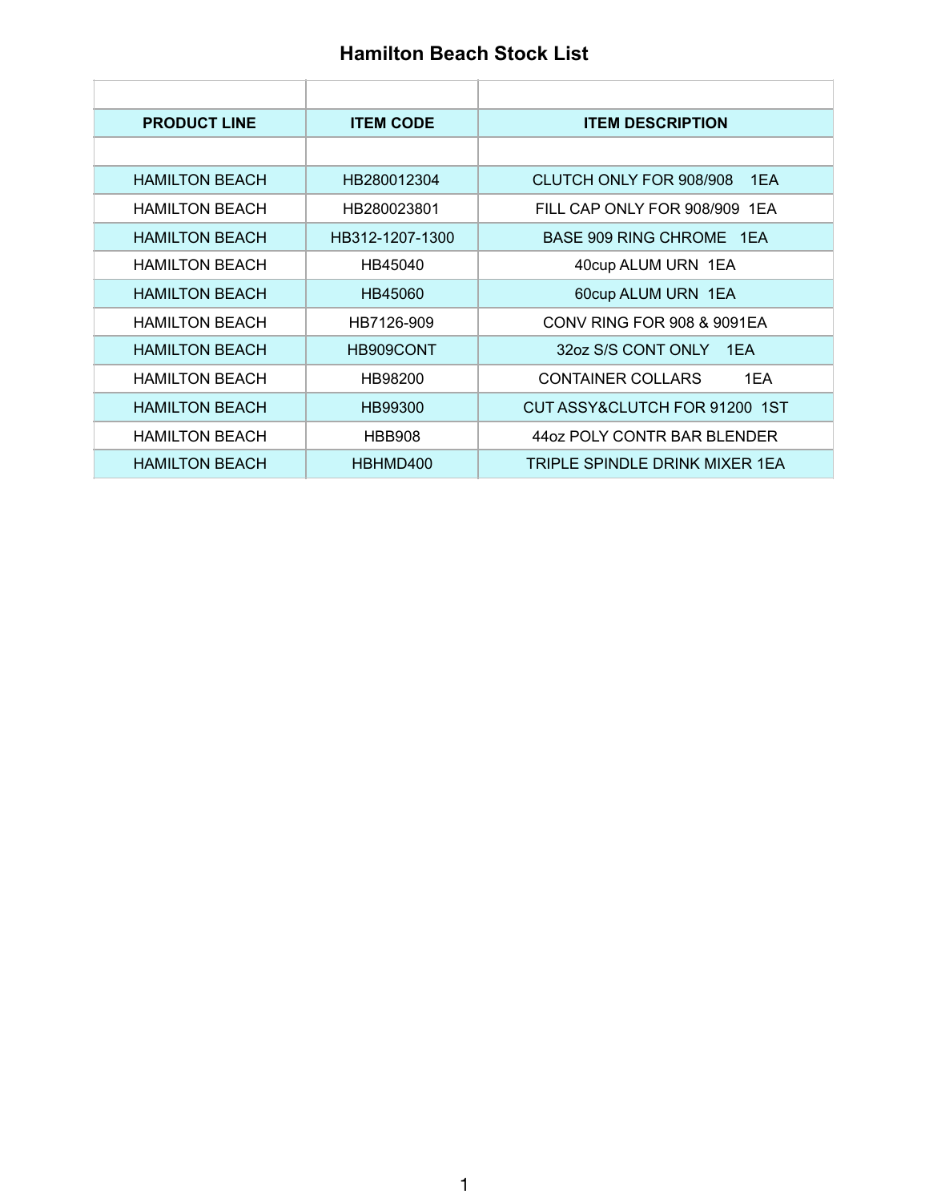# Hamilton Beach Stock List

| PRODUCT LINE | ITEM CODE | ITEM DESCRIPTION |
|---|---|---|
| | | |
| HAMILTON BEACH | HB280012304 | CLUTCH ONLY FOR 908/908 1EA |
| HAMILTON BEACH | HB280023801 | FILL CAP ONLY FOR 908/909 1EA |
| HAMILTON BEACH | HB312-1207-1300 | BASE 909 RING CHROME 1EA |
| HAMILTON BEACH | HB45040 | 40cup ALUM URN 1EA |
| HAMILTON BEACH | HB45060 | 60cup ALUM URN 1EA |
| HAMILTON BEACH | HB7126-909 | CONV RING FOR 908 & 9091EA |
| HAMILTON BEACH | HB909CONT | 32oz S/S CONT ONLY 1EA |
| HAMILTON BEACH | HB98200 | CONTAINER COLLARS 1EA |
| HAMILTON BEACH | HB99300 | CUT ASSY&CLUTCH FOR 91200 1ST |
| HAMILTON BEACH | HBB908 | 44oz POLY CONTR BAR BLENDER |
| HAMILTON BEACH | HBHMD400 | TRIPLE SPINDLE DRINK MIXER 1EA |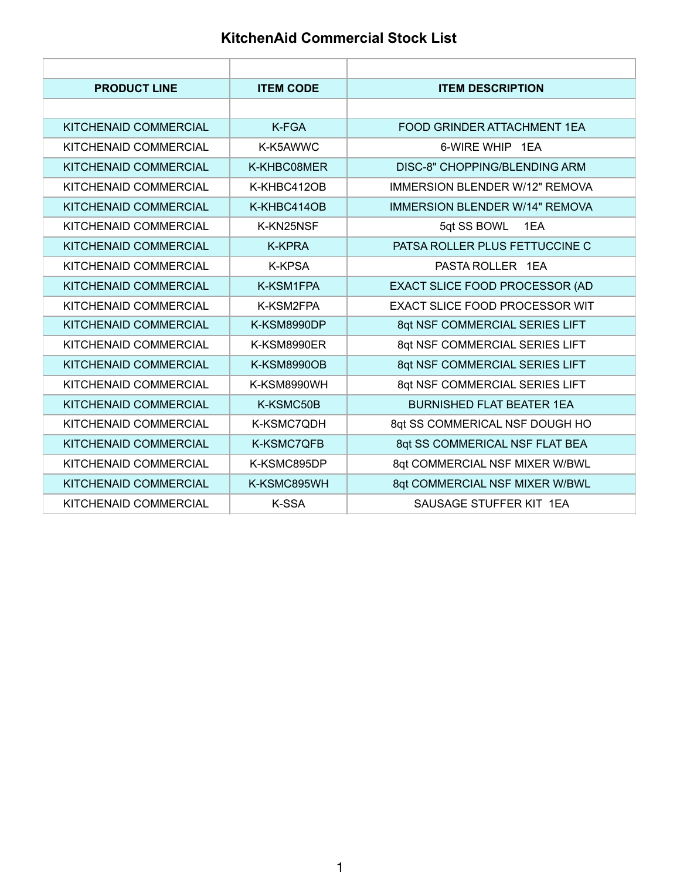# KitchenAid Commercial Stock List

| PRODUCT LINE | ITEM CODE | ITEM DESCRIPTION |
|---|---|---|
| | | |
| KITCHENAID COMMERCIAL | K-FGA | FOOD GRINDER ATTACHMENT 1EA |
| KITCHENAID COMMERCIAL | K-K5AWWC | 6-WIRE WHIP 1EA |
| KITCHENAID COMMERCIAL | K-KHBC08MER | DISC-8" CHOPPING/BLENDING ARM |
| KITCHENAID COMMERCIAL | K-KHBC412OB | IMMERSION BLENDER W/12" REMOVA |
| KITCHENAID COMMERCIAL | K-KHBC414OB | IMMERSION BLENDER W/14" REMOVA |
| KITCHENAID COMMERCIAL | K-KN25NSF | 5qt SS BOWL 1EA |
| KITCHENAID COMMERCIAL | K-KPRA | PATSA ROLLER PLUS FETTUCCINE C |
| KITCHENAID COMMERCIAL | K-KPSA | PASTA ROLLER 1EA |
| KITCHENAID COMMERCIAL | K-KSM1FPA | EXACT SLICE FOOD PROCESSOR (AD |
| KITCHENAID COMMERCIAL | K-KSM2FPA | EXACT SLICE FOOD PROCESSOR WIT |
| KITCHENAID COMMERCIAL | K-KSM8990DP | 8qt NSF COMMERCIAL SERIES LIFT |
| KITCHENAID COMMERCIAL | K-KSM8990ER | 8qt NSF COMMERCIAL SERIES LIFT |
| KITCHENAID COMMERCIAL | K-KSM8990OB | 8qt NSF COMMERCIAL SERIES LIFT |
| KITCHENAID COMMERCIAL | K-KSM8990WH | 8qt NSF COMMERCIAL SERIES LIFT |
| KITCHENAID COMMERCIAL | K-KSMC50B | BURNISHED FLAT BEATER 1EA |
| KITCHENAID COMMERCIAL | K-KSMC7QDH | 8qt SS COMMERICAL NSF DOUGH HO |
| KITCHENAID COMMERCIAL | K-KSMC7QFB | 8qt SS COMMERICAL NSF FLAT BEA |
| KITCHENAID COMMERCIAL | K-KSMC895DP | 8qt COMMERCIAL NSF MIXER W/BWL |
| KITCHENAID COMMERCIAL | K-KSMC895WH | 8qt COMMERCIAL NSF MIXER W/BWL |
| KITCHENAID COMMERCIAL | K-SSA | SAUSAGE STUFFER KIT 1EA |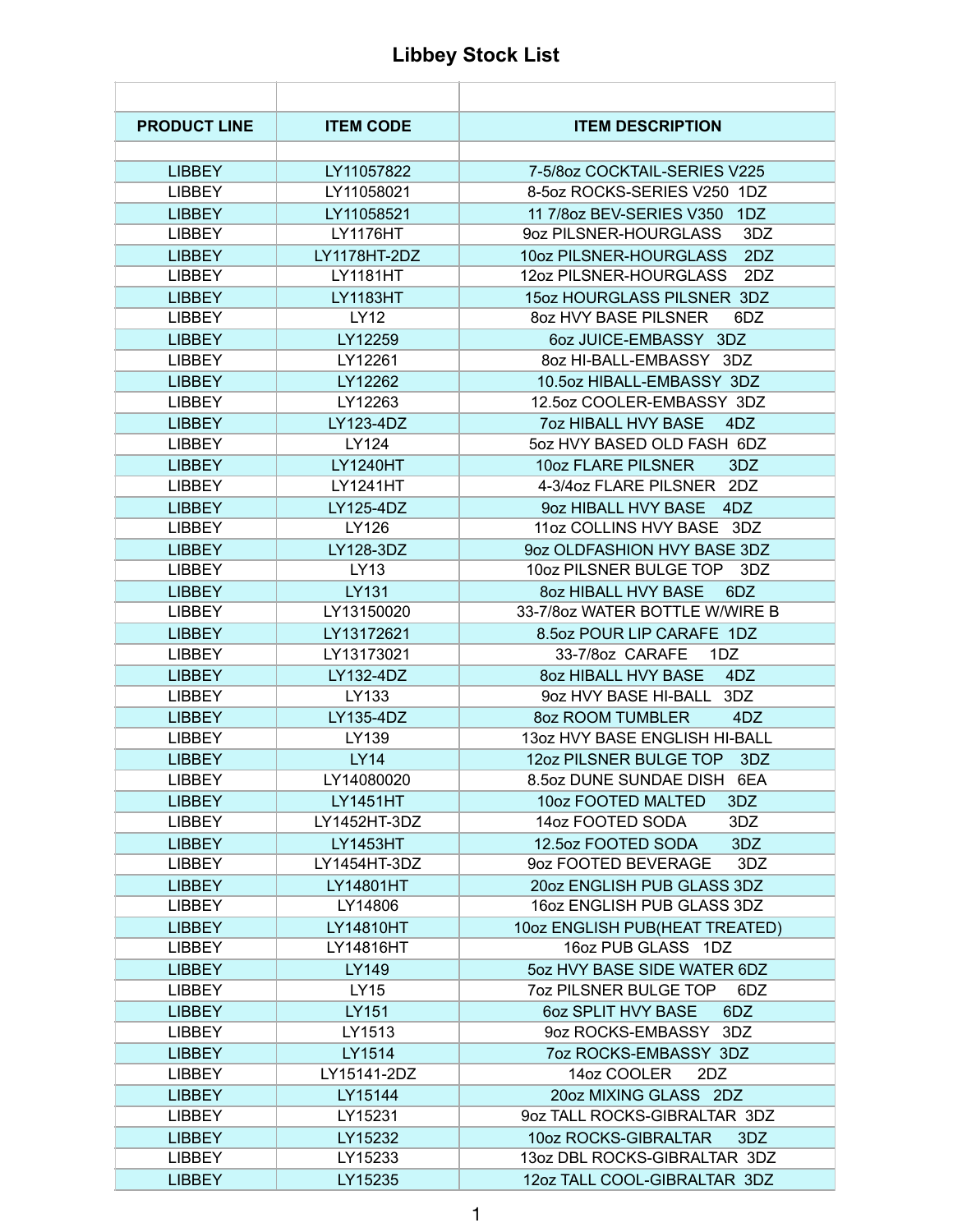# Libbey Stock List

| PRODUCT LINE | ITEM CODE | ITEM DESCRIPTION |
|---|---|---|
| LIBBEY | LY11057822 | 7-5/8oz COCKTAIL-SERIES V225 |
| LIBBEY | LY11058021 | 8-5oz ROCKS-SERIES V250 1DZ |
| LIBBEY | LY11058521 | 11 7/8oz BEV-SERIES V350 1DZ |
| LIBBEY | LY1176HT | 9oz PILSNER-HOURGLASS 3DZ |
| LIBBEY | LY1178HT-2DZ | 10oz PILSNER-HOURGLASS 2DZ |
| LIBBEY | LY1181HT | 12oz PILSNER-HOURGLASS 2DZ |
| LIBBEY | LY1183HT | 15oz HOURGLASS PILSNER 3DZ |
| LIBBEY | LY12 | 8oz HVY BASE PILSNER 6DZ |
| LIBBEY | LY12259 | 6oz JUICE-EMBASSY 3DZ |
| LIBBEY | LY12261 | 8oz HI-BALL-EMBASSY 3DZ |
| LIBBEY | LY12262 | 10.5oz HIBALL-EMBASSY 3DZ |
| LIBBEY | LY12263 | 12.5oz COOLER-EMBASSY 3DZ |
| LIBBEY | LY123-4DZ | 7oz HIBALL HVY BASE 4DZ |
| LIBBEY | LY124 | 5oz HVY BASED OLD FASH 6DZ |
| LIBBEY | LY1240HT | 10oz FLARE PILSNER 3DZ |
| LIBBEY | LY1241HT | 4-3/4oz FLARE PILSNER 2DZ |
| LIBBEY | LY125-4DZ | 9oz HIBALL HVY BASE 4DZ |
| LIBBEY | LY126 | 11oz COLLINS HVY BASE 3DZ |
| LIBBEY | LY128-3DZ | 9oz OLDFASHION HVY BASE 3DZ |
| LIBBEY | LY13 | 10oz PILSNER BULGE TOP 3DZ |
| LIBBEY | LY131 | 8oz HIBALL HVY BASE 6DZ |
| LIBBEY | LY13150020 | 33-7/8oz WATER BOTTLE W/WIRE B |
| LIBBEY | LY13172621 | 8.5oz POUR LIP CARAFE 1DZ |
| LIBBEY | LY13173021 | 33-7/8oz CARAFE 1DZ |
| LIBBEY | LY132-4DZ | 8oz HIBALL HVY BASE 4DZ |
| LIBBEY | LY133 | 9oz HVY BASE HI-BALL 3DZ |
| LIBBEY | LY135-4DZ | 8oz ROOM TUMBLER 4DZ |
| LIBBEY | LY139 | 13oz HVY BASE ENGLISH HI-BALL |
| LIBBEY | LY14 | 12oz PILSNER BULGE TOP 3DZ |
| LIBBEY | LY14080020 | 8.5oz DUNE SUNDAE DISH 6EA |
| LIBBEY | LY1451HT | 10oz FOOTED MALTED 3DZ |
| LIBBEY | LY1452HT-3DZ | 14oz FOOTED SODA 3DZ |
| LIBBEY | LY1453HT | 12.5oz FOOTED SODA 3DZ |
| LIBBEY | LY1454HT-3DZ | 9oz FOOTED BEVERAGE 3DZ |
| LIBBEY | LY14801HT | 20oz ENGLISH PUB GLASS 3DZ |
| LIBBEY | LY14806 | 16oz ENGLISH PUB GLASS 3DZ |
| LIBBEY | LY14810HT | 10oz ENGLISH PUB(HEAT TREATED) |
| LIBBEY | LY14816HT | 16oz PUB GLASS 1DZ |
| LIBBEY | LY149 | 5oz HVY BASE SIDE WATER 6DZ |
| LIBBEY | LY15 | 7oz PILSNER BULGE TOP 6DZ |
| LIBBEY | LY151 | 6oz SPLIT HVY BASE 6DZ |
| LIBBEY | LY1513 | 9oz ROCKS-EMBASSY 3DZ |
| LIBBEY | LY1514 | 7oz ROCKS-EMBASSY 3DZ |
| LIBBEY | LY15141-2DZ | 14oz COOLER 2DZ |
| LIBBEY | LY15144 | 20oz MIXING GLASS 2DZ |
| LIBBEY | LY15231 | 9oz TALL ROCKS-GIBRALTAR 3DZ |
| LIBBEY | LY15232 | 10oz ROCKS-GIBRALTAR 3DZ |
| LIBBEY | LY15233 | 13oz DBL ROCKS-GIBRALTAR 3DZ |
| LIBBEY | LY15235 | 12oz TALL COOL-GIBRALTAR 3DZ |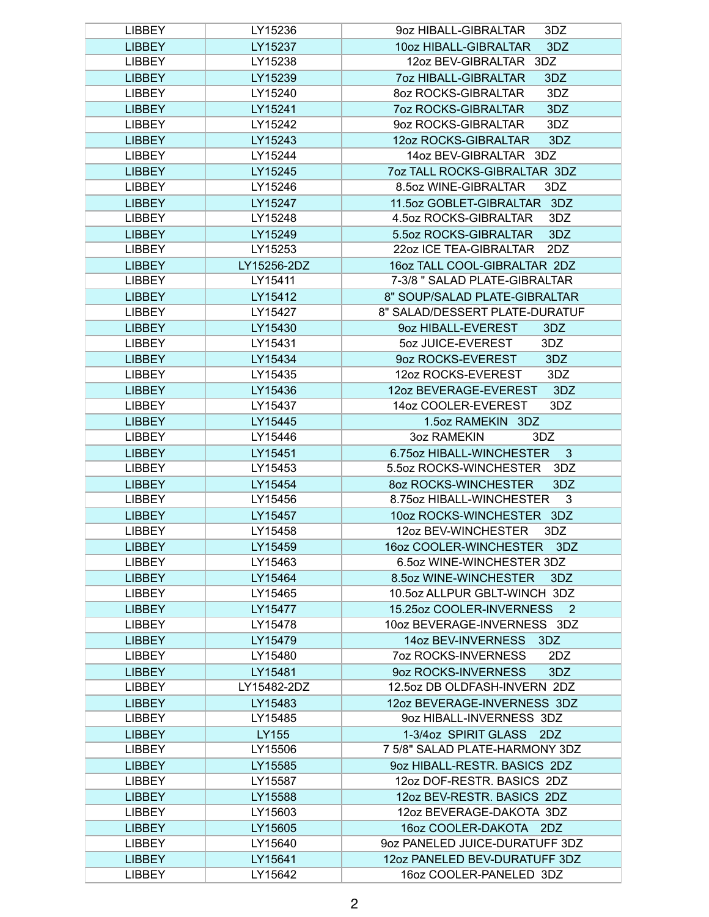| LIBBEY | LY15236 | 9oz HIBALL-GIBRALTAR 3DZ |
|---|---|---|
| LIBBEY | LY15237 | 10oz HIBALL-GIBRALTAR 3DZ |
| LIBBEY | LY15238 | 12oz BEV-GIBRALTAR 3DZ |
| LIBBEY | LY15239 | 7oz HIBALL-GIBRALTAR 3DZ |
| LIBBEY | LY15240 | 8oz ROCKS-GIBRALTAR 3DZ |
| LIBBEY | LY15241 | 7oz ROCKS-GIBRALTAR 3DZ |
| LIBBEY | LY15242 | 9oz ROCKS-GIBRALTAR 3DZ |
| LIBBEY | LY15243 | 12oz ROCKS-GIBRALTAR 3DZ |
| LIBBEY | LY15244 | 14oz BEV-GIBRALTAR 3DZ |
| LIBBEY | LY15245 | 7oz TALL ROCKS-GIBRALTAR 3DZ |
| LIBBEY | LY15246 | 8.5oz WINE-GIBRALTAR 3DZ |
| LIBBEY | LY15247 | 11.5oz GOBLET-GIBRALTAR 3DZ |
| LIBBEY | LY15248 | 4.5oz ROCKS-GIBRALTAR 3DZ |
| LIBBEY | LY15249 | 5.5oz ROCKS-GIBRALTAR 3DZ |
| LIBBEY | LY15253 | 22oz ICE TEA-GIBRALTAR 2DZ |
| LIBBEY | LY15256-2DZ | 16oz TALL COOL-GIBRALTAR 2DZ |
| LIBBEY | LY15411 | 7-3/8 " SALAD PLATE-GIBRALTAR |
| LIBBEY | LY15412 | 8" SOUP/SALAD PLATE-GIBRALTAR |
| LIBBEY | LY15427 | 8" SALAD/DESSERT PLATE-DURATUF |
| LIBBEY | LY15430 | 9oz HIBALL-EVEREST 3DZ |
| LIBBEY | LY15431 | 5oz JUICE-EVEREST 3DZ |
| LIBBEY | LY15434 | 9oz ROCKS-EVEREST 3DZ |
| LIBBEY | LY15435 | 12oz ROCKS-EVEREST 3DZ |
| LIBBEY | LY15436 | 12oz BEVERAGE-EVEREST 3DZ |
| LIBBEY | LY15437 | 14oz COOLER-EVEREST 3DZ |
| LIBBEY | LY15445 | 1.5oz RAMEKIN 3DZ |
| LIBBEY | LY15446 | 3oz RAMEKIN 3DZ |
| LIBBEY | LY15451 | 6.75oz HIBALL-WINCHESTER 3 |
| LIBBEY | LY15453 | 5.5oz ROCKS-WINCHESTER 3DZ |
| LIBBEY | LY15454 | 8oz ROCKS-WINCHESTER 3DZ |
| LIBBEY | LY15456 | 8.75oz HIBALL-WINCHESTER 3 |
| LIBBEY | LY15457 | 10oz ROCKS-WINCHESTER 3DZ |
| LIBBEY | LY15458 | 12oz BEV-WINCHESTER 3DZ |
| LIBBEY | LY15459 | 16oz COOLER-WINCHESTER 3DZ |
| LIBBEY | LY15463 | 6.5oz WINE-WINCHESTER 3DZ |
| LIBBEY | LY15464 | 8.5oz WINE-WINCHESTER 3DZ |
| LIBBEY | LY15465 | 10.5oz ALLPUR GBLT-WINCH 3DZ |
| LIBBEY | LY15477 | 15.25oz COOLER-INVERNESS 2 |
| LIBBEY | LY15478 | 10oz BEVERAGE-INVERNESS 3DZ |
| LIBBEY | LY15479 | 14oz BEV-INVERNESS 3DZ |
| LIBBEY | LY15480 | 7oz ROCKS-INVERNESS 2DZ |
| LIBBEY | LY15481 | 9oz ROCKS-INVERNESS 3DZ |
| LIBBEY | LY15482-2DZ | 12.5oz DB OLDFASH-INVERN 2DZ |
| LIBBEY | LY15483 | 12oz BEVERAGE-INVERNESS 3DZ |
| LIBBEY | LY15485 | 9oz HIBALL-INVERNESS 3DZ |
| LIBBEY | LY155 | 1-3/4oz SPIRIT GLASS 2DZ |
| LIBBEY | LY15506 | 7 5/8" SALAD PLATE-HARMONY 3DZ |
| LIBBEY | LY15585 | 9oz HIBALL-RESTR. BASICS 2DZ |
| LIBBEY | LY15587 | 12oz DOF-RESTR. BASICS 2DZ |
| LIBBEY | LY15588 | 12oz BEV-RESTR. BASICS 2DZ |
| LIBBEY | LY15603 | 12oz BEVERAGE-DAKOTA 3DZ |
| LIBBEY | LY15605 | 16oz COOLER-DAKOTA 2DZ |
| LIBBEY | LY15640 | 9oz PANELED JUICE-DURATUFF 3DZ |
| LIBBEY | LY15641 | 12oz PANELED BEV-DURATUFF 3DZ |
| LIBBEY | LY15642 | 16oz COOLER-PANELED 3DZ |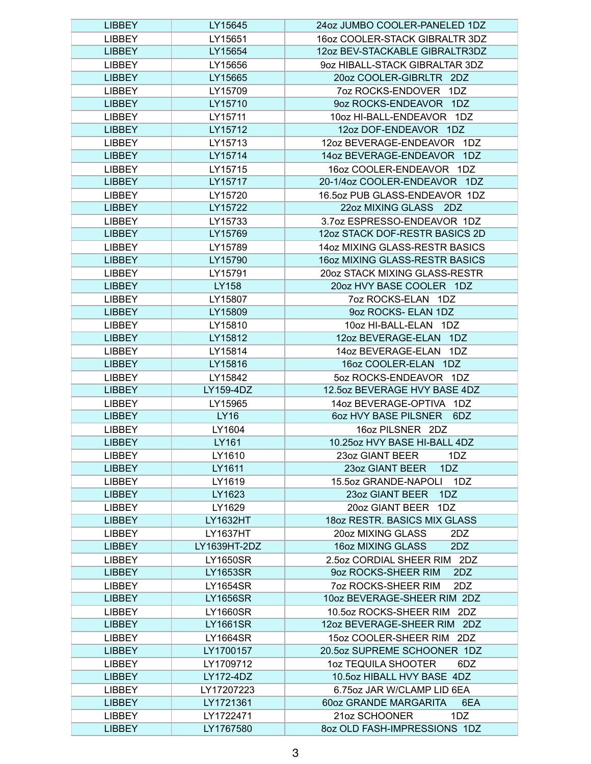| LIBBEY | LY15645 | 24oz JUMBO COOLER-PANELED 1DZ |
|---|---|---|
| LIBBEY | LY15651 | 16oz COOLER-STACK GIBRALTR 3DZ |
| LIBBEY | LY15654 | 12oz BEV-STACKABLE GIBRALTR3DZ |
| LIBBEY | LY15656 | 9oz HIBALL-STACK GIBRALTAR 3DZ |
| LIBBEY | LY15665 | 20oz COOLER-GIBRLTR 2DZ |
| LIBBEY | LY15709 | 7oz ROCKS-ENDOVER 1DZ |
| LIBBEY | LY15710 | 9oz ROCKS-ENDEAVOR 1DZ |
| LIBBEY | LY15711 | 10oz HI-BALL-ENDEAVOR 1DZ |
| LIBBEY | LY15712 | 12oz DOF-ENDEAVOR 1DZ |
| LIBBEY | LY15713 | 12oz BEVERAGE-ENDEAVOR 1DZ |
| LIBBEY | LY15714 | 14oz BEVERAGE-ENDEAVOR 1DZ |
| LIBBEY | LY15715 | 16oz COOLER-ENDEAVOR 1DZ |
| LIBBEY | LY15717 | 20-1/4oz COOLER-ENDEAVOR 1DZ |
| LIBBEY | LY15720 | 16.5oz PUB GLASS-ENDEAVOR 1DZ |
| LIBBEY | LY15722 | 22oz MIXING GLASS 2DZ |
| LIBBEY | LY15733 | 3.7oz ESPRESSO-ENDEAVOR 1DZ |
| LIBBEY | LY15769 | 12oz STACK DOF-RESTR BASICS 2D |
| LIBBEY | LY15789 | 14oz MIXING GLASS-RESTR BASICS |
| LIBBEY | LY15790 | 16oz MIXING GLASS-RESTR BASICS |
| LIBBEY | LY15791 | 20oz STACK MIXING GLASS-RESTR |
| LIBBEY | LY158 | 20oz HVY BASE COOLER 1DZ |
| LIBBEY | LY15807 | 7oz ROCKS-ELAN 1DZ |
| LIBBEY | LY15809 | 9oz ROCKS- ELAN 1DZ |
| LIBBEY | LY15810 | 10oz HI-BALL-ELAN 1DZ |
| LIBBEY | LY15812 | 12oz BEVERAGE-ELAN 1DZ |
| LIBBEY | LY15814 | 14oz BEVERAGE-ELAN 1DZ |
| LIBBEY | LY15816 | 16oz COOLER-ELAN 1DZ |
| LIBBEY | LY15842 | 5oz ROCKS-ENDEAVOR 1DZ |
| LIBBEY | LY159-4DZ | 12.5oz BEVERAGE HVY BASE 4DZ |
| LIBBEY | LY15965 | 14oz BEVERAGE-OPTIVA 1DZ |
| LIBBEY | LY16 | 6oz HVY BASE PILSNER 6DZ |
| LIBBEY | LY1604 | 16oz PILSNER 2DZ |
| LIBBEY | LY161 | 10.25oz HVY BASE HI-BALL 4DZ |
| LIBBEY | LY1610 | 23oz GIANT BEER 1DZ |
| LIBBEY | LY1611 | 23oz GIANT BEER 1DZ |
| LIBBEY | LY1619 | 15.5oz GRANDE-NAPOLI 1DZ |
| LIBBEY | LY1623 | 23oz GIANT BEER 1DZ |
| LIBBEY | LY1629 | 20oz GIANT BEER 1DZ |
| LIBBEY | LY1632HT | 18oz RESTR. BASICS MIX GLASS |
| LIBBEY | LY1637HT | 20oz MIXING GLASS 2DZ |
| LIBBEY | LY1639HT-2DZ | 16oz MIXING GLASS 2DZ |
| LIBBEY | LY1650SR | 2.5oz CORDIAL SHEER RIM 2DZ |
| LIBBEY | LY1653SR | 9oz ROCKS-SHEER RIM 2DZ |
| LIBBEY | LY1654SR | 7oz ROCKS-SHEER RIM 2DZ |
| LIBBEY | LY1656SR | 10oz BEVERAGE-SHEER RIM 2DZ |
| LIBBEY | LY1660SR | 10.5oz ROCKS-SHEER RIM 2DZ |
| LIBBEY | LY1661SR | 12oz BEVERAGE-SHEER RIM 2DZ |
| LIBBEY | LY1664SR | 15oz COOLER-SHEER RIM 2DZ |
| LIBBEY | LY1700157 | 20.5oz SUPREME SCHOONER 1DZ |
| LIBBEY | LY1709712 | 1oz TEQUILA SHOOTER 6DZ |
| LIBBEY | LY172-4DZ | 10.5oz HIBALL HVY BASE 4DZ |
| LIBBEY | LY17207223 | 6.75oz JAR W/CLAMP LID 6EA |
| LIBBEY | LY1721361 | 60oz GRANDE MARGARITA 6EA |
| LIBBEY | LY1722471 | 21oz SCHOONER 1DZ |
| LIBBEY | LY1767580 | 8oz OLD FASH-IMPRESSIONS 1DZ |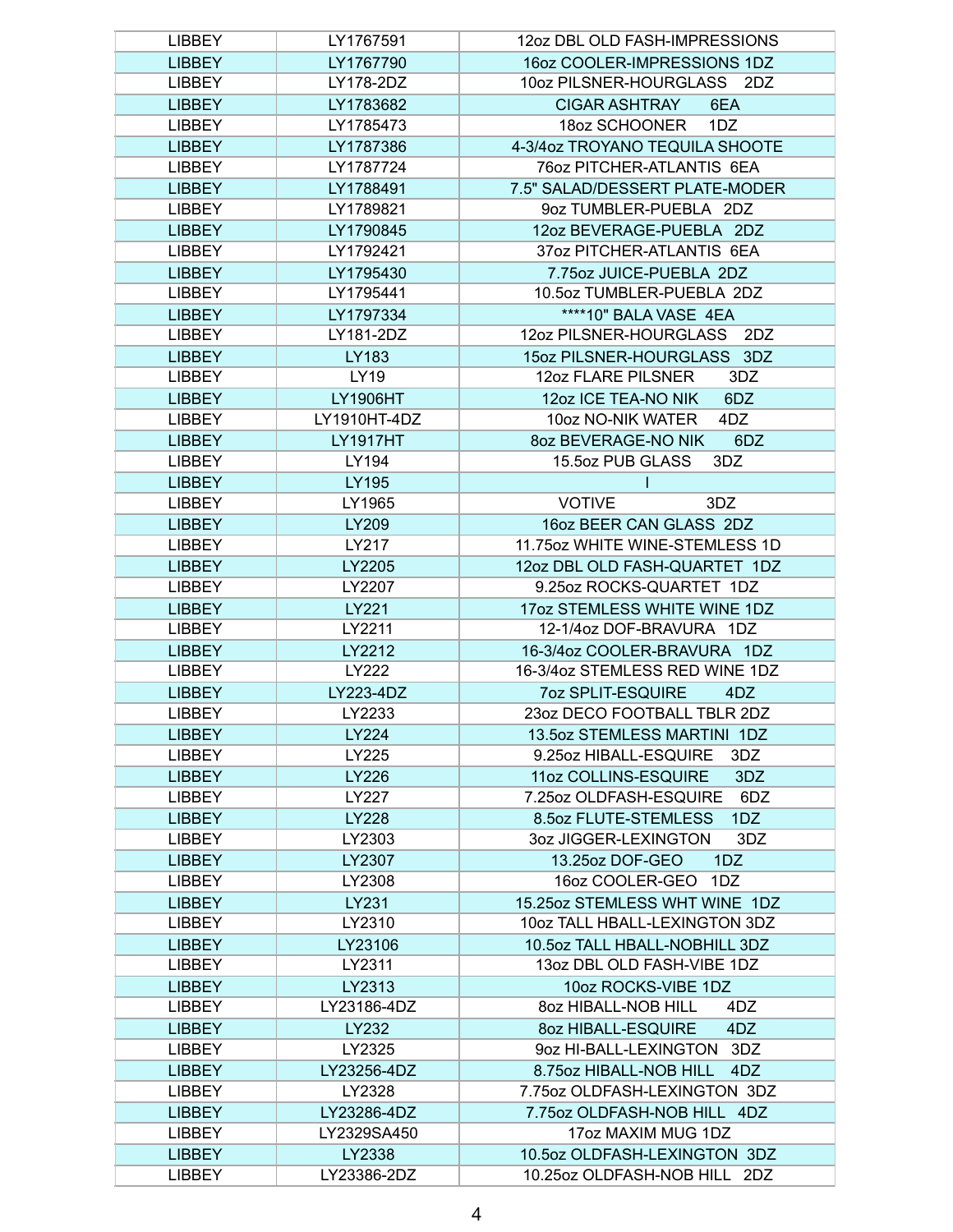| | | |
|---|---|---|
| LIBBEY | LY1767591 | 12oz DBL OLD FASH-IMPRESSIONS |
| LIBBEY | LY1767790 | 16oz COOLER-IMPRESSIONS 1DZ |
| LIBBEY | LY178-2DZ | 10oz PILSNER-HOURGLASS 2DZ |
| LIBBEY | LY1783682 | CIGAR ASHTRAY 6EA |
| LIBBEY | LY1785473 | 18oz SCHOONER 1DZ |
| LIBBEY | LY1787386 | 4-3/4oz TROYANO TEQUILA SHOOTE |
| LIBBEY | LY1787724 | 76oz PITCHER-ATLANTIS 6EA |
| LIBBEY | LY1788491 | 7.5" SALAD/DESSERT PLATE-MODER |
| LIBBEY | LY1789821 | 9oz TUMBLER-PUEBLA 2DZ |
| LIBBEY | LY1790845 | 12oz BEVERAGE-PUEBLA 2DZ |
| LIBBEY | LY1792421 | 37oz PITCHER-ATLANTIS 6EA |
| LIBBEY | LY1795430 | 7.75oz JUICE-PUEBLA 2DZ |
| LIBBEY | LY1795441 | 10.5oz TUMBLER-PUEBLA 2DZ |
| LIBBEY | LY1797334 | ****10" BALA VASE 4EA |
| LIBBEY | LY181-2DZ | 12oz PILSNER-HOURGLASS 2DZ |
| LIBBEY | LY183 | 15oz PILSNER-HOURGLASS 3DZ |
| LIBBEY | LY19 | 12oz FLARE PILSNER 3DZ |
| LIBBEY | LY1906HT | 12oz ICE TEA-NO NIK 6DZ |
| LIBBEY | LY1910HT-4DZ | 10oz NO-NIK WATER 4DZ |
| LIBBEY | LY1917HT | 8oz BEVERAGE-NO NIK 6DZ |
| LIBBEY | LY194 | 15.5oz PUB GLASS 3DZ |
| LIBBEY | LY195 | I |
| LIBBEY | LY1965 | VOTIVE 3DZ |
| LIBBEY | LY209 | 16oz BEER CAN GLASS 2DZ |
| LIBBEY | LY217 | 11.75oz WHITE WINE-STEMLESS 1D |
| LIBBEY | LY2205 | 12oz DBL OLD FASH-QUARTET 1DZ |
| LIBBEY | LY2207 | 9.25oz ROCKS-QUARTET 1DZ |
| LIBBEY | LY221 | 17oz STEMLESS WHITE WINE 1DZ |
| LIBBEY | LY2211 | 12-1/4oz DOF-BRAVURA 1DZ |
| LIBBEY | LY2212 | 16-3/4oz COOLER-BRAVURA 1DZ |
| LIBBEY | LY222 | 16-3/4oz STEMLESS RED WINE 1DZ |
| LIBBEY | LY223-4DZ | 7oz SPLIT-ESQUIRE 4DZ |
| LIBBEY | LY2233 | 23oz DECO FOOTBALL TBLR 2DZ |
| LIBBEY | LY224 | 13.5oz STEMLESS MARTINI 1DZ |
| LIBBEY | LY225 | 9.25oz HIBALL-ESQUIRE 3DZ |
| LIBBEY | LY226 | 11oz COLLINS-ESQUIRE 3DZ |
| LIBBEY | LY227 | 7.25oz OLDFASH-ESQUIRE 6DZ |
| LIBBEY | LY228 | 8.5oz FLUTE-STEMLESS 1DZ |
| LIBBEY | LY2303 | 3oz JIGGER-LEXINGTON 3DZ |
| LIBBEY | LY2307 | 13.25oz DOF-GEO 1DZ |
| LIBBEY | LY2308 | 16oz COOLER-GEO 1DZ |
| LIBBEY | LY231 | 15.25oz STEMLESS WHT WINE 1DZ |
| LIBBEY | LY2310 | 10oz TALL HBALL-LEXINGTON 3DZ |
| LIBBEY | LY23106 | 10.5oz TALL HBALL-NOBHILL 3DZ |
| LIBBEY | LY2311 | 13oz DBL OLD FASH-VIBE 1DZ |
| LIBBEY | LY2313 | 10oz ROCKS-VIBE 1DZ |
| LIBBEY | LY23186-4DZ | 8oz HIBALL-NOB HILL 4DZ |
| LIBBEY | LY232 | 8oz HIBALL-ESQUIRE 4DZ |
| LIBBEY | LY2325 | 9oz HI-BALL-LEXINGTON 3DZ |
| LIBBEY | LY23256-4DZ | 8.75oz HIBALL-NOB HILL 4DZ |
| LIBBEY | LY2328 | 7.75oz OLDFASH-LEXINGTON 3DZ |
| LIBBEY | LY23286-4DZ | 7.75oz OLDFASH-NOB HILL 4DZ |
| LIBBEY | LY2329SA450 | 17oz MAXIM MUG 1DZ |
| LIBBEY | LY2338 | 10.5oz OLDFASH-LEXINGTON 3DZ |
| LIBBEY | LY23386-2DZ | 10.25oz OLDFASH-NOB HILL 2DZ |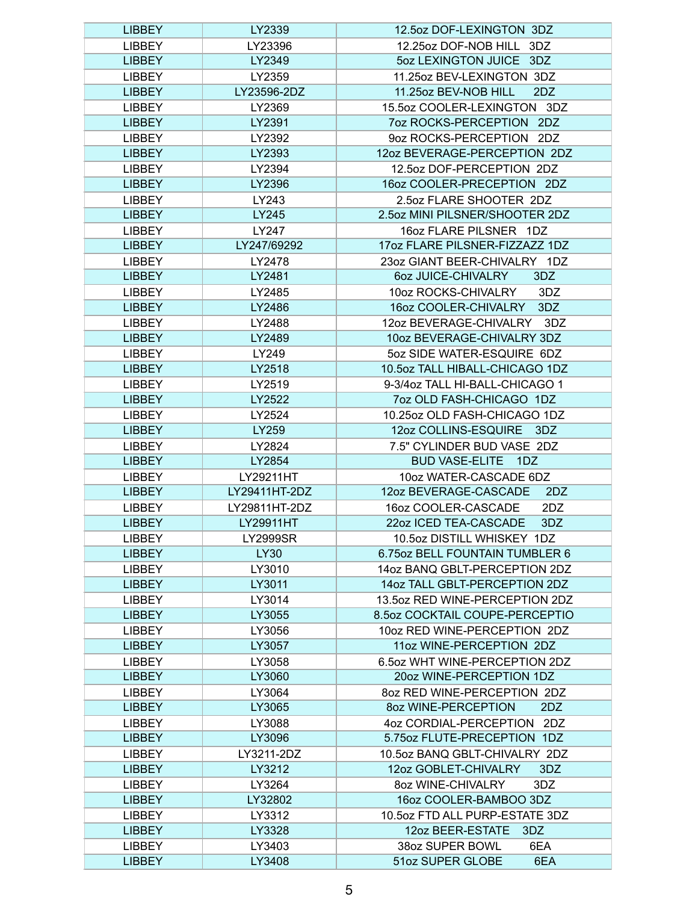| | | |
|---|---|---|
| LIBBEY | LY2339 | 12.5oz DOF-LEXINGTON 3DZ |
| LIBBEY | LY23396 | 12.25oz DOF-NOB HILL 3DZ |
| LIBBEY | LY2349 | 5oz LEXINGTON JUICE 3DZ |
| LIBBEY | LY2359 | 11.25oz BEV-LEXINGTON 3DZ |
| LIBBEY | LY23596-2DZ | 11.25oz BEV-NOB HILL 2DZ |
| LIBBEY | LY2369 | 15.5oz COOLER-LEXINGTON 3DZ |
| LIBBEY | LY2391 | 7oz ROCKS-PERCEPTION 2DZ |
| LIBBEY | LY2392 | 9oz ROCKS-PERCEPTION 2DZ |
| LIBBEY | LY2393 | 12oz BEVERAGE-PERCEPTION 2DZ |
| LIBBEY | LY2394 | 12.5oz DOF-PERCEPTION 2DZ |
| LIBBEY | LY2396 | 16oz COOLER-PRECEPTION 2DZ |
| LIBBEY | LY243 | 2.5oz FLARE SHOOTER 2DZ |
| LIBBEY | LY245 | 2.5oz MINI PILSNER/SHOOTER 2DZ |
| LIBBEY | LY247 | 16oz FLARE PILSNER 1DZ |
| LIBBEY | LY247/69292 | 17oz FLARE PILSNER-FIZZAZZ 1DZ |
| LIBBEY | LY2478 | 23oz GIANT BEER-CHIVALRY 1DZ |
| LIBBEY | LY2481 | 6oz JUICE-CHIVALRY 3DZ |
| LIBBEY | LY2485 | 10oz ROCKS-CHIVALRY 3DZ |
| LIBBEY | LY2486 | 16oz COOLER-CHIVALRY 3DZ |
| LIBBEY | LY2488 | 12oz BEVERAGE-CHIVALRY 3DZ |
| LIBBEY | LY2489 | 10oz BEVERAGE-CHIVALRY 3DZ |
| LIBBEY | LY249 | 5oz SIDE WATER-ESQUIRE 6DZ |
| LIBBEY | LY2518 | 10.5oz TALL HIBALL-CHICAGO 1DZ |
| LIBBEY | LY2519 | 9-3/4oz TALL HI-BALL-CHICAGO 1 |
| LIBBEY | LY2522 | 7oz OLD FASH-CHICAGO 1DZ |
| LIBBEY | LY2524 | 10.25oz OLD FASH-CHICAGO 1DZ |
| LIBBEY | LY259 | 12oz COLLINS-ESQUIRE 3DZ |
| LIBBEY | LY2824 | 7.5" CYLINDER BUD VASE 2DZ |
| LIBBEY | LY2854 | BUD VASE-ELITE 1DZ |
| LIBBEY | LY29211HT | 10oz WATER-CASCADE 6DZ |
| LIBBEY | LY29411HT-2DZ | 12oz BEVERAGE-CASCADE 2DZ |
| LIBBEY | LY29811HT-2DZ | 16oz COOLER-CASCADE 2DZ |
| LIBBEY | LY29911HT | 22oz ICED TEA-CASCADE 3DZ |
| LIBBEY | LY2999SR | 10.5oz DISTILL WHISKEY 1DZ |
| LIBBEY | LY30 | 6.75oz BELL FOUNTAIN TUMBLER 6 |
| LIBBEY | LY3010 | 14oz BANQ GBLT-PERCEPTION 2DZ |
| LIBBEY | LY3011 | 14oz TALL GBLT-PERCEPTION 2DZ |
| LIBBEY | LY3014 | 13.5oz RED WINE-PERCEPTION 2DZ |
| LIBBEY | LY3055 | 8.5oz COCKTAIL COUPE-PERCEPTIO |
| LIBBEY | LY3056 | 10oz RED WINE-PERCEPTION 2DZ |
| LIBBEY | LY3057 | 11oz WINE-PERCEPTION 2DZ |
| LIBBEY | LY3058 | 6.5oz WHT WINE-PERCEPTION 2DZ |
| LIBBEY | LY3060 | 20oz WINE-PERCEPTION 1DZ |
| LIBBEY | LY3064 | 8oz RED WINE-PERCEPTION 2DZ |
| LIBBEY | LY3065 | 8oz WINE-PERCEPTION 2DZ |
| LIBBEY | LY3088 | 4oz CORDIAL-PERCEPTION 2DZ |
| LIBBEY | LY3096 | 5.75oz FLUTE-PRECEPTION 1DZ |
| LIBBEY | LY3211-2DZ | 10.5oz BANQ GBLT-CHIVALRY 2DZ |
| LIBBEY | LY3212 | 12oz GOBLET-CHIVALRY 3DZ |
| LIBBEY | LY3264 | 8oz WINE-CHIVALRY 3DZ |
| LIBBEY | LY32802 | 16oz COOLER-BAMBOO 3DZ |
| LIBBEY | LY3312 | 10.5oz FTD ALL PURP-ESTATE 3DZ |
| LIBBEY | LY3328 | 12oz BEER-ESTATE 3DZ |
| LIBBEY | LY3403 | 38oz SUPER BOWL 6EA |
| LIBBEY | LY3408 | 51oz SUPER GLOBE 6EA |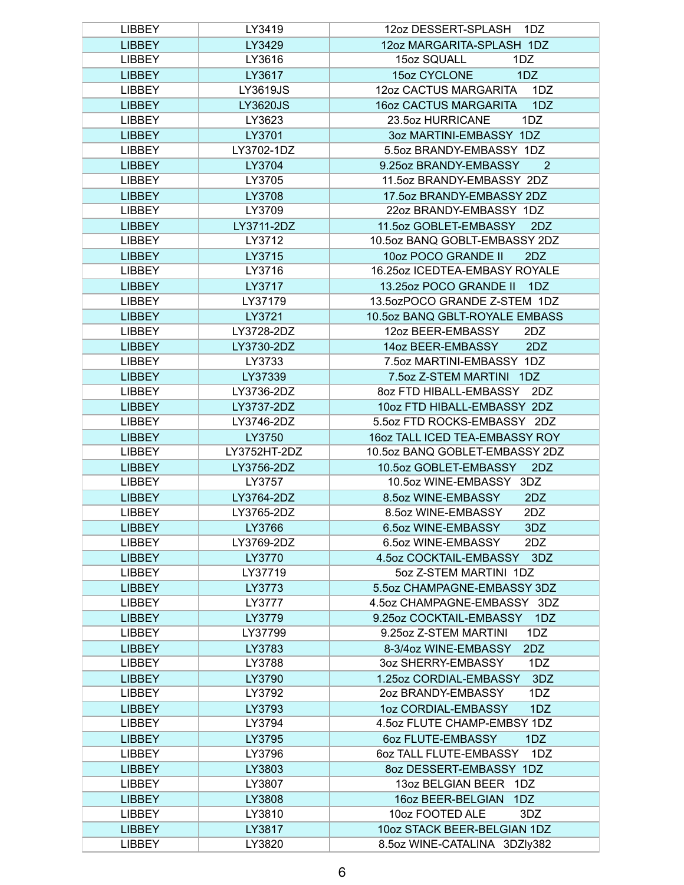| | | |
|---|---|---|
| LIBBEY | LY3419 | 12oz DESSERT-SPLASH 1DZ |
| LIBBEY | LY3429 | 12oz MARGARITA-SPLASH 1DZ |
| LIBBEY | LY3616 | 15oz SQUALL 1DZ |
| LIBBEY | LY3617 | 15oz CYCLONE 1DZ |
| LIBBEY | LY3619JS | 12oz CACTUS MARGARITA 1DZ |
| LIBBEY | LY3620JS | 16oz CACTUS MARGARITA 1DZ |
| LIBBEY | LY3623 | 23.5oz HURRICANE 1DZ |
| LIBBEY | LY3701 | 3oz MARTINI-EMBASSY 1DZ |
| LIBBEY | LY3702-1DZ | 5.5oz BRANDY-EMBASSY 1DZ |
| LIBBEY | LY3704 | 9.25oz BRANDY-EMBASSY 2 |
| LIBBEY | LY3705 | 11.5oz BRANDY-EMBASSY 2DZ |
| LIBBEY | LY3708 | 17.5oz BRANDY-EMBASSY 2DZ |
| LIBBEY | LY3709 | 22oz BRANDY-EMBASSY 1DZ |
| LIBBEY | LY3711-2DZ | 11.5oz GOBLET-EMBASSY 2DZ |
| LIBBEY | LY3712 | 10.5oz BANQ GOBLT-EMBASSY 2DZ |
| LIBBEY | LY3715 | 10oz POCO GRANDE II 2DZ |
| LIBBEY | LY3716 | 16.25oz ICEDTEA-EMBASY ROYALE |
| LIBBEY | LY3717 | 13.25oz POCO GRANDE II 1DZ |
| LIBBEY | LY37179 | 13.5ozPOCO GRANDE Z-STEM 1DZ |
| LIBBEY | LY3721 | 10.5oz BANQ GBLT-ROYALE EMBASS |
| LIBBEY | LY3728-2DZ | 12oz BEER-EMBASSY 2DZ |
| LIBBEY | LY3730-2DZ | 14oz BEER-EMBASSY 2DZ |
| LIBBEY | LY3733 | 7.5oz MARTINI-EMBASSY 1DZ |
| LIBBEY | LY37339 | 7.5oz Z-STEM MARTINI 1DZ |
| LIBBEY | LY3736-2DZ | 8oz FTD HIBALL-EMBASSY 2DZ |
| LIBBEY | LY3737-2DZ | 10oz FTD HIBALL-EMBASSY 2DZ |
| LIBBEY | LY3746-2DZ | 5.5oz FTD ROCKS-EMBASSY 2DZ |
| LIBBEY | LY3750 | 16oz TALL ICED TEA-EMBASSY ROY |
| LIBBEY | LY3752HT-2DZ | 10.5oz BANQ GOBLET-EMBASSY 2DZ |
| LIBBEY | LY3756-2DZ | 10.5oz GOBLET-EMBASSY 2DZ |
| LIBBEY | LY3757 | 10.5oz WINE-EMBASSY 3DZ |
| LIBBEY | LY3764-2DZ | 8.5oz WINE-EMBASSY 2DZ |
| LIBBEY | LY3765-2DZ | 8.5oz WINE-EMBASSY 2DZ |
| LIBBEY | LY3766 | 6.5oz WINE-EMBASSY 3DZ |
| LIBBEY | LY3769-2DZ | 6.5oz WINE-EMBASSY 2DZ |
| LIBBEY | LY3770 | 4.5oz COCKTAIL-EMBASSY 3DZ |
| LIBBEY | LY37719 | 5oz Z-STEM MARTINI 1DZ |
| LIBBEY | LY3773 | 5.5oz CHAMPAGNE-EMBASSY 3DZ |
| LIBBEY | LY3777 | 4.5oz CHAMPAGNE-EMBASSY 3DZ |
| LIBBEY | LY3779 | 9.25oz COCKTAIL-EMBASSY 1DZ |
| LIBBEY | LY37799 | 9.25oz Z-STEM MARTINI 1DZ |
| LIBBEY | LY3783 | 8-3/4oz WINE-EMBASSY 2DZ |
| LIBBEY | LY3788 | 3oz SHERRY-EMBASSY 1DZ |
| LIBBEY | LY3790 | 1.25oz CORDIAL-EMBASSY 3DZ |
| LIBBEY | LY3792 | 2oz BRANDY-EMBASSY 1DZ |
| LIBBEY | LY3793 | 1oz CORDIAL-EMBASSY 1DZ |
| LIBBEY | LY3794 | 4.5oz FLUTE CHAMP-EMBSY 1DZ |
| LIBBEY | LY3795 | 6oz FLUTE-EMBASSY 1DZ |
| LIBBEY | LY3796 | 6oz TALL FLUTE-EMBASSY 1DZ |
| LIBBEY | LY3803 | 8oz DESSERT-EMBASSY 1DZ |
| LIBBEY | LY3807 | 13oz BELGIAN BEER 1DZ |
| LIBBEY | LY3808 | 16oz BEER-BELGIAN 1DZ |
| LIBBEY | LY3810 | 10oz FOOTED ALE 3DZ |
| LIBBEY | LY3817 | 10oz STACK BEER-BELGIAN 1DZ |
| LIBBEY | LY3820 | 8.5oz WINE-CATALINA 3DZly382 |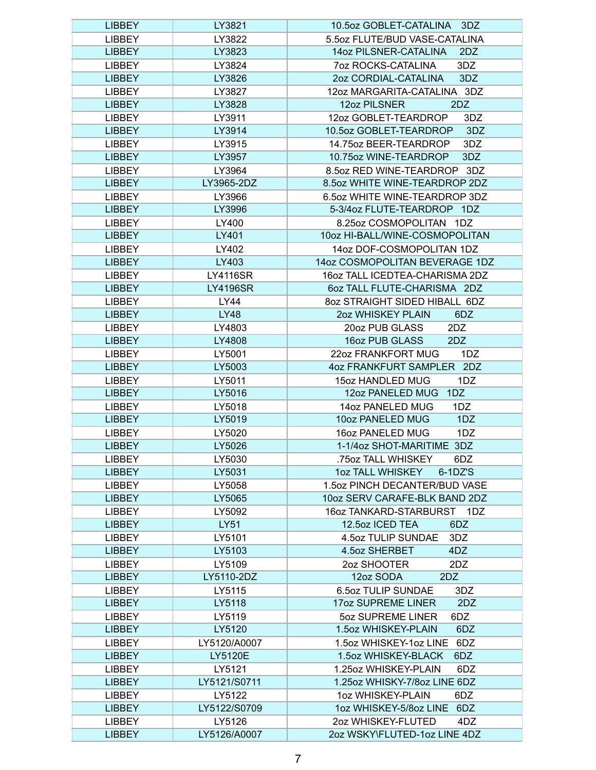| LIBBEY | LY3821 | 10.5oz GOBLET-CATALINA 3DZ |
|---|---|---|
| LIBBEY | LY3822 | 5.5oz FLUTE/BUD VASE-CATALINA |
| LIBBEY | LY3823 | 14oz PILSNER-CATALINA 2DZ |
| LIBBEY | LY3824 | 7oz ROCKS-CATALINA 3DZ |
| LIBBEY | LY3826 | 2oz CORDIAL-CATALINA 3DZ |
| LIBBEY | LY3827 | 12oz MARGARITA-CATALINA 3DZ |
| LIBBEY | LY3828 | 12oz PILSNER 2DZ |
| LIBBEY | LY3911 | 12oz GOBLET-TEARDROP 3DZ |
| LIBBEY | LY3914 | 10.5oz GOBLET-TEARDROP 3DZ |
| LIBBEY | LY3915 | 14.75oz BEER-TEARDROP 3DZ |
| LIBBEY | LY3957 | 10.75oz WINE-TEARDROP 3DZ |
| LIBBEY | LY3964 | 8.5oz RED WINE-TEARDROP 3DZ |
| LIBBEY | LY3965-2DZ | 8.5oz WHITE WINE-TEARDROP 2DZ |
| LIBBEY | LY3966 | 6.5oz WHITE WINE-TEARDROP 3DZ |
| LIBBEY | LY3996 | 5-3/4oz FLUTE-TEARDROP 1DZ |
| LIBBEY | LY400 | 8.25oz COSMOPOLITAN 1DZ |
| LIBBEY | LY401 | 10oz HI-BALL/WINE-COSMOPOLITAN |
| LIBBEY | LY402 | 14oz DOF-COSMOPOLITAN 1DZ |
| LIBBEY | LY403 | 14oz COSMOPOLITAN BEVERAGE 1DZ |
| LIBBEY | LY4116SR | 16oz TALL ICEDTEA-CHARISMA 2DZ |
| LIBBEY | LY4196SR | 6oz TALL FLUTE-CHARISMA 2DZ |
| LIBBEY | LY44 | 8oz STRAIGHT SIDED HIBALL 6DZ |
| LIBBEY | LY48 | 2oz WHISKEY PLAIN 6DZ |
| LIBBEY | LY4803 | 20oz PUB GLASS 2DZ |
| LIBBEY | LY4808 | 16oz PUB GLASS 2DZ |
| LIBBEY | LY5001 | 22oz FRANKFORT MUG 1DZ |
| LIBBEY | LY5003 | 4oz FRANKFURT SAMPLER 2DZ |
| LIBBEY | LY5011 | 15oz HANDLED MUG 1DZ |
| LIBBEY | LY5016 | 12oz PANELED MUG 1DZ |
| LIBBEY | LY5018 | 14oz PANELED MUG 1DZ |
| LIBBEY | LY5019 | 10oz PANELED MUG 1DZ |
| LIBBEY | LY5020 | 16oz PANELED MUG 1DZ |
| LIBBEY | LY5026 | 1-1/4oz SHOT-MARITIME 3DZ |
| LIBBEY | LY5030 | .75oz TALL WHISKEY 6DZ |
| LIBBEY | LY5031 | 1oz TALL WHISKEY 6-1DZ'S |
| LIBBEY | LY5058 | 1.5oz PINCH DECANTER/BUD VASE |
| LIBBEY | LY5065 | 10oz SERV CARAFE-BLK BAND 2DZ |
| LIBBEY | LY5092 | 16oz TANKARD-STARBURST 1DZ |
| LIBBEY | LY51 | 12.5oz ICED TEA 6DZ |
| LIBBEY | LY5101 | 4.5oz TULIP SUNDAE 3DZ |
| LIBBEY | LY5103 | 4.5oz SHERBET 4DZ |
| LIBBEY | LY5109 | 2oz SHOOTER 2DZ |
| LIBBEY | LY5110-2DZ | 12oz SODA 2DZ |
| LIBBEY | LY5115 | 6.5oz TULIP SUNDAE 3DZ |
| LIBBEY | LY5118 | 17oz SUPREME LINER 2DZ |
| LIBBEY | LY5119 | 5oz SUPREME LINER 6DZ |
| LIBBEY | LY5120 | 1.5oz WHISKEY-PLAIN 6DZ |
| LIBBEY | LY5120/A0007 | 1.5oz WHISKEY-1oz LINE 6DZ |
| LIBBEY | LY5120E | 1.5oz WHISKEY-BLACK 6DZ |
| LIBBEY | LY5121 | 1.25oz WHISKEY-PLAIN 6DZ |
| LIBBEY | LY5121/S0711 | 1.25oz WHISKY-7/8oz LINE 6DZ |
| LIBBEY | LY5122 | 1oz WHISKEY-PLAIN 6DZ |
| LIBBEY | LY5122/S0709 | 1oz WHISKEY-5/8oz LINE 6DZ |
| LIBBEY | LY5126 | 2oz WHISKEY-FLUTED 4DZ |
| LIBBEY | LY5126/A0007 | 2oz WSKY\FLUTED-1oz LINE 4DZ |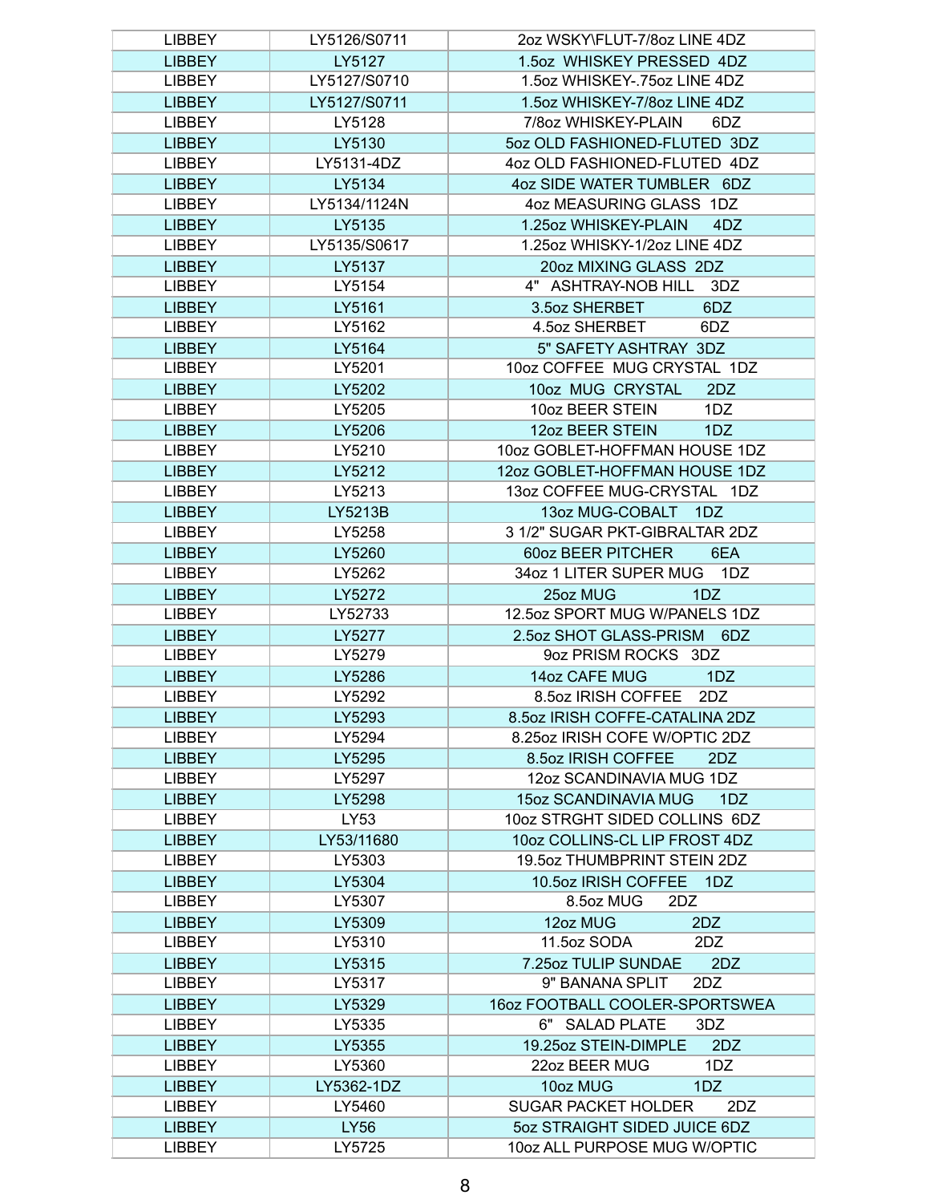| LIBBEY | LY5126/S0711 | 2oz WSKY\FLUT-7/8oz LINE 4DZ |
|---|---|---|
| LIBBEY | LY5127 | 1.5oz WHISKEY PRESSED 4DZ |
| LIBBEY | LY5127/S0710 | 1.5oz WHISKEY-.75oz LINE 4DZ |
| LIBBEY | LY5127/S0711 | 1.5oz WHISKEY-7/8oz LINE 4DZ |
| LIBBEY | LY5128 | 7/8oz WHISKEY-PLAIN 6DZ |
| LIBBEY | LY5130 | 5oz OLD FASHIONED-FLUTED 3DZ |
| LIBBEY | LY5131-4DZ | 4oz OLD FASHIONED-FLUTED 4DZ |
| LIBBEY | LY5134 | 4oz SIDE WATER TUMBLER 6DZ |
| LIBBEY | LY5134/1124N | 4oz MEASURING GLASS 1DZ |
| LIBBEY | LY5135 | 1.25oz WHISKEY-PLAIN 4DZ |
| LIBBEY | LY5135/S0617 | 1.25oz WHISKY-1/2oz LINE 4DZ |
| LIBBEY | LY5137 | 20oz MIXING GLASS 2DZ |
| LIBBEY | LY5154 | 4" ASHTRAY-NOB HILL 3DZ |
| LIBBEY | LY5161 | 3.5oz SHERBET 6DZ |
| LIBBEY | LY5162 | 4.5oz SHERBET 6DZ |
| LIBBEY | LY5164 | 5" SAFETY ASHTRAY 3DZ |
| LIBBEY | LY5201 | 10oz COFFEE MUG CRYSTAL 1DZ |
| LIBBEY | LY5202 | 10oz MUG CRYSTAL 2DZ |
| LIBBEY | LY5205 | 10oz BEER STEIN 1DZ |
| LIBBEY | LY5206 | 12oz BEER STEIN 1DZ |
| LIBBEY | LY5210 | 10oz GOBLET-HOFFMAN HOUSE 1DZ |
| LIBBEY | LY5212 | 12oz GOBLET-HOFFMAN HOUSE 1DZ |
| LIBBEY | LY5213 | 13oz COFFEE MUG-CRYSTAL 1DZ |
| LIBBEY | LY5213B | 13oz MUG-COBALT 1DZ |
| LIBBEY | LY5258 | 3 1/2" SUGAR PKT-GIBRALTAR 2DZ |
| LIBBEY | LY5260 | 60oz BEER PITCHER 6EA |
| LIBBEY | LY5262 | 34oz 1 LITER SUPER MUG 1DZ |
| LIBBEY | LY5272 | 25oz MUG 1DZ |
| LIBBEY | LY52733 | 12.5oz SPORT MUG W/PANELS 1DZ |
| LIBBEY | LY5277 | 2.5oz SHOT GLASS-PRISM 6DZ |
| LIBBEY | LY5279 | 9oz PRISM ROCKS 3DZ |
| LIBBEY | LY5286 | 14oz CAFE MUG 1DZ |
| LIBBEY | LY5292 | 8.5oz IRISH COFFEE 2DZ |
| LIBBEY | LY5293 | 8.5oz IRISH COFFE-CATALINA 2DZ |
| LIBBEY | LY5294 | 8.25oz IRISH COFE W/OPTIC 2DZ |
| LIBBEY | LY5295 | 8.5oz IRISH COFFEE 2DZ |
| LIBBEY | LY5297 | 12oz SCANDINAVIA MUG 1DZ |
| LIBBEY | LY5298 | 15oz SCANDINAVIA MUG 1DZ |
| LIBBEY | LY53 | 10oz STRGHT SIDED COLLINS 6DZ |
| LIBBEY | LY53/11680 | 10oz COLLINS-CL LIP FROST 4DZ |
| LIBBEY | LY5303 | 19.5oz THUMBPRINT STEIN 2DZ |
| LIBBEY | LY5304 | 10.5oz IRISH COFFEE 1DZ |
| LIBBEY | LY5307 | 8.5oz MUG 2DZ |
| LIBBEY | LY5309 | 12oz MUG 2DZ |
| LIBBEY | LY5310 | 11.5oz SODA 2DZ |
| LIBBEY | LY5315 | 7.25oz TULIP SUNDAE 2DZ |
| LIBBEY | LY5317 | 9" BANANA SPLIT 2DZ |
| LIBBEY | LY5329 | 16oz FOOTBALL COOLER-SPORTSWEA |
| LIBBEY | LY5335 | 6" SALAD PLATE 3DZ |
| LIBBEY | LY5355 | 19.25oz STEIN-DIMPLE 2DZ |
| LIBBEY | LY5360 | 22oz BEER MUG 1DZ |
| LIBBEY | LY5362-1DZ | 10oz MUG 1DZ |
| LIBBEY | LY5460 | SUGAR PACKET HOLDER 2DZ |
| LIBBEY | LY56 | 5oz STRAIGHT SIDED JUICE 6DZ |
| LIBBEY | LY5725 | 10oz ALL PURPOSE MUG W/OPTIC |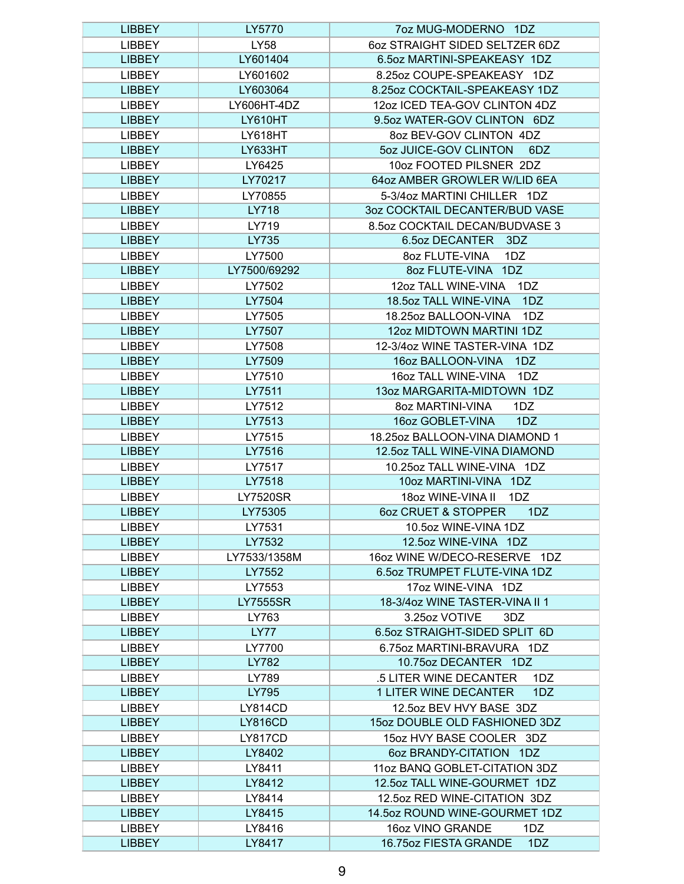| LIBBEY | LY5770 | 7oz MUG-MODERNO 1DZ |
|---|---|---|
| LIBBEY | LY58 | 6oz STRAIGHT SIDED SELTZER 6DZ |
| LIBBEY | LY601404 | 6.5oz MARTINI-SPEAKEASY 1DZ |
| LIBBEY | LY601602 | 8.25oz COUPE-SPEAKEASY 1DZ |
| LIBBEY | LY603064 | 8.25oz COCKTAIL-SPEAKEASY 1DZ |
| LIBBEY | LY606HT-4DZ | 12oz ICED TEA-GOV CLINTON 4DZ |
| LIBBEY | LY610HT | 9.5oz WATER-GOV CLINTON 6DZ |
| LIBBEY | LY618HT | 8oz BEV-GOV CLINTON 4DZ |
| LIBBEY | LY633HT | 5oz JUICE-GOV CLINTON 6DZ |
| LIBBEY | LY6425 | 10oz FOOTED PILSNER 2DZ |
| LIBBEY | LY70217 | 64oz AMBER GROWLER W/LID 6EA |
| LIBBEY | LY70855 | 5-3/4oz MARTINI CHILLER 1DZ |
| LIBBEY | LY718 | 3oz COCKTAIL DECANTER/BUD VASE |
| LIBBEY | LY719 | 8.5oz COCKTAIL DECAN/BUDVASE 3 |
| LIBBEY | LY735 | 6.5oz DECANTER 3DZ |
| LIBBEY | LY7500 | 8oz FLUTE-VINA 1DZ |
| LIBBEY | LY7500/69292 | 8oz FLUTE-VINA 1DZ |
| LIBBEY | LY7502 | 12oz TALL WINE-VINA 1DZ |
| LIBBEY | LY7504 | 18.5oz TALL WINE-VINA 1DZ |
| LIBBEY | LY7505 | 18.25oz BALLOON-VINA 1DZ |
| LIBBEY | LY7507 | 12oz MIDTOWN MARTINI 1DZ |
| LIBBEY | LY7508 | 12-3/4oz WINE TASTER-VINA 1DZ |
| LIBBEY | LY7509 | 16oz BALLOON-VINA 1DZ |
| LIBBEY | LY7510 | 16oz TALL WINE-VINA 1DZ |
| LIBBEY | LY7511 | 13oz MARGARITA-MIDTOWN 1DZ |
| LIBBEY | LY7512 | 8oz MARTINI-VINA 1DZ |
| LIBBEY | LY7513 | 16oz GOBLET-VINA 1DZ |
| LIBBEY | LY7515 | 18.25oz BALLOON-VINA DIAMOND 1 |
| LIBBEY | LY7516 | 12.5oz TALL WINE-VINA DIAMOND |
| LIBBEY | LY7517 | 10.25oz TALL WINE-VINA 1DZ |
| LIBBEY | LY7518 | 10oz MARTINI-VINA 1DZ |
| LIBBEY | LY7520SR | 18oz WINE-VINA II 1DZ |
| LIBBEY | LY75305 | 6oz CRUET & STOPPER 1DZ |
| LIBBEY | LY7531 | 10.5oz WINE-VINA 1DZ |
| LIBBEY | LY7532 | 12.5oz WINE-VINA 1DZ |
| LIBBEY | LY7533/1358M | 16oz WINE W/DECO-RESERVE 1DZ |
| LIBBEY | LY7552 | 6.5oz TRUMPET FLUTE-VINA 1DZ |
| LIBBEY | LY7553 | 17oz WINE-VINA 1DZ |
| LIBBEY | LY7555SR | 18-3/4oz WINE TASTER-VINA II 1 |
| LIBBEY | LY763 | 3.25oz VOTIVE 3DZ |
| LIBBEY | LY77 | 6.5oz STRAIGHT-SIDED SPLIT 6D |
| LIBBEY | LY7700 | 6.75oz MARTINI-BRAVURA 1DZ |
| LIBBEY | LY782 | 10.75oz DECANTER 1DZ |
| LIBBEY | LY789 | .5 LITER WINE DECANTER 1DZ |
| LIBBEY | LY795 | 1 LITER WINE DECANTER 1DZ |
| LIBBEY | LY814CD | 12.5oz BEV HVY BASE 3DZ |
| LIBBEY | LY816CD | 15oz DOUBLE OLD FASHIONED 3DZ |
| LIBBEY | LY817CD | 15oz HVY BASE COOLER 3DZ |
| LIBBEY | LY8402 | 6oz BRANDY-CITATION 1DZ |
| LIBBEY | LY8411 | 11oz BANQ GOBLET-CITATION 3DZ |
| LIBBEY | LY8412 | 12.5oz TALL WINE-GOURMET 1DZ |
| LIBBEY | LY8414 | 12.5oz RED WINE-CITATION 3DZ |
| LIBBEY | LY8415 | 14.5oz ROUND WINE-GOURMET 1DZ |
| LIBBEY | LY8416 | 16oz VINO GRANDE 1DZ |
| LIBBEY | LY8417 | 16.75oz FIESTA GRANDE 1DZ |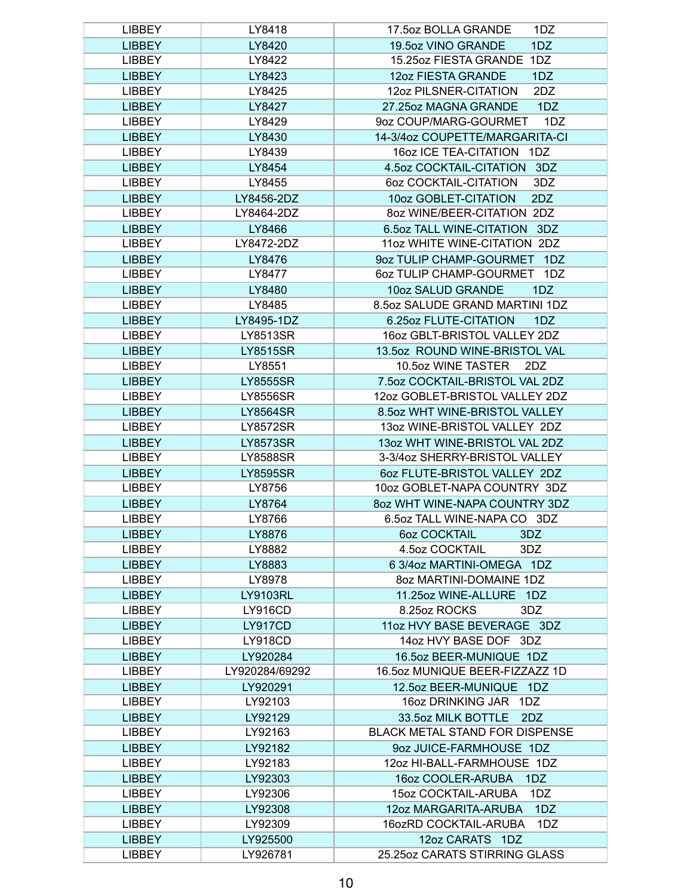| LIBBEY | LY8418 | 17.5oz BOLLA GRANDE 1DZ |
|---|---|---|
| LIBBEY | LY8420 | 19.5oz VINO GRANDE 1DZ |
| LIBBEY | LY8422 | 15.25oz FIESTA GRANDE 1DZ |
| LIBBEY | LY8423 | 12oz FIESTA GRANDE 1DZ |
| LIBBEY | LY8425 | 12oz PILSNER-CITATION 2DZ |
| LIBBEY | LY8427 | 27.25oz MAGNA GRANDE 1DZ |
| LIBBEY | LY8429 | 9oz COUP/MARG-GOURMET 1DZ |
| LIBBEY | LY8430 | 14-3/4oz COUPETTE/MARGARITA-CI |
| LIBBEY | LY8439 | 16oz ICE TEA-CITATION 1DZ |
| LIBBEY | LY8454 | 4.5oz COCKTAIL-CITATION 3DZ |
| LIBBEY | LY8455 | 6oz COCKTAIL-CITATION 3DZ |
| LIBBEY | LY8456-2DZ | 10oz GOBLET-CITATION 2DZ |
| LIBBEY | LY8464-2DZ | 8oz WINE/BEER-CITATION 2DZ |
| LIBBEY | LY8466 | 6.5oz TALL WINE-CITATION 3DZ |
| LIBBEY | LY8472-2DZ | 11oz WHITE WINE-CITATION 2DZ |
| LIBBEY | LY8476 | 9oz TULIP CHAMP-GOURMET 1DZ |
| LIBBEY | LY8477 | 6oz TULIP CHAMP-GOURMET 1DZ |
| LIBBEY | LY8480 | 10oz SALUD GRANDE 1DZ |
| LIBBEY | LY8485 | 8.5oz SALUDE GRAND MARTINI 1DZ |
| LIBBEY | LY8495-1DZ | 6.25oz FLUTE-CITATION 1DZ |
| LIBBEY | LY8513SR | 16oz GBLT-BRISTOL VALLEY 2DZ |
| LIBBEY | LY8515SR | 13.5oz ROUND WINE-BRISTOL VAL |
| LIBBEY | LY8551 | 10.5oz WINE TASTER 2DZ |
| LIBBEY | LY8555SR | 7.5oz COCKTAIL-BRISTOL VAL 2DZ |
| LIBBEY | LY8556SR | 12oz GOBLET-BRISTOL VALLEY 2DZ |
| LIBBEY | LY8564SR | 8.5oz WHT WINE-BRISTOL VALLEY |
| LIBBEY | LY8572SR | 13oz WINE-BRISTOL VALLEY 2DZ |
| LIBBEY | LY8573SR | 13oz WHT WINE-BRISTOL VAL 2DZ |
| LIBBEY | LY8588SR | 3-3/4oz SHERRY-BRISTOL VALLEY |
| LIBBEY | LY8595SR | 6oz FLUTE-BRISTOL VALLEY 2DZ |
| LIBBEY | LY8756 | 10oz GOBLET-NAPA COUNTRY 3DZ |
| LIBBEY | LY8764 | 8oz WHT WINE-NAPA COUNTRY 3DZ |
| LIBBEY | LY8766 | 6.5oz TALL WINE-NAPA CO 3DZ |
| LIBBEY | LY8876 | 6oz COCKTAIL 3DZ |
| LIBBEY | LY8882 | 4.5oz COCKTAIL 3DZ |
| LIBBEY | LY8883 | 6 3/4oz MARTINI-OMEGA 1DZ |
| LIBBEY | LY8978 | 8oz MARTINI-DOMAINE 1DZ |
| LIBBEY | LY9103RL | 11.25oz WINE-ALLURE 1DZ |
| LIBBEY | LY916CD | 8.25oz ROCKS 3DZ |
| LIBBEY | LY917CD | 11oz HVY BASE BEVERAGE 3DZ |
| LIBBEY | LY918CD | 14oz HVY BASE DOF 3DZ |
| LIBBEY | LY920284 | 16.5oz BEER-MUNIQUE 1DZ |
| LIBBEY | LY920284/69292 | 16.5oz MUNIQUE BEER-FIZZAZZ 1D |
| LIBBEY | LY920291 | 12.5oz BEER-MUNIQUE 1DZ |
| LIBBEY | LY92103 | 16oz DRINKING JAR 1DZ |
| LIBBEY | LY92129 | 33.5oz MILK BOTTLE 2DZ |
| LIBBEY | LY92163 | BLACK METAL STAND FOR DISPENSE |
| LIBBEY | LY92182 | 9oz JUICE-FARMHOUSE 1DZ |
| LIBBEY | LY92183 | 12oz HI-BALL-FARMHOUSE 1DZ |
| LIBBEY | LY92303 | 16oz COOLER-ARUBA 1DZ |
| LIBBEY | LY92306 | 15oz COCKTAIL-ARUBA 1DZ |
| LIBBEY | LY92308 | 12oz MARGARITA-ARUBA 1DZ |
| LIBBEY | LY92309 | 16ozRD COCKTAIL-ARUBA 1DZ |
| LIBBEY | LY925500 | 12oz CARATS 1DZ |
| LIBBEY | LY926781 | 25.25oz CARATS STIRRING GLASS |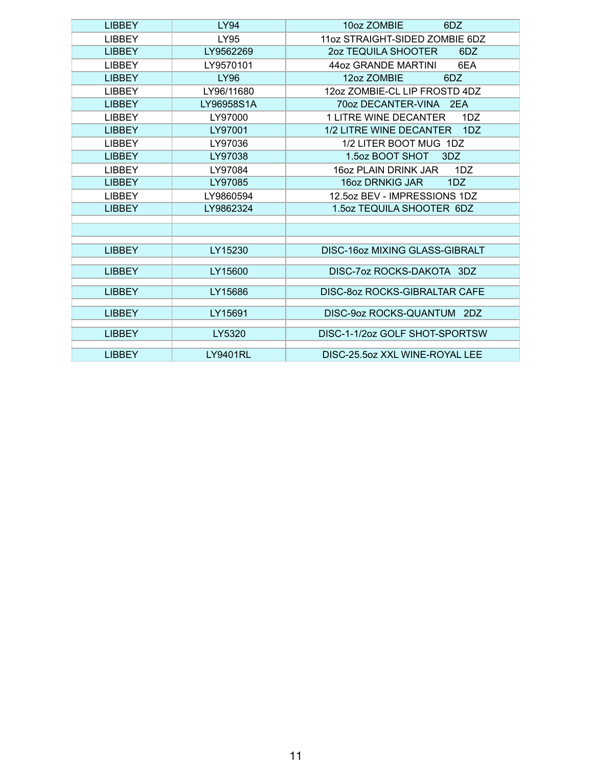| LIBBEY | LY94 | 10oz ZOMBIE 6DZ |
|---|---|---|
| LIBBEY | LY95 | 11oz STRAIGHT-SIDED ZOMBIE 6DZ |
| LIBBEY | LY9562269 | 2oz TEQUILA SHOOTER 6DZ |
| LIBBEY | LY9570101 | 44oz GRANDE MARTINI 6EA |
| LIBBEY | LY96 | 12oz ZOMBIE 6DZ |
| LIBBEY | LY96/11680 | 12oz ZOMBIE-CL LIP FROSTD 4DZ |
| LIBBEY | LY96958S1A | 70oz DECANTER-VINA 2EA |
| LIBBEY | LY97000 | 1 LITRE WINE DECANTER 1DZ |
| LIBBEY | LY97001 | 1/2 LITRE WINE DECANTER 1DZ |
| LIBBEY | LY97036 | 1/2 LITER BOOT MUG 1DZ |
| LIBBEY | LY97038 | 1.5oz BOOT SHOT 3DZ |
| LIBBEY | LY97084 | 16oz PLAIN DRINK JAR 1DZ |
| LIBBEY | LY97085 | 16oz DRNKIG JAR 1DZ |
| LIBBEY | LY9860594 | 12.5oz BEV - IMPRESSIONS 1DZ |
| LIBBEY | LY9862324 | 1.5oz TEQUILA SHOOTER 6DZ |
| | | |
| | | |
| | | |
| LIBBEY | LY15230 | DISC-16oz MIXING GLASS-GIBRALT |
| | | |
| LIBBEY | LY15600 | DISC-7oz ROCKS-DAKOTA 3DZ |
| | | |
| LIBBEY | LY15686 | DISC-8oz ROCKS-GIBRALTAR CAFE |
| | | |
| LIBBEY | LY15691 | DISC-9oz ROCKS-QUANTUM 2DZ |
| | | |
| LIBBEY | LY5320 | DISC-1-1/2oz GOLF SHOT-SPORTSW |
| | | |
| LIBBEY | LY9401RL | DISC-25.5oz XXL WINE-ROYAL LEE |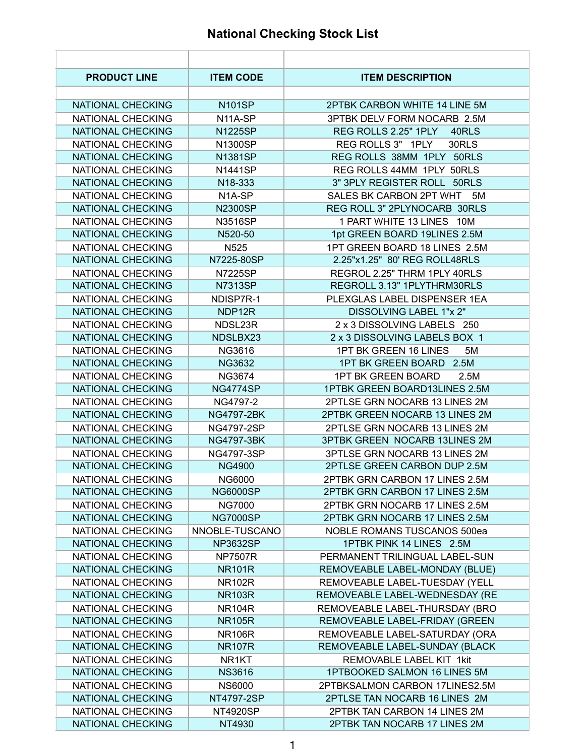# National Checking Stock List

| PRODUCT LINE | ITEM CODE | ITEM DESCRIPTION |
|---|---|---|
| NATIONAL CHECKING | N101SP | 2PTBK CARBON WHITE 14 LINE 5M |
| NATIONAL CHECKING | N11A-SP | 3PTBK DELV FORM NOCARB 2.5M |
| NATIONAL CHECKING | N1225SP | REG ROLLS 2.25" 1PLY 40RLS |
| NATIONAL CHECKING | N1300SP | REG ROLLS 3" 1PLY 30RLS |
| NATIONAL CHECKING | N1381SP | REG ROLLS 38MM 1PLY 50RLS |
| NATIONAL CHECKING | N1441SP | REG ROLLS 44MM 1PLY 50RLS |
| NATIONAL CHECKING | N18-333 | 3" 3PLY REGISTER ROLL 50RLS |
| NATIONAL CHECKING | N1A-SP | SALES BK CARBON 2PT WHT 5M |
| NATIONAL CHECKING | N2300SP | REG ROLL 3" 2PLYNOCARB 30RLS |
| NATIONAL CHECKING | N3516SP | 1 PART WHITE 13 LINES 10M |
| NATIONAL CHECKING | N520-50 | 1pt GREEN BOARD 19LINES 2.5M |
| NATIONAL CHECKING | N525 | 1PT GREEN BOARD 18 LINES 2.5M |
| NATIONAL CHECKING | N7225-80SP | 2.25"x1.25" 80' REG ROLL48RLS |
| NATIONAL CHECKING | N7225SP | REGROL 2.25" THRM 1PLY 40RLS |
| NATIONAL CHECKING | N7313SP | REGROLL 3.13" 1PLYTHRM30RLS |
| NATIONAL CHECKING | NDISP7R-1 | PLEXGLAS LABEL DISPENSER 1EA |
| NATIONAL CHECKING | NDP12R | DISSOLVING LABEL 1"x 2" |
| NATIONAL CHECKING | NDSL23R | 2 x 3 DISSOLVING LABELS 250 |
| NATIONAL CHECKING | NDSLBX23 | 2 x 3 DISSOLVING LABELS BOX 1 |
| NATIONAL CHECKING | NG3616 | 1PT BK GREEN 16 LINES 5M |
| NATIONAL CHECKING | NG3632 | 1PT BK GREEN BOARD 2.5M |
| NATIONAL CHECKING | NG3674 | 1PT BK GREEN BOARD 2.5M |
| NATIONAL CHECKING | NG4774SP | 1PTBK GREEN BOARD13LINES 2.5M |
| NATIONAL CHECKING | NG4797-2 | 2PTLSE GRN NOCARB 13 LINES 2M |
| NATIONAL CHECKING | NG4797-2BK | 2PTBK GREEN NOCARB 13 LINES 2M |
| NATIONAL CHECKING | NG4797-2SP | 2PTLSE GRN NOCARB 13 LINES 2M |
| NATIONAL CHECKING | NG4797-3BK | 3PTBK GREEN NOCARB 13LINES 2M |
| NATIONAL CHECKING | NG4797-3SP | 3PTLSE GRN NOCARB 13 LINES 2M |
| NATIONAL CHECKING | NG4900 | 2PTLSE GREEN CARBON DUP 2.5M |
| NATIONAL CHECKING | NG6000 | 2PTBK GRN CARBON 17 LINES 2.5M |
| NATIONAL CHECKING | NG6000SP | 2PTBK GRN CARBON 17 LINES 2.5M |
| NATIONAL CHECKING | NG7000 | 2PTBK GRN NOCARB 17 LINES 2.5M |
| NATIONAL CHECKING | NG7000SP | 2PTBK GRN NOCARB 17 LINES 2.5M |
| NATIONAL CHECKING | NNOBLE-TUSCANO | NOBLE ROMANS TUSCANOS 500ea |
| NATIONAL CHECKING | NP3632SP | 1PTBK PINK 14 LINES 2.5M |
| NATIONAL CHECKING | NP7507R | PERMANENT TRILINGUAL LABEL-SUN |
| NATIONAL CHECKING | NR101R | REMOVEABLE LABEL-MONDAY (BLUE) |
| NATIONAL CHECKING | NR102R | REMOVEABLE LABEL-TUESDAY (YELL |
| NATIONAL CHECKING | NR103R | REMOVEABLE LABEL-WEDNESDAY (RE |
| NATIONAL CHECKING | NR104R | REMOVEABLE LABEL-THURSDAY (BRO |
| NATIONAL CHECKING | NR105R | REMOVEABLE LABEL-FRIDAY (GREEN |
| NATIONAL CHECKING | NR106R | REMOVEABLE LABEL-SATURDAY (ORA |
| NATIONAL CHECKING | NR107R | REMOVEABLE LABEL-SUNDAY (BLACK |
| NATIONAL CHECKING | NR1KT | REMOVABLE LABEL KIT 1kit |
| NATIONAL CHECKING | NS3616 | 1PTBOOKED SALMON 16 LINES 5M |
| NATIONAL CHECKING | NS6000 | 2PTBKSALMON CARBON 17LINES2.5M |
| NATIONAL CHECKING | NT4797-2SP | 2PTLSE TAN NOCARB 16 LINES 2M |
| NATIONAL CHECKING | NT4920SP | 2PTBK TAN CARBON 14 LINES 2M |
| NATIONAL CHECKING | NT4930 | 2PTBK TAN NOCARB 17 LINES 2M |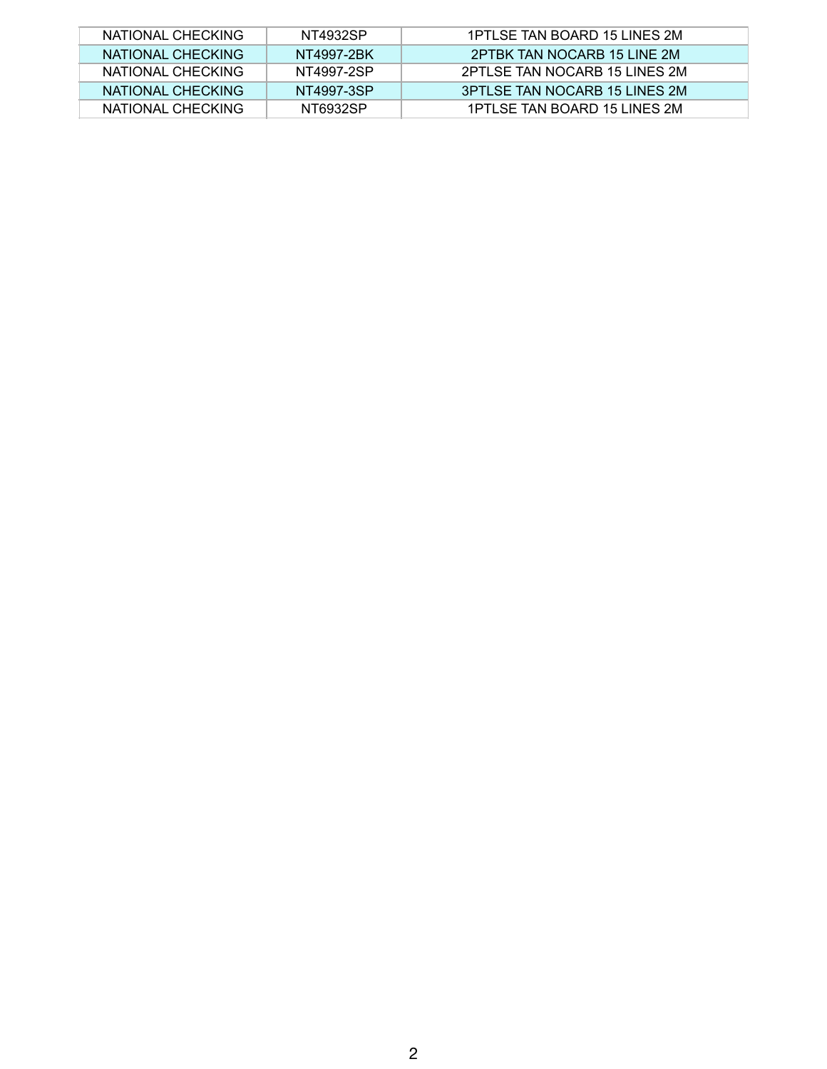| | | |
|---|---|---|
| NATIONAL CHECKING | NT4932SP | 1PTLSE TAN BOARD 15 LINES 2M |
| NATIONAL CHECKING | NT4997-2BK | 2PTBK TAN NOCARB 15 LINE 2M |
| NATIONAL CHECKING | NT4997-2SP | 2PTLSE TAN NOCARB 15 LINES 2M |
| NATIONAL CHECKING | NT4997-3SP | 3PTLSE TAN NOCARB 15 LINES 2M |
| NATIONAL CHECKING | NT6932SP | 1PTLSE TAN BOARD 15 LINES 2M |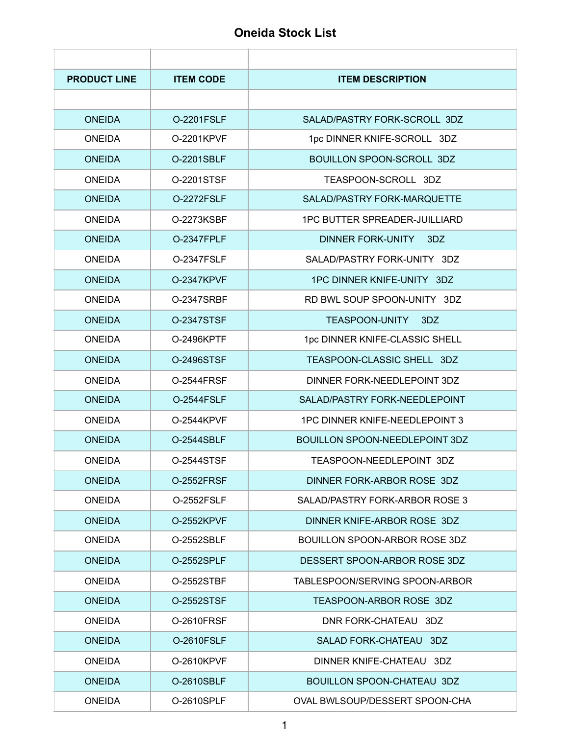## Oneida Stock List

| PRODUCT LINE | ITEM CODE | ITEM DESCRIPTION |
|---|---|---|
| | | |
| ONEIDA | O-2201FSLF | SALAD/PASTRY FORK-SCROLL 3DZ |
| ONEIDA | O-2201KPVF | 1pc DINNER KNIFE-SCROLL 3DZ |
| ONEIDA | O-2201SBLF | BOUILLON SPOON-SCROLL 3DZ |
| ONEIDA | O-2201STSF | TEASPOON-SCROLL 3DZ |
| ONEIDA | O-2272FSLF | SALAD/PASTRY FORK-MARQUETTE |
| ONEIDA | O-2273KSBF | 1PC BUTTER SPREADER-JUILLIARD |
| ONEIDA | O-2347FPLF | DINNER FORK-UNITY 3DZ |
| ONEIDA | O-2347FSLF | SALAD/PASTRY FORK-UNITY 3DZ |
| ONEIDA | O-2347KPVF | 1PC DINNER KNIFE-UNITY 3DZ |
| ONEIDA | O-2347SRBF | RD BWL SOUP SPOON-UNITY 3DZ |
| ONEIDA | O-2347STSF | TEASPOON-UNITY 3DZ |
| ONEIDA | O-2496KPTF | 1pc DINNER KNIFE-CLASSIC SHELL |
| ONEIDA | O-2496STSF | TEASPOON-CLASSIC SHELL 3DZ |
| ONEIDA | O-2544FRSF | DINNER FORK-NEEDLEPOINT 3DZ |
| ONEIDA | O-2544FSLF | SALAD/PASTRY FORK-NEEDLEPOINT |
| ONEIDA | O-2544KPVF | 1PC DINNER KNIFE-NEEDLEPOINT 3 |
| ONEIDA | O-2544SBLF | BOUILLON SPOON-NEEDLEPOINT 3DZ |
| ONEIDA | O-2544STSF | TEASPOON-NEEDLEPOINT 3DZ |
| ONEIDA | O-2552FRSF | DINNER FORK-ARBOR ROSE 3DZ |
| ONEIDA | O-2552FSLF | SALAD/PASTRY FORK-ARBOR ROSE 3 |
| ONEIDA | O-2552KPVF | DINNER KNIFE-ARBOR ROSE 3DZ |
| ONEIDA | O-2552SBLF | BOUILLON SPOON-ARBOR ROSE 3DZ |
| ONEIDA | O-2552SPLF | DESSERT SPOON-ARBOR ROSE 3DZ |
| ONEIDA | O-2552STBF | TABLESPOON/SERVING SPOON-ARBOR |
| ONEIDA | O-2552STSF | TEASPOON-ARBOR ROSE 3DZ |
| ONEIDA | O-2610FRSF | DNR FORK-CHATEAU 3DZ |
| ONEIDA | O-2610FSLF | SALAD FORK-CHATEAU 3DZ |
| ONEIDA | O-2610KPVF | DINNER KNIFE-CHATEAU 3DZ |
| ONEIDA | O-2610SBLF | BOUILLON SPOON-CHATEAU 3DZ |
| ONEIDA | O-2610SPLF | OVAL BWLSOUP/DESSERT SPOON-CHA |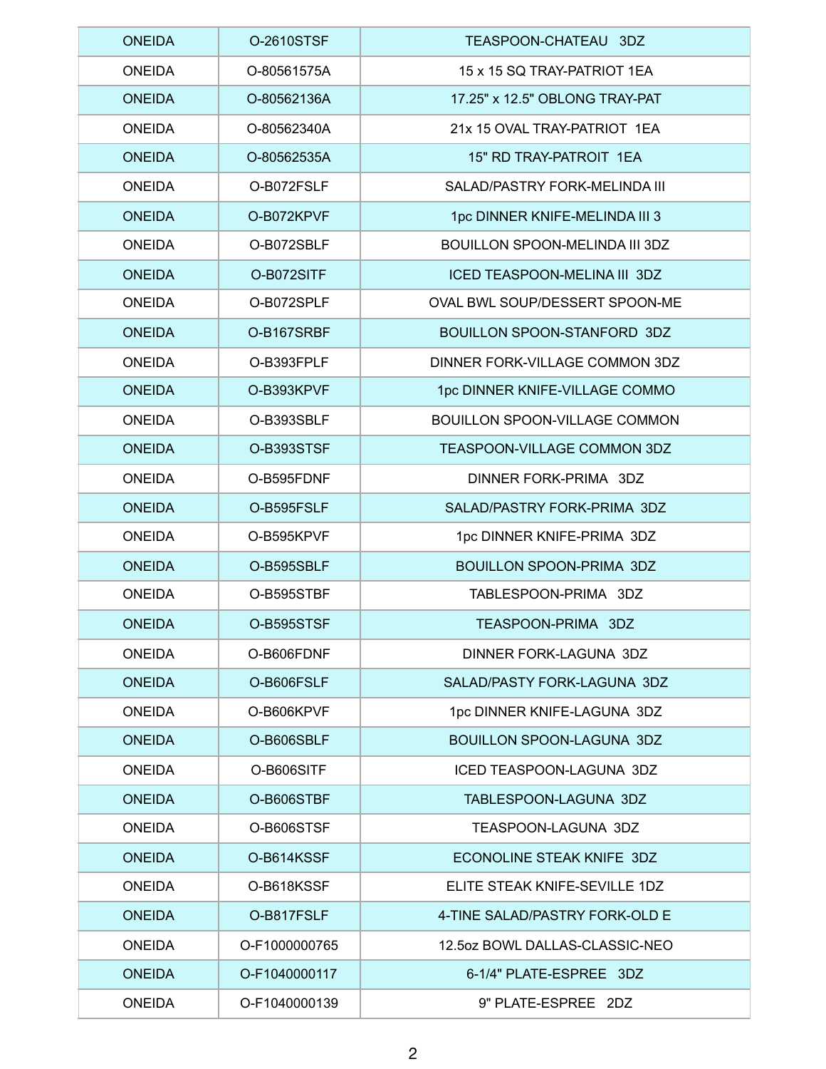| | | |
|---|---|---|
| ONEIDA | O-2610STSF | TEASPOON-CHATEAU 3DZ |
| ONEIDA | O-80561575A | 15 x 15 SQ TRAY-PATRIOT 1EA |
| ONEIDA | O-80562136A | 17.25" x 12.5" OBLONG TRAY-PAT |
| ONEIDA | O-80562340A | 21x 15 OVAL TRAY-PATRIOT 1EA |
| ONEIDA | O-80562535A | 15" RD TRAY-PATROIT 1EA |
| ONEIDA | O-B072FSLF | SALAD/PASTRY FORK-MELINDA III |
| ONEIDA | O-B072KPVF | 1pc DINNER KNIFE-MELINDA III 3 |
| ONEIDA | O-B072SBLF | BOUILLON SPOON-MELINDA III 3DZ |
| ONEIDA | O-B072SITF | ICED TEASPOON-MELINA III 3DZ |
| ONEIDA | O-B072SPLF | OVAL BWL SOUP/DESSERT SPOON-ME |
| ONEIDA | O-B167SRBF | BOUILLON SPOON-STANFORD 3DZ |
| ONEIDA | O-B393FPLF | DINNER FORK-VILLAGE COMMON 3DZ |
| ONEIDA | O-B393KPVF | 1pc DINNER KNIFE-VILLAGE COMMO |
| ONEIDA | O-B393SBLF | BOUILLON SPOON-VILLAGE COMMON |
| ONEIDA | O-B393STSF | TEASPOON-VILLAGE COMMON 3DZ |
| ONEIDA | O-B595FDNF | DINNER FORK-PRIMA 3DZ |
| ONEIDA | O-B595FSLF | SALAD/PASTRY FORK-PRIMA 3DZ |
| ONEIDA | O-B595KPVF | 1pc DINNER KNIFE-PRIMA 3DZ |
| ONEIDA | O-B595SBLF | BOUILLON SPOON-PRIMA 3DZ |
| ONEIDA | O-B595STBF | TABLESPOON-PRIMA 3DZ |
| ONEIDA | O-B595STSF | TEASPOON-PRIMA 3DZ |
| ONEIDA | O-B606FDNF | DINNER FORK-LAGUNA 3DZ |
| ONEIDA | O-B606FSLF | SALAD/PASTY FORK-LAGUNA 3DZ |
| ONEIDA | O-B606KPVF | 1pc DINNER KNIFE-LAGUNA 3DZ |
| ONEIDA | O-B606SBLF | BOUILLON SPOON-LAGUNA 3DZ |
| ONEIDA | O-B606SITF | ICED TEASPOON-LAGUNA 3DZ |
| ONEIDA | O-B606STBF | TABLESPOON-LAGUNA 3DZ |
| ONEIDA | O-B606STSF | TEASPOON-LAGUNA 3DZ |
| ONEIDA | O-B614KSSF | ECONOLINE STEAK KNIFE 3DZ |
| ONEIDA | O-B618KSSF | ELITE STEAK KNIFE-SEVILLE 1DZ |
| ONEIDA | O-B817FSLF | 4-TINE SALAD/PASTRY FORK-OLD E |
| ONEIDA | O-F1000000765 | 12.5oz BOWL DALLAS-CLASSIC-NEO |
| ONEIDA | O-F1040000117 | 6-1/4" PLATE-ESPREE 3DZ |
| ONEIDA | O-F1040000139 | 9" PLATE-ESPREE 2DZ |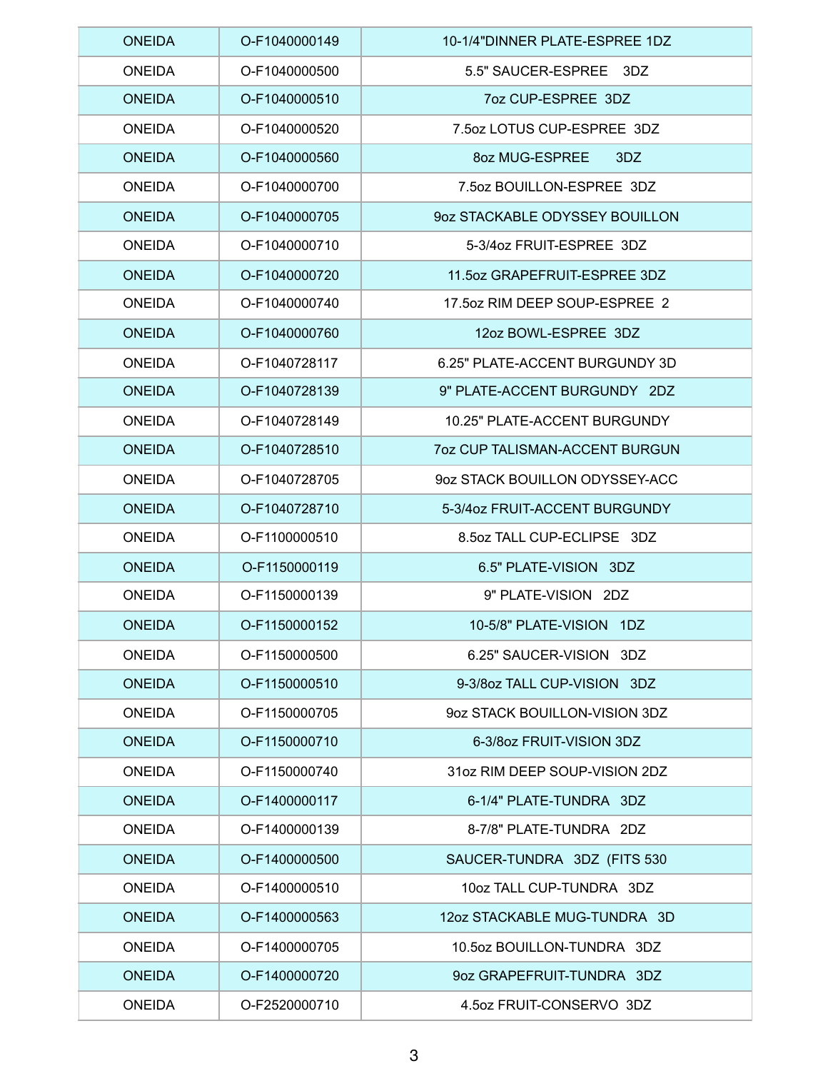| ONEIDA | O-F1040000149 | 10-1/4"DINNER PLATE-ESPREE 1DZ |
|---|---|---|
| ONEIDA | O-F1040000500 | 5.5" SAUCER-ESPREE 3DZ |
| ONEIDA | O-F1040000510 | 7oz CUP-ESPREE 3DZ |
| ONEIDA | O-F1040000520 | 7.5oz LOTUS CUP-ESPREE 3DZ |
| ONEIDA | O-F1040000560 | 8oz MUG-ESPREE 3DZ |
| ONEIDA | O-F1040000700 | 7.5oz BOUILLON-ESPREE 3DZ |
| ONEIDA | O-F1040000705 | 9oz STACKABLE ODYSSEY BOUILLON |
| ONEIDA | O-F1040000710 | 5-3/4oz FRUIT-ESPREE 3DZ |
| ONEIDA | O-F1040000720 | 11.5oz GRAPEFRUIT-ESPREE 3DZ |
| ONEIDA | O-F1040000740 | 17.5oz RIM DEEP SOUP-ESPREE 2 |
| ONEIDA | O-F1040000760 | 12oz BOWL-ESPREE 3DZ |
| ONEIDA | O-F1040728117 | 6.25" PLATE-ACCENT BURGUNDY 3D |
| ONEIDA | O-F1040728139 | 9" PLATE-ACCENT BURGUNDY 2DZ |
| ONEIDA | O-F1040728149 | 10.25" PLATE-ACCENT BURGUNDY |
| ONEIDA | O-F1040728510 | 7oz CUP TALISMAN-ACCENT BURGUN |
| ONEIDA | O-F1040728705 | 9oz STACK BOUILLON ODYSSEY-ACC |
| ONEIDA | O-F1040728710 | 5-3/4oz FRUIT-ACCENT BURGUNDY |
| ONEIDA | O-F1100000510 | 8.5oz TALL CUP-ECLIPSE 3DZ |
| ONEIDA | O-F1150000119 | 6.5" PLATE-VISION 3DZ |
| ONEIDA | O-F1150000139 | 9" PLATE-VISION 2DZ |
| ONEIDA | O-F1150000152 | 10-5/8" PLATE-VISION 1DZ |
| ONEIDA | O-F1150000500 | 6.25" SAUCER-VISION 3DZ |
| ONEIDA | O-F1150000510 | 9-3/8oz TALL CUP-VISION 3DZ |
| ONEIDA | O-F1150000705 | 9oz STACK BOUILLON-VISION 3DZ |
| ONEIDA | O-F1150000710 | 6-3/8oz FRUIT-VISION 3DZ |
| ONEIDA | O-F1150000740 | 31oz RIM DEEP SOUP-VISION 2DZ |
| ONEIDA | O-F1400000117 | 6-1/4" PLATE-TUNDRA 3DZ |
| ONEIDA | O-F1400000139 | 8-7/8" PLATE-TUNDRA 2DZ |
| ONEIDA | O-F1400000500 | SAUCER-TUNDRA 3DZ (FITS 530 |
| ONEIDA | O-F1400000510 | 10oz TALL CUP-TUNDRA 3DZ |
| ONEIDA | O-F1400000563 | 12oz STACKABLE MUG-TUNDRA 3D |
| ONEIDA | O-F1400000705 | 10.5oz BOUILLON-TUNDRA 3DZ |
| ONEIDA | O-F1400000720 | 9oz GRAPEFRUIT-TUNDRA 3DZ |
| ONEIDA | O-F2520000710 | 4.5oz FRUIT-CONSERVO 3DZ |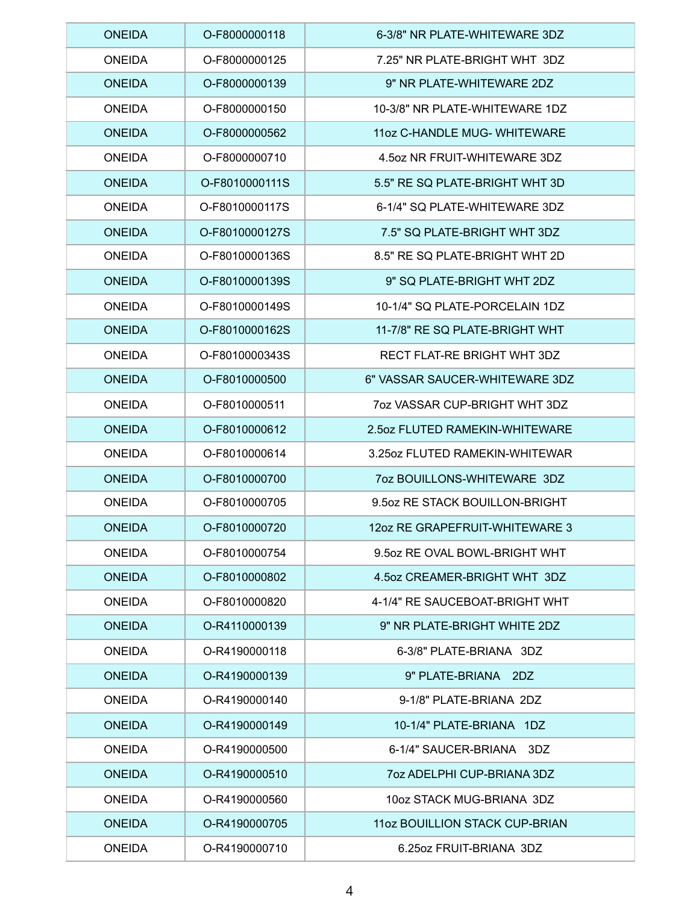| ONEIDA | O-F8000000118 | 6-3/8" NR PLATE-WHITEWARE 3DZ |
|---|---|---|
| ONEIDA | O-F8000000125 | 7.25" NR PLATE-BRIGHT WHT 3DZ |
| ONEIDA | O-F8000000139 | 9" NR PLATE-WHITEWARE 2DZ |
| ONEIDA | O-F8000000150 | 10-3/8" NR PLATE-WHITEWARE 1DZ |
| ONEIDA | O-F8000000562 | 11oz C-HANDLE MUG- WHITEWARE |
| ONEIDA | O-F8000000710 | 4.5oz NR FRUIT-WHITEWARE 3DZ |
| ONEIDA | O-F8010000111S | 5.5" RE SQ PLATE-BRIGHT WHT 3D |
| ONEIDA | O-F8010000117S | 6-1/4" SQ PLATE-WHITEWARE 3DZ |
| ONEIDA | O-F8010000127S | 7.5" SQ PLATE-BRIGHT WHT 3DZ |
| ONEIDA | O-F8010000136S | 8.5" RE SQ PLATE-BRIGHT WHT 2D |
| ONEIDA | O-F8010000139S | 9" SQ PLATE-BRIGHT WHT 2DZ |
| ONEIDA | O-F8010000149S | 10-1/4" SQ PLATE-PORCELAIN 1DZ |
| ONEIDA | O-F8010000162S | 11-7/8" RE SQ PLATE-BRIGHT WHT |
| ONEIDA | O-F8010000343S | RECT FLAT-RE BRIGHT WHT 3DZ |
| ONEIDA | O-F8010000500 | 6" VASSAR SAUCER-WHITEWARE 3DZ |
| ONEIDA | O-F8010000511 | 7oz VASSAR CUP-BRIGHT WHT 3DZ |
| ONEIDA | O-F8010000612 | 2.5oz FLUTED RAMEKIN-WHITEWARE |
| ONEIDA | O-F8010000614 | 3.25oz FLUTED RAMEKIN-WHITEWAR |
| ONEIDA | O-F8010000700 | 7oz BOUILLONS-WHITEWARE 3DZ |
| ONEIDA | O-F8010000705 | 9.5oz RE STACK BOUILLON-BRIGHT |
| ONEIDA | O-F8010000720 | 12oz RE GRAPEFRUIT-WHITEWARE 3 |
| ONEIDA | O-F8010000754 | 9.5oz RE OVAL BOWL-BRIGHT WHT |
| ONEIDA | O-F8010000802 | 4.5oz CREAMER-BRIGHT WHT 3DZ |
| ONEIDA | O-F8010000820 | 4-1/4" RE SAUCEBOAT-BRIGHT WHT |
| ONEIDA | O-R4110000139 | 9" NR PLATE-BRIGHT WHITE 2DZ |
| ONEIDA | O-R4190000118 | 6-3/8" PLATE-BRIANA 3DZ |
| ONEIDA | O-R4190000139 | 9" PLATE-BRIANA 2DZ |
| ONEIDA | O-R4190000140 | 9-1/8" PLATE-BRIANA 2DZ |
| ONEIDA | O-R4190000149 | 10-1/4" PLATE-BRIANA 1DZ |
| ONEIDA | O-R4190000500 | 6-1/4" SAUCER-BRIANA 3DZ |
| ONEIDA | O-R4190000510 | 7oz ADELPHI CUP-BRIANA 3DZ |
| ONEIDA | O-R4190000560 | 10oz STACK MUG-BRIANA 3DZ |
| ONEIDA | O-R4190000705 | 11oz BOUILLION STACK CUP-BRIAN |
| ONEIDA | O-R4190000710 | 6.25oz FRUIT-BRIANA 3DZ |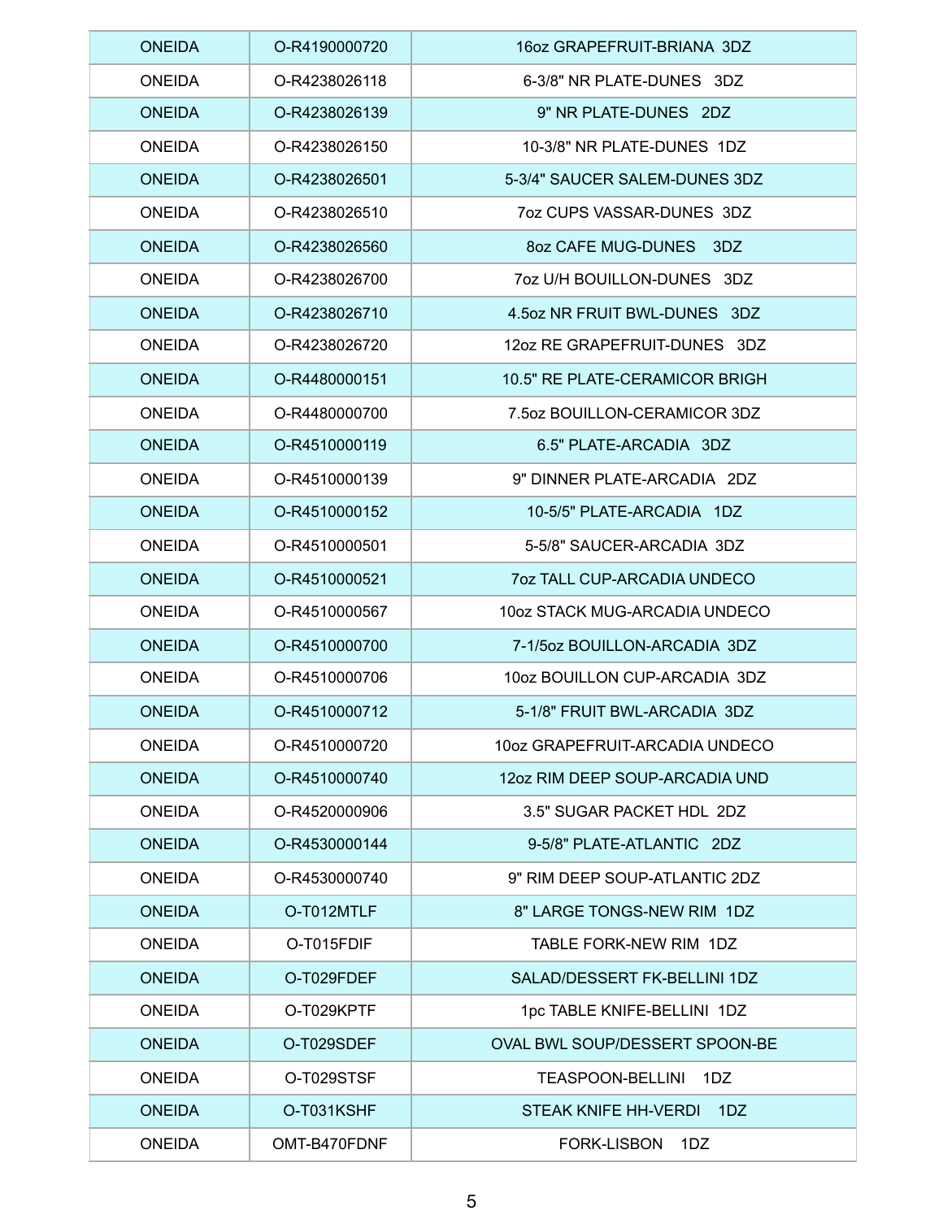| ONEIDA | O-R4190000720 | 16oz GRAPEFRUIT-BRIANA 3DZ |
|---|---|---|
| ONEIDA | O-R4238026118 | 6-3/8" NR PLATE-DUNES 3DZ |
| ONEIDA | O-R4238026139 | 9" NR PLATE-DUNES 2DZ |
| ONEIDA | O-R4238026150 | 10-3/8" NR PLATE-DUNES 1DZ |
| ONEIDA | O-R4238026501 | 5-3/4" SAUCER SALEM-DUNES 3DZ |
| ONEIDA | O-R4238026510 | 7oz CUPS VASSAR-DUNES 3DZ |
| ONEIDA | O-R4238026560 | 8oz CAFE MUG-DUNES 3DZ |
| ONEIDA | O-R4238026700 | 7oz U/H BOUILLON-DUNES 3DZ |
| ONEIDA | O-R4238026710 | 4.5oz NR FRUIT BWL-DUNES 3DZ |
| ONEIDA | O-R4238026720 | 12oz RE GRAPEFRUIT-DUNES 3DZ |
| ONEIDA | O-R4480000151 | 10.5" RE PLATE-CERAMICOR BRIGH |
| ONEIDA | O-R4480000700 | 7.5oz BOUILLON-CERAMICOR 3DZ |
| ONEIDA | O-R4510000119 | 6.5" PLATE-ARCADIA 3DZ |
| ONEIDA | O-R4510000139 | 9" DINNER PLATE-ARCADIA 2DZ |
| ONEIDA | O-R4510000152 | 10-5/5" PLATE-ARCADIA 1DZ |
| ONEIDA | O-R4510000501 | 5-5/8" SAUCER-ARCADIA 3DZ |
| ONEIDA | O-R4510000521 | 7oz TALL CUP-ARCADIA UNDECO |
| ONEIDA | O-R4510000567 | 10oz STACK MUG-ARCADIA UNDECO |
| ONEIDA | O-R4510000700 | 7-1/5oz BOUILLON-ARCADIA 3DZ |
| ONEIDA | O-R4510000706 | 10oz BOUILLON CUP-ARCADIA 3DZ |
| ONEIDA | O-R4510000712 | 5-1/8" FRUIT BWL-ARCADIA 3DZ |
| ONEIDA | O-R4510000720 | 10oz GRAPEFRUIT-ARCADIA UNDECO |
| ONEIDA | O-R4510000740 | 12oz RIM DEEP SOUP-ARCADIA UND |
| ONEIDA | O-R4520000906 | 3.5" SUGAR PACKET HDL 2DZ |
| ONEIDA | O-R4530000144 | 9-5/8" PLATE-ATLANTIC 2DZ |
| ONEIDA | O-R4530000740 | 9" RIM DEEP SOUP-ATLANTIC 2DZ |
| ONEIDA | O-T012MTLF | 8" LARGE TONGS-NEW RIM 1DZ |
| ONEIDA | O-T015FDIF | TABLE FORK-NEW RIM 1DZ |
| ONEIDA | O-T029FDEF | SALAD/DESSERT FK-BELLINI 1DZ |
| ONEIDA | O-T029KPTF | 1pc TABLE KNIFE-BELLINI 1DZ |
| ONEIDA | O-T029SDEF | OVAL BWL SOUP/DESSERT SPOON-BE |
| ONEIDA | O-T029STSF | TEASPOON-BELLINI 1DZ |
| ONEIDA | O-T031KSHF | STEAK KNIFE HH-VERDI 1DZ |
| ONEIDA | OMT-B470FDNF | FORK-LISBON 1DZ |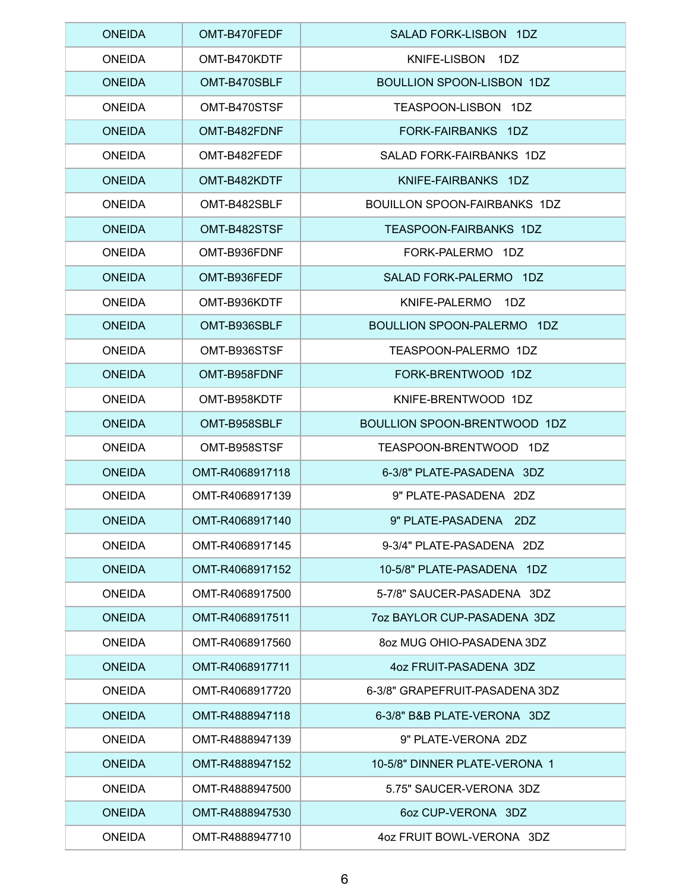| ONEIDA | OMT-B470FEDF | SALAD FORK-LISBON 1DZ |
|---|---|---|
| ONEIDA | OMT-B470KDTF | KNIFE-LISBON 1DZ |
| ONEIDA | OMT-B470SBLF | BOULLION SPOON-LISBON 1DZ |
| ONEIDA | OMT-B470STSF | TEASPOON-LISBON 1DZ |
| ONEIDA | OMT-B482FDNF | FORK-FAIRBANKS 1DZ |
| ONEIDA | OMT-B482FEDF | SALAD FORK-FAIRBANKS 1DZ |
| ONEIDA | OMT-B482KDTF | KNIFE-FAIRBANKS 1DZ |
| ONEIDA | OMT-B482SBLF | BOUILLON SPOON-FAIRBANKS 1DZ |
| ONEIDA | OMT-B482STSF | TEASPOON-FAIRBANKS 1DZ |
| ONEIDA | OMT-B936FDNF | FORK-PALERMO 1DZ |
| ONEIDA | OMT-B936FEDF | SALAD FORK-PALERMO 1DZ |
| ONEIDA | OMT-B936KDTF | KNIFE-PALERMO 1DZ |
| ONEIDA | OMT-B936SBLF | BOULLION SPOON-PALERMO 1DZ |
| ONEIDA | OMT-B936STSF | TEASPOON-PALERMO 1DZ |
| ONEIDA | OMT-B958FDNF | FORK-BRENTWOOD 1DZ |
| ONEIDA | OMT-B958KDTF | KNIFE-BRENTWOOD 1DZ |
| ONEIDA | OMT-B958SBLF | BOULLION SPOON-BRENTWOOD 1DZ |
| ONEIDA | OMT-B958STSF | TEASPOON-BRENTWOOD 1DZ |
| ONEIDA | OMT-R4068917118 | 6-3/8" PLATE-PASADENA 3DZ |
| ONEIDA | OMT-R4068917139 | 9" PLATE-PASADENA 2DZ |
| ONEIDA | OMT-R4068917140 | 9" PLATE-PASADENA 2DZ |
| ONEIDA | OMT-R4068917145 | 9-3/4" PLATE-PASADENA 2DZ |
| ONEIDA | OMT-R4068917152 | 10-5/8" PLATE-PASADENA 1DZ |
| ONEIDA | OMT-R4068917500 | 5-7/8" SAUCER-PASADENA 3DZ |
| ONEIDA | OMT-R4068917511 | 7oz BAYLOR CUP-PASADENA 3DZ |
| ONEIDA | OMT-R4068917560 | 8oz MUG OHIO-PASADENA 3DZ |
| ONEIDA | OMT-R4068917711 | 4oz FRUIT-PASADENA 3DZ |
| ONEIDA | OMT-R4068917720 | 6-3/8" GRAPEFRUIT-PASADENA 3DZ |
| ONEIDA | OMT-R4888947118 | 6-3/8" B&B PLATE-VERONA 3DZ |
| ONEIDA | OMT-R4888947139 | 9" PLATE-VERONA 2DZ |
| ONEIDA | OMT-R4888947152 | 10-5/8" DINNER PLATE-VERONA 1 |
| ONEIDA | OMT-R4888947500 | 5.75" SAUCER-VERONA 3DZ |
| ONEIDA | OMT-R4888947530 | 6oz CUP-VERONA 3DZ |
| ONEIDA | OMT-R4888947710 | 4oz FRUIT BOWL-VERONA 3DZ |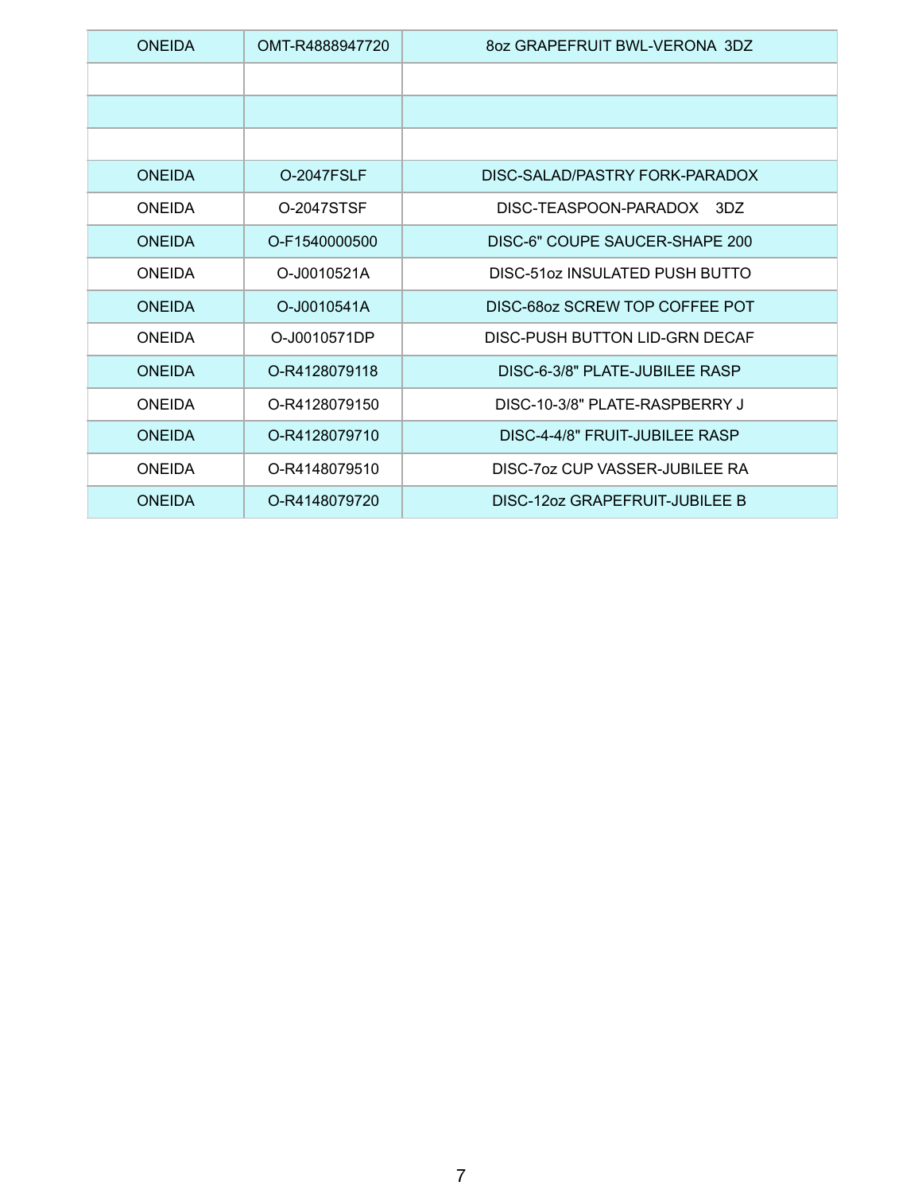| ONEIDA | OMT-R4888947720 | 8oz GRAPEFRUIT BWL-VERONA  3DZ |
|---|---|---|
| | | |
| | | |
| | | |
| ONEIDA | O-2047FSLF | DISC-SALAD/PASTRY FORK-PARADOX |
| ONEIDA | O-2047STSF | DISC-TEASPOON-PARADOX    3DZ |
| ONEIDA | O-F1540000500 | DISC-6" COUPE SAUCER-SHAPE 200 |
| ONEIDA | O-J0010521A | DISC-51oz INSULATED PUSH BUTTO |
| ONEIDA | O-J0010541A | DISC-68oz SCREW TOP COFFEE POT |
| ONEIDA | O-J0010571DP | DISC-PUSH BUTTON LID-GRN DECAF |
| ONEIDA | O-R4128079118 | DISC-6-3/8" PLATE-JUBILEE RASP |
| ONEIDA | O-R4128079150 | DISC-10-3/8" PLATE-RASPBERRY J |
| ONEIDA | O-R4128079710 | DISC-4-4/8" FRUIT-JUBILEE RASP |
| ONEIDA | O-R4148079510 | DISC-7oz CUP VASSER-JUBILEE RA |
| ONEIDA | O-R4148079720 | DISC-12oz GRAPEFRUIT-JUBILEE B |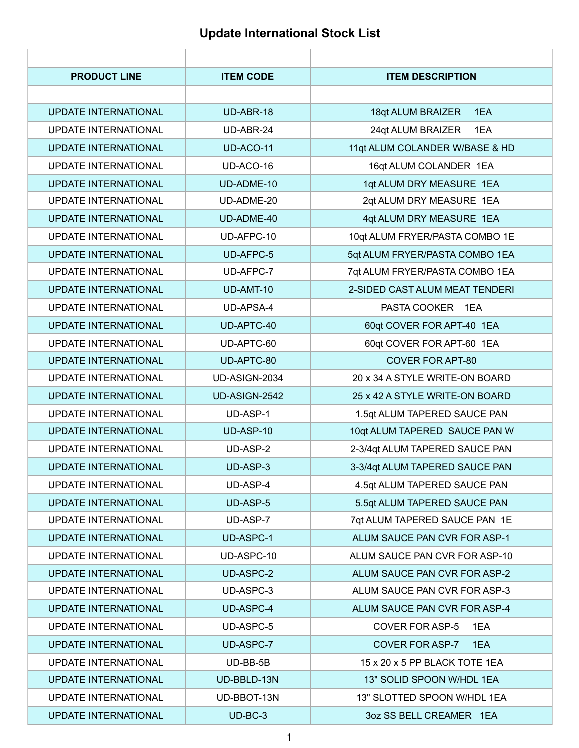# Update International Stock List

| PRODUCT LINE | ITEM CODE | ITEM DESCRIPTION |
|---|---|---|
| | | |
| UPDATE INTERNATIONAL | UD-ABR-18 | 18qt ALUM BRAIZER 1EA |
| UPDATE INTERNATIONAL | UD-ABR-24 | 24qt ALUM BRAIZER 1EA |
| UPDATE INTERNATIONAL | UD-ACO-11 | 11qt ALUM COLANDER W/BASE & HD |
| UPDATE INTERNATIONAL | UD-ACO-16 | 16qt ALUM COLANDER 1EA |
| UPDATE INTERNATIONAL | UD-ADME-10 | 1qt ALUM DRY MEASURE 1EA |
| UPDATE INTERNATIONAL | UD-ADME-20 | 2qt ALUM DRY MEASURE 1EA |
| UPDATE INTERNATIONAL | UD-ADME-40 | 4qt ALUM DRY MEASURE 1EA |
| UPDATE INTERNATIONAL | UD-AFPC-10 | 10qt ALUM FRYER/PASTA COMBO 1E |
| UPDATE INTERNATIONAL | UD-AFPC-5 | 5qt ALUM FRYER/PASTA COMBO 1EA |
| UPDATE INTERNATIONAL | UD-AFPC-7 | 7qt ALUM FRYER/PASTA COMBO 1EA |
| UPDATE INTERNATIONAL | UD-AMT-10 | 2-SIDED CAST ALUM MEAT TENDERI |
| UPDATE INTERNATIONAL | UD-APSA-4 | PASTA COOKER 1EA |
| UPDATE INTERNATIONAL | UD-APTC-40 | 60qt COVER FOR APT-40 1EA |
| UPDATE INTERNATIONAL | UD-APTC-60 | 60qt COVER FOR APT-60 1EA |
| UPDATE INTERNATIONAL | UD-APTC-80 | COVER FOR APT-80 |
| UPDATE INTERNATIONAL | UD-ASIGN-2034 | 20 x 34 A STYLE WRITE-ON BOARD |
| UPDATE INTERNATIONAL | UD-ASIGN-2542 | 25 x 42 A STYLE WRITE-ON BOARD |
| UPDATE INTERNATIONAL | UD-ASP-1 | 1.5qt ALUM TAPERED SAUCE PAN |
| UPDATE INTERNATIONAL | UD-ASP-10 | 10qt ALUM TAPERED SAUCE PAN W |
| UPDATE INTERNATIONAL | UD-ASP-2 | 2-3/4qt ALUM TAPERED SAUCE PAN |
| UPDATE INTERNATIONAL | UD-ASP-3 | 3-3/4qt ALUM TAPERED SAUCE PAN |
| UPDATE INTERNATIONAL | UD-ASP-4 | 4.5qt ALUM TAPERED SAUCE PAN |
| UPDATE INTERNATIONAL | UD-ASP-5 | 5.5qt ALUM TAPERED SAUCE PAN |
| UPDATE INTERNATIONAL | UD-ASP-7 | 7qt ALUM TAPERED SAUCE PAN 1E |
| UPDATE INTERNATIONAL | UD-ASPC-1 | ALUM SAUCE PAN CVR FOR ASP-1 |
| UPDATE INTERNATIONAL | UD-ASPC-10 | ALUM SAUCE PAN CVR FOR ASP-10 |
| UPDATE INTERNATIONAL | UD-ASPC-2 | ALUM SAUCE PAN CVR FOR ASP-2 |
| UPDATE INTERNATIONAL | UD-ASPC-3 | ALUM SAUCE PAN CVR FOR ASP-3 |
| UPDATE INTERNATIONAL | UD-ASPC-4 | ALUM SAUCE PAN CVR FOR ASP-4 |
| UPDATE INTERNATIONAL | UD-ASPC-5 | COVER FOR ASP-5 1EA |
| UPDATE INTERNATIONAL | UD-ASPC-7 | COVER FOR ASP-7 1EA |
| UPDATE INTERNATIONAL | UD-BB-5B | 15 x 20 x 5 PP BLACK TOTE 1EA |
| UPDATE INTERNATIONAL | UD-BBLD-13N | 13" SOLID SPOON W/HDL 1EA |
| UPDATE INTERNATIONAL | UD-BBOT-13N | 13" SLOTTED SPOON W/HDL 1EA |
| UPDATE INTERNATIONAL | UD-BC-3 | 3oz SS BELL CREAMER 1EA |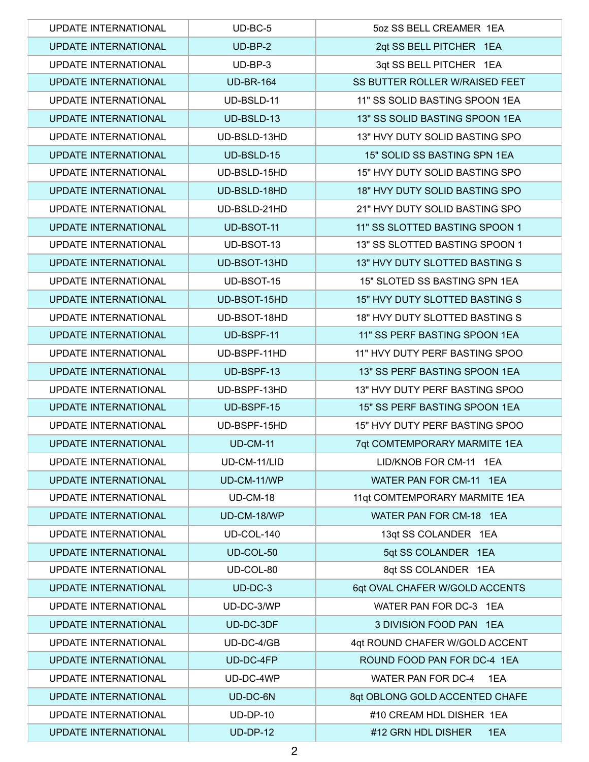| | | |
|---|---|---|
| UPDATE INTERNATIONAL | UD-BC-5 | 5oz SS BELL CREAMER 1EA |
| UPDATE INTERNATIONAL | UD-BP-2 | 2qt SS BELL PITCHER 1EA |
| UPDATE INTERNATIONAL | UD-BP-3 | 3qt SS BELL PITCHER 1EA |
| UPDATE INTERNATIONAL | UD-BR-164 | SS BUTTER ROLLER W/RAISED FEET |
| UPDATE INTERNATIONAL | UD-BSLD-11 | 11" SS SOLID BASTING SPOON 1EA |
| UPDATE INTERNATIONAL | UD-BSLD-13 | 13" SS SOLID BASTING SPOON 1EA |
| UPDATE INTERNATIONAL | UD-BSLD-13HD | 13" HVY DUTY SOLID BASTING SPO |
| UPDATE INTERNATIONAL | UD-BSLD-15 | 15" SOLID SS BASTING SPN 1EA |
| UPDATE INTERNATIONAL | UD-BSLD-15HD | 15" HVY DUTY SOLID BASTING SPO |
| UPDATE INTERNATIONAL | UD-BSLD-18HD | 18" HVY DUTY SOLID BASTING SPO |
| UPDATE INTERNATIONAL | UD-BSLD-21HD | 21" HVY DUTY SOLID BASTING SPO |
| UPDATE INTERNATIONAL | UD-BSOT-11 | 11" SS SLOTTED BASTING SPOON 1 |
| UPDATE INTERNATIONAL | UD-BSOT-13 | 13" SS SLOTTED BASTING SPOON 1 |
| UPDATE INTERNATIONAL | UD-BSOT-13HD | 13" HVY DUTY SLOTTED BASTING S |
| UPDATE INTERNATIONAL | UD-BSOT-15 | 15" SLOTED SS BASTING SPN 1EA |
| UPDATE INTERNATIONAL | UD-BSOT-15HD | 15" HVY DUTY SLOTTED BASTING S |
| UPDATE INTERNATIONAL | UD-BSOT-18HD | 18" HVY DUTY SLOTTED BASTING S |
| UPDATE INTERNATIONAL | UD-BSPF-11 | 11" SS PERF BASTING SPOON 1EA |
| UPDATE INTERNATIONAL | UD-BSPF-11HD | 11" HVY DUTY PERF BASTING SPOO |
| UPDATE INTERNATIONAL | UD-BSPF-13 | 13" SS PERF BASTING SPOON 1EA |
| UPDATE INTERNATIONAL | UD-BSPF-13HD | 13" HVY DUTY PERF BASTING SPOO |
| UPDATE INTERNATIONAL | UD-BSPF-15 | 15" SS PERF BASTING SPOON 1EA |
| UPDATE INTERNATIONAL | UD-BSPF-15HD | 15" HVY DUTY PERF BASTING SPOO |
| UPDATE INTERNATIONAL | UD-CM-11 | 7qt COMTEMPORARY MARMITE 1EA |
| UPDATE INTERNATIONAL | UD-CM-11/LID | LID/KNOB FOR CM-11 1EA |
| UPDATE INTERNATIONAL | UD-CM-11/WP | WATER PAN FOR CM-11 1EA |
| UPDATE INTERNATIONAL | UD-CM-18 | 11qt COMTEMPORARY MARMITE 1EA |
| UPDATE INTERNATIONAL | UD-CM-18/WP | WATER PAN FOR CM-18 1EA |
| UPDATE INTERNATIONAL | UD-COL-140 | 13qt SS COLANDER 1EA |
| UPDATE INTERNATIONAL | UD-COL-50 | 5qt SS COLANDER 1EA |
| UPDATE INTERNATIONAL | UD-COL-80 | 8qt SS COLANDER 1EA |
| UPDATE INTERNATIONAL | UD-DC-3 | 6qt OVAL CHAFER W/GOLD ACCENTS |
| UPDATE INTERNATIONAL | UD-DC-3/WP | WATER PAN FOR DC-3 1EA |
| UPDATE INTERNATIONAL | UD-DC-3DF | 3 DIVISION FOOD PAN 1EA |
| UPDATE INTERNATIONAL | UD-DC-4/GB | 4qt ROUND CHAFER W/GOLD ACCENT |
| UPDATE INTERNATIONAL | UD-DC-4FP | ROUND FOOD PAN FOR DC-4 1EA |
| UPDATE INTERNATIONAL | UD-DC-4WP | WATER PAN FOR DC-4 1EA |
| UPDATE INTERNATIONAL | UD-DC-6N | 8qt OBLONG GOLD ACCENTED CHAFE |
| UPDATE INTERNATIONAL | UD-DP-10 | #10 CREAM HDL DISHER 1EA |
| UPDATE INTERNATIONAL | UD-DP-12 | #12 GRN HDL DISHER 1EA |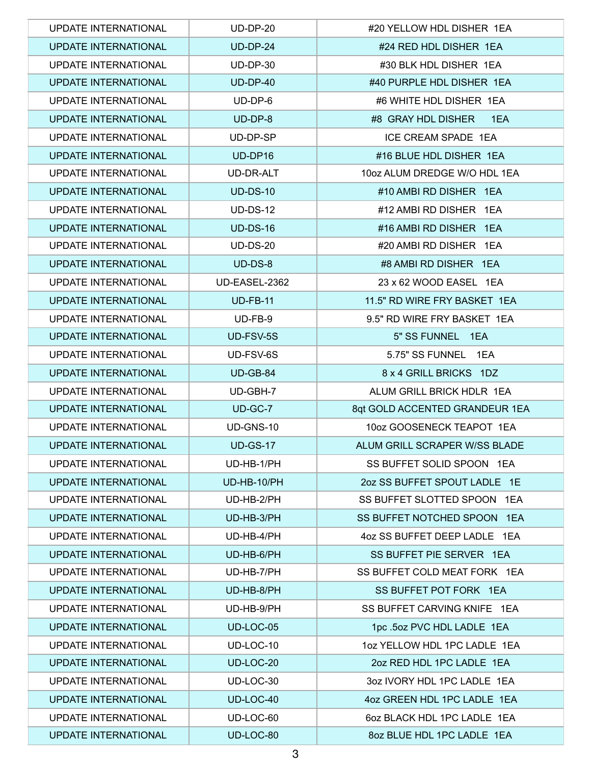| | | |
|---|---|---|
| UPDATE INTERNATIONAL | UD-DP-20 | #20 YELLOW HDL DISHER 1EA |
| UPDATE INTERNATIONAL | UD-DP-24 | #24 RED HDL DISHER 1EA |
| UPDATE INTERNATIONAL | UD-DP-30 | #30 BLK HDL DISHER 1EA |
| UPDATE INTERNATIONAL | UD-DP-40 | #40 PURPLE HDL DISHER 1EA |
| UPDATE INTERNATIONAL | UD-DP-6 | #6 WHITE HDL DISHER 1EA |
| UPDATE INTERNATIONAL | UD-DP-8 | #8 GRAY HDL DISHER 1EA |
| UPDATE INTERNATIONAL | UD-DP-SP | ICE CREAM SPADE 1EA |
| UPDATE INTERNATIONAL | UD-DP16 | #16 BLUE HDL DISHER 1EA |
| UPDATE INTERNATIONAL | UD-DR-ALT | 10oz ALUM DREDGE W/O HDL 1EA |
| UPDATE INTERNATIONAL | UD-DS-10 | #10 AMBI RD DISHER 1EA |
| UPDATE INTERNATIONAL | UD-DS-12 | #12 AMBI RD DISHER 1EA |
| UPDATE INTERNATIONAL | UD-DS-16 | #16 AMBI RD DISHER 1EA |
| UPDATE INTERNATIONAL | UD-DS-20 | #20 AMBI RD DISHER 1EA |
| UPDATE INTERNATIONAL | UD-DS-8 | #8 AMBI RD DISHER 1EA |
| UPDATE INTERNATIONAL | UD-EASEL-2362 | 23 x 62 WOOD EASEL 1EA |
| UPDATE INTERNATIONAL | UD-FB-11 | 11.5" RD WIRE FRY BASKET 1EA |
| UPDATE INTERNATIONAL | UD-FB-9 | 9.5" RD WIRE FRY BASKET 1EA |
| UPDATE INTERNATIONAL | UD-FSV-5S | 5" SS FUNNEL 1EA |
| UPDATE INTERNATIONAL | UD-FSV-6S | 5.75" SS FUNNEL 1EA |
| UPDATE INTERNATIONAL | UD-GB-84 | 8 x 4 GRILL BRICKS 1DZ |
| UPDATE INTERNATIONAL | UD-GBH-7 | ALUM GRILL BRICK HDLR 1EA |
| UPDATE INTERNATIONAL | UD-GC-7 | 8qt GOLD ACCENTED GRANDEUR 1EA |
| UPDATE INTERNATIONAL | UD-GNS-10 | 10oz GOOSENECK TEAPOT 1EA |
| UPDATE INTERNATIONAL | UD-GS-17 | ALUM GRILL SCRAPER W/SS BLADE |
| UPDATE INTERNATIONAL | UD-HB-1/PH | SS BUFFET SOLID SPOON 1EA |
| UPDATE INTERNATIONAL | UD-HB-10/PH | 2oz SS BUFFET SPOUT LADLE 1E |
| UPDATE INTERNATIONAL | UD-HB-2/PH | SS BUFFET SLOTTED SPOON 1EA |
| UPDATE INTERNATIONAL | UD-HB-3/PH | SS BUFFET NOTCHED SPOON 1EA |
| UPDATE INTERNATIONAL | UD-HB-4/PH | 4oz SS BUFFET DEEP LADLE 1EA |
| UPDATE INTERNATIONAL | UD-HB-6/PH | SS BUFFET PIE SERVER 1EA |
| UPDATE INTERNATIONAL | UD-HB-7/PH | SS BUFFET COLD MEAT FORK 1EA |
| UPDATE INTERNATIONAL | UD-HB-8/PH | SS BUFFET POT FORK 1EA |
| UPDATE INTERNATIONAL | UD-HB-9/PH | SS BUFFET CARVING KNIFE 1EA |
| UPDATE INTERNATIONAL | UD-LOC-05 | 1pc .5oz PVC HDL LADLE 1EA |
| UPDATE INTERNATIONAL | UD-LOC-10 | 1oz YELLOW HDL 1PC LADLE 1EA |
| UPDATE INTERNATIONAL | UD-LOC-20 | 2oz RED HDL 1PC LADLE 1EA |
| UPDATE INTERNATIONAL | UD-LOC-30 | 3oz IVORY HDL 1PC LADLE 1EA |
| UPDATE INTERNATIONAL | UD-LOC-40 | 4oz GREEN HDL 1PC LADLE 1EA |
| UPDATE INTERNATIONAL | UD-LOC-60 | 6oz BLACK HDL 1PC LADLE 1EA |
| UPDATE INTERNATIONAL | UD-LOC-80 | 8oz BLUE HDL 1PC LADLE 1EA |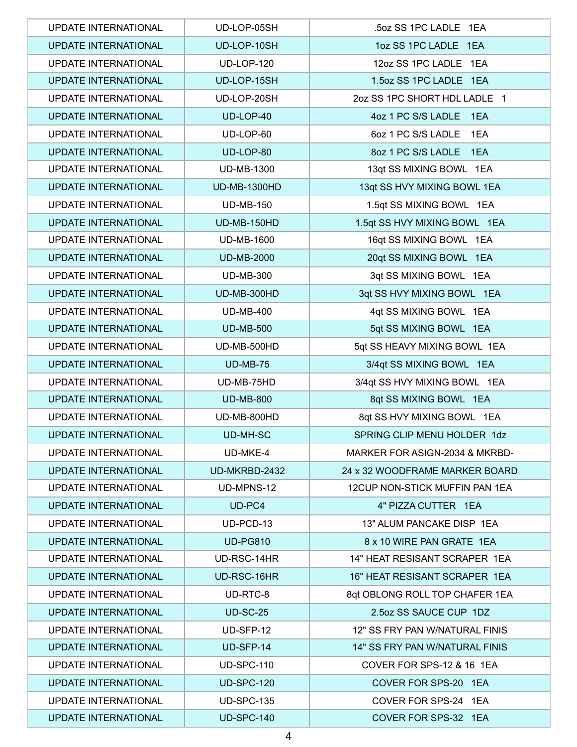| UPDATE INTERNATIONAL | UD-LOP-05SH | .5oz SS 1PC LADLE 1EA |
|---|---|---|
| UPDATE INTERNATIONAL | UD-LOP-10SH | 1oz SS 1PC LADLE 1EA |
| UPDATE INTERNATIONAL | UD-LOP-120 | 12oz SS 1PC LADLE 1EA |
| UPDATE INTERNATIONAL | UD-LOP-15SH | 1.5oz SS 1PC LADLE 1EA |
| UPDATE INTERNATIONAL | UD-LOP-20SH | 2oz SS 1PC SHORT HDL LADLE 1 |
| UPDATE INTERNATIONAL | UD-LOP-40 | 4oz 1 PC S/S LADLE 1EA |
| UPDATE INTERNATIONAL | UD-LOP-60 | 6oz 1 PC S/S LADLE 1EA |
| UPDATE INTERNATIONAL | UD-LOP-80 | 8oz 1 PC S/S LADLE 1EA |
| UPDATE INTERNATIONAL | UD-MB-1300 | 13qt SS MIXING BOWL 1EA |
| UPDATE INTERNATIONAL | UD-MB-1300HD | 13qt SS HVY MIXING BOWL 1EA |
| UPDATE INTERNATIONAL | UD-MB-150 | 1.5qt SS MIXING BOWL 1EA |
| UPDATE INTERNATIONAL | UD-MB-150HD | 1.5qt SS HVY MIXING BOWL 1EA |
| UPDATE INTERNATIONAL | UD-MB-1600 | 16qt SS MIXING BOWL 1EA |
| UPDATE INTERNATIONAL | UD-MB-2000 | 20qt SS MIXING BOWL 1EA |
| UPDATE INTERNATIONAL | UD-MB-300 | 3qt SS MIXING BOWL 1EA |
| UPDATE INTERNATIONAL | UD-MB-300HD | 3qt SS HVY MIXING BOWL 1EA |
| UPDATE INTERNATIONAL | UD-MB-400 | 4qt SS MIXING BOWL 1EA |
| UPDATE INTERNATIONAL | UD-MB-500 | 5qt SS MIXING BOWL 1EA |
| UPDATE INTERNATIONAL | UD-MB-500HD | 5qt SS HEAVY MIXING BOWL 1EA |
| UPDATE INTERNATIONAL | UD-MB-75 | 3/4qt SS MIXING BOWL 1EA |
| UPDATE INTERNATIONAL | UD-MB-75HD | 3/4qt SS HVY MIXING BOWL 1EA |
| UPDATE INTERNATIONAL | UD-MB-800 | 8qt SS MIXING BOWL 1EA |
| UPDATE INTERNATIONAL | UD-MB-800HD | 8qt SS HVY MIXING BOWL 1EA |
| UPDATE INTERNATIONAL | UD-MH-SC | SPRING CLIP MENU HOLDER 1dz |
| UPDATE INTERNATIONAL | UD-MKE-4 | MARKER FOR ASIGN-2034 & MKRBD- |
| UPDATE INTERNATIONAL | UD-MKRBD-2432 | 24 x 32 WOODFRAME MARKER BOARD |
| UPDATE INTERNATIONAL | UD-MPNS-12 | 12CUP NON-STICK MUFFIN PAN 1EA |
| UPDATE INTERNATIONAL | UD-PC4 | 4" PIZZA CUTTER 1EA |
| UPDATE INTERNATIONAL | UD-PCD-13 | 13" ALUM PANCAKE DISP 1EA |
| UPDATE INTERNATIONAL | UD-PG810 | 8 x 10 WIRE PAN GRATE 1EA |
| UPDATE INTERNATIONAL | UD-RSC-14HR | 14" HEAT RESISANT SCRAPER 1EA |
| UPDATE INTERNATIONAL | UD-RSC-16HR | 16" HEAT RESISANT SCRAPER 1EA |
| UPDATE INTERNATIONAL | UD-RTC-8 | 8qt OBLONG ROLL TOP CHAFER 1EA |
| UPDATE INTERNATIONAL | UD-SC-25 | 2.5oz SS SAUCE CUP 1DZ |
| UPDATE INTERNATIONAL | UD-SFP-12 | 12" SS FRY PAN W/NATURAL FINIS |
| UPDATE INTERNATIONAL | UD-SFP-14 | 14" SS FRY PAN W/NATURAL FINIS |
| UPDATE INTERNATIONAL | UD-SPC-110 | COVER FOR SPS-12 & 16 1EA |
| UPDATE INTERNATIONAL | UD-SPC-120 | COVER FOR SPS-20 1EA |
| UPDATE INTERNATIONAL | UD-SPC-135 | COVER FOR SPS-24 1EA |
| UPDATE INTERNATIONAL | UD-SPC-140 | COVER FOR SPS-32 1EA |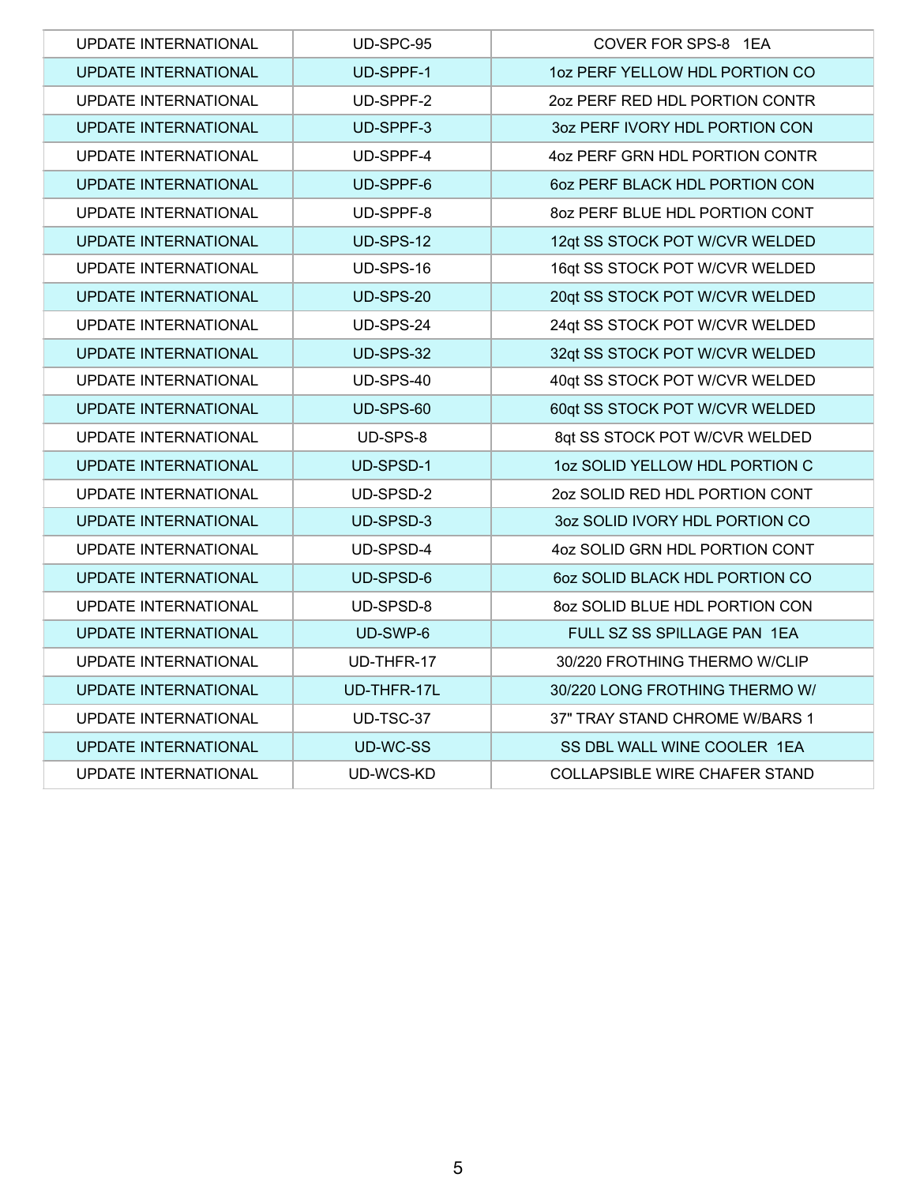| UPDATE INTERNATIONAL | UD-SPC-95 | COVER FOR SPS-8 1EA |
|---|---|---|
| UPDATE INTERNATIONAL | UD-SPPF-1 | 1oz PERF YELLOW HDL PORTION CO |
| UPDATE INTERNATIONAL | UD-SPPF-2 | 2oz PERF RED HDL PORTION CONTR |
| UPDATE INTERNATIONAL | UD-SPPF-3 | 3oz PERF IVORY HDL PORTION CON |
| UPDATE INTERNATIONAL | UD-SPPF-4 | 4oz PERF GRN HDL PORTION CONTR |
| UPDATE INTERNATIONAL | UD-SPPF-6 | 6oz PERF BLACK HDL PORTION CON |
| UPDATE INTERNATIONAL | UD-SPPF-8 | 8oz PERF BLUE HDL PORTION CONT |
| UPDATE INTERNATIONAL | UD-SPS-12 | 12qt SS STOCK POT W/CVR WELDED |
| UPDATE INTERNATIONAL | UD-SPS-16 | 16qt SS STOCK POT W/CVR WELDED |
| UPDATE INTERNATIONAL | UD-SPS-20 | 20qt SS STOCK POT W/CVR WELDED |
| UPDATE INTERNATIONAL | UD-SPS-24 | 24qt SS STOCK POT W/CVR WELDED |
| UPDATE INTERNATIONAL | UD-SPS-32 | 32qt SS STOCK POT W/CVR WELDED |
| UPDATE INTERNATIONAL | UD-SPS-40 | 40qt SS STOCK POT W/CVR WELDED |
| UPDATE INTERNATIONAL | UD-SPS-60 | 60qt SS STOCK POT W/CVR WELDED |
| UPDATE INTERNATIONAL | UD-SPS-8 | 8qt SS STOCK POT W/CVR WELDED |
| UPDATE INTERNATIONAL | UD-SPSD-1 | 1oz SOLID YELLOW HDL PORTION C |
| UPDATE INTERNATIONAL | UD-SPSD-2 | 2oz SOLID RED HDL PORTION CONT |
| UPDATE INTERNATIONAL | UD-SPSD-3 | 3oz SOLID IVORY HDL PORTION CO |
| UPDATE INTERNATIONAL | UD-SPSD-4 | 4oz SOLID GRN HDL PORTION CONT |
| UPDATE INTERNATIONAL | UD-SPSD-6 | 6oz SOLID BLACK HDL PORTION CO |
| UPDATE INTERNATIONAL | UD-SPSD-8 | 8oz SOLID BLUE HDL PORTION CON |
| UPDATE INTERNATIONAL | UD-SWP-6 | FULL SZ SS SPILLAGE PAN 1EA |
| UPDATE INTERNATIONAL | UD-THFR-17 | 30/220 FROTHING THERMO W/CLIP |
| UPDATE INTERNATIONAL | UD-THFR-17L | 30/220 LONG FROTHING THERMO W/ |
| UPDATE INTERNATIONAL | UD-TSC-37 | 37" TRAY STAND CHROME W/BARS 1 |
| UPDATE INTERNATIONAL | UD-WC-SS | SS DBL WALL WINE COOLER 1EA |
| UPDATE INTERNATIONAL | UD-WCS-KD | COLLAPSIBLE WIRE CHAFER STAND |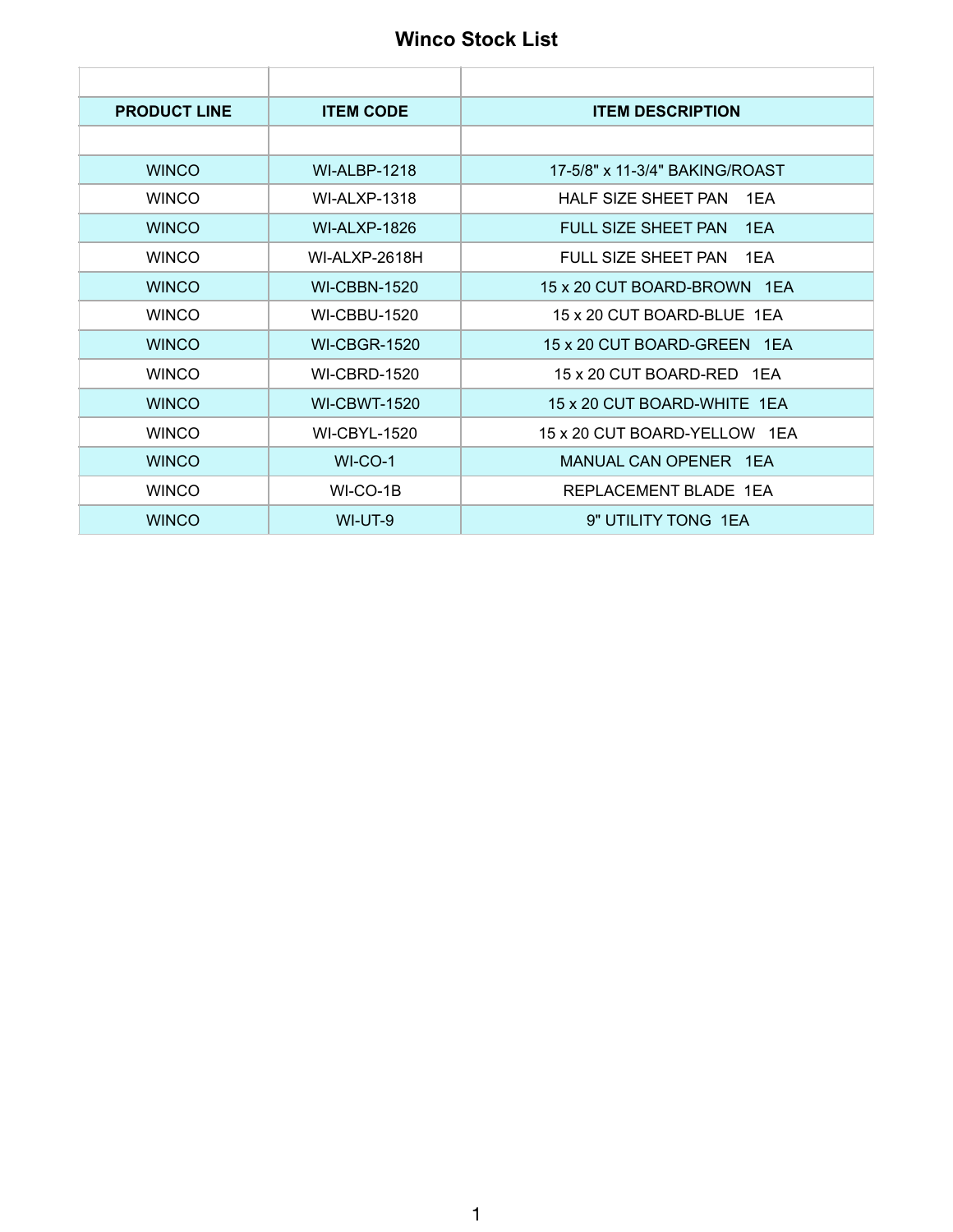# Winco Stock List

| PRODUCT LINE | ITEM CODE | ITEM DESCRIPTION |
|---|---|---|
| | | |
| WINCO | WI-ALBP-1218 | 17-5/8" x 11-3/4" BAKING/ROAST |
| WINCO | WI-ALXP-1318 | HALF SIZE SHEET PAN 1EA |
| WINCO | WI-ALXP-1826 | FULL SIZE SHEET PAN 1EA |
| WINCO | WI-ALXP-2618H | FULL SIZE SHEET PAN 1EA |
| WINCO | WI-CBBN-1520 | 15 x 20 CUT BOARD-BROWN 1EA |
| WINCO | WI-CBBU-1520 | 15 x 20 CUT BOARD-BLUE 1EA |
| WINCO | WI-CBGR-1520 | 15 x 20 CUT BOARD-GREEN 1EA |
| WINCO | WI-CBRD-1520 | 15 x 20 CUT BOARD-RED 1EA |
| WINCO | WI-CBWT-1520 | 15 x 20 CUT BOARD-WHITE 1EA |
| WINCO | WI-CBYL-1520 | 15 x 20 CUT BOARD-YELLOW 1EA |
| WINCO | WI-CO-1 | MANUAL CAN OPENER 1EA |
| WINCO | WI-CO-1B | REPLACEMENT BLADE 1EA |
| WINCO | WI-UT-9 | 9" UTILITY TONG 1EA |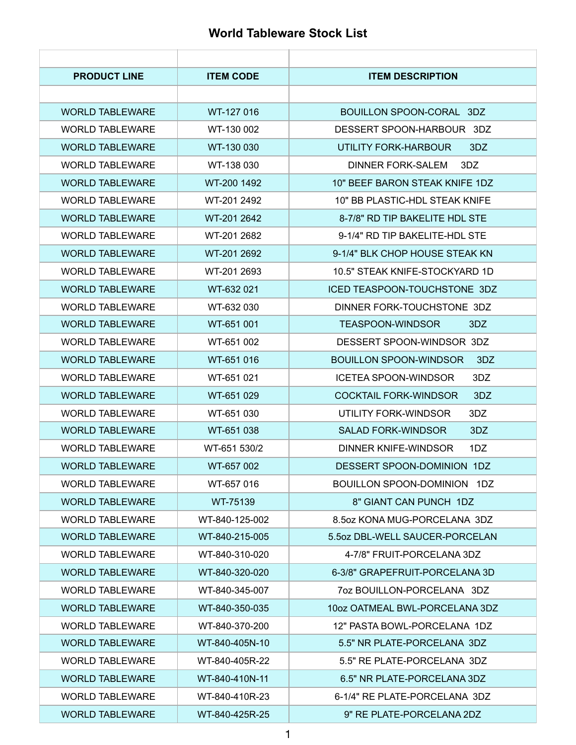# World Tableware Stock List

| PRODUCT LINE | ITEM CODE | ITEM DESCRIPTION |
|---|---|---|
| | | |
| WORLD TABLEWARE | WT-127 016 | BOUILLON SPOON-CORAL 3DZ |
| WORLD TABLEWARE | WT-130 002 | DESSERT SPOON-HARBOUR 3DZ |
| WORLD TABLEWARE | WT-130 030 | UTILITY FORK-HARBOUR 3DZ |
| WORLD TABLEWARE | WT-138 030 | DINNER FORK-SALEM 3DZ |
| WORLD TABLEWARE | WT-200 1492 | 10" BEEF BARON STEAK KNIFE 1DZ |
| WORLD TABLEWARE | WT-201 2492 | 10" BB PLASTIC-HDL STEAK KNIFE |
| WORLD TABLEWARE | WT-201 2642 | 8-7/8" RD TIP BAKELITE HDL STE |
| WORLD TABLEWARE | WT-201 2682 | 9-1/4" RD TIP BAKELITE-HDL STE |
| WORLD TABLEWARE | WT-201 2692 | 9-1/4" BLK CHOP HOUSE STEAK KN |
| WORLD TABLEWARE | WT-201 2693 | 10.5" STEAK KNIFE-STOCKYARD 1D |
| WORLD TABLEWARE | WT-632 021 | ICED TEASPOON-TOUCHSTONE 3DZ |
| WORLD TABLEWARE | WT-632 030 | DINNER FORK-TOUCHSTONE 3DZ |
| WORLD TABLEWARE | WT-651 001 | TEASPOON-WINDSOR 3DZ |
| WORLD TABLEWARE | WT-651 002 | DESSERT SPOON-WINDSOR 3DZ |
| WORLD TABLEWARE | WT-651 016 | BOUILLON SPOON-WINDSOR 3DZ |
| WORLD TABLEWARE | WT-651 021 | ICETEA SPOON-WINDSOR 3DZ |
| WORLD TABLEWARE | WT-651 029 | COCKTAIL FORK-WINDSOR 3DZ |
| WORLD TABLEWARE | WT-651 030 | UTILITY FORK-WINDSOR 3DZ |
| WORLD TABLEWARE | WT-651 038 | SALAD FORK-WINDSOR 3DZ |
| WORLD TABLEWARE | WT-651 530/2 | DINNER KNIFE-WINDSOR 1DZ |
| WORLD TABLEWARE | WT-657 002 | DESSERT SPOON-DOMINION 1DZ |
| WORLD TABLEWARE | WT-657 016 | BOUILLON SPOON-DOMINION 1DZ |
| WORLD TABLEWARE | WT-75139 | 8" GIANT CAN PUNCH 1DZ |
| WORLD TABLEWARE | WT-840-125-002 | 8.5oz KONA MUG-PORCELANA 3DZ |
| WORLD TABLEWARE | WT-840-215-005 | 5.5oz DBL-WELL SAUCER-PORCELAN |
| WORLD TABLEWARE | WT-840-310-020 | 4-7/8" FRUIT-PORCELANA 3DZ |
| WORLD TABLEWARE | WT-840-320-020 | 6-3/8" GRAPEFRUIT-PORCELANA 3D |
| WORLD TABLEWARE | WT-840-345-007 | 7oz BOUILLON-PORCELANA 3DZ |
| WORLD TABLEWARE | WT-840-350-035 | 10oz OATMEAL BWL-PORCELANA 3DZ |
| WORLD TABLEWARE | WT-840-370-200 | 12" PASTA BOWL-PORCELANA 1DZ |
| WORLD TABLEWARE | WT-840-405N-10 | 5.5" NR PLATE-PORCELANA 3DZ |
| WORLD TABLEWARE | WT-840-405R-22 | 5.5" RE PLATE-PORCELANA 3DZ |
| WORLD TABLEWARE | WT-840-410N-11 | 6.5" NR PLATE-PORCELANA 3DZ |
| WORLD TABLEWARE | WT-840-410R-23 | 6-1/4" RE PLATE-PORCELANA 3DZ |
| WORLD TABLEWARE | WT-840-425R-25 | 9" RE PLATE-PORCELANA 2DZ |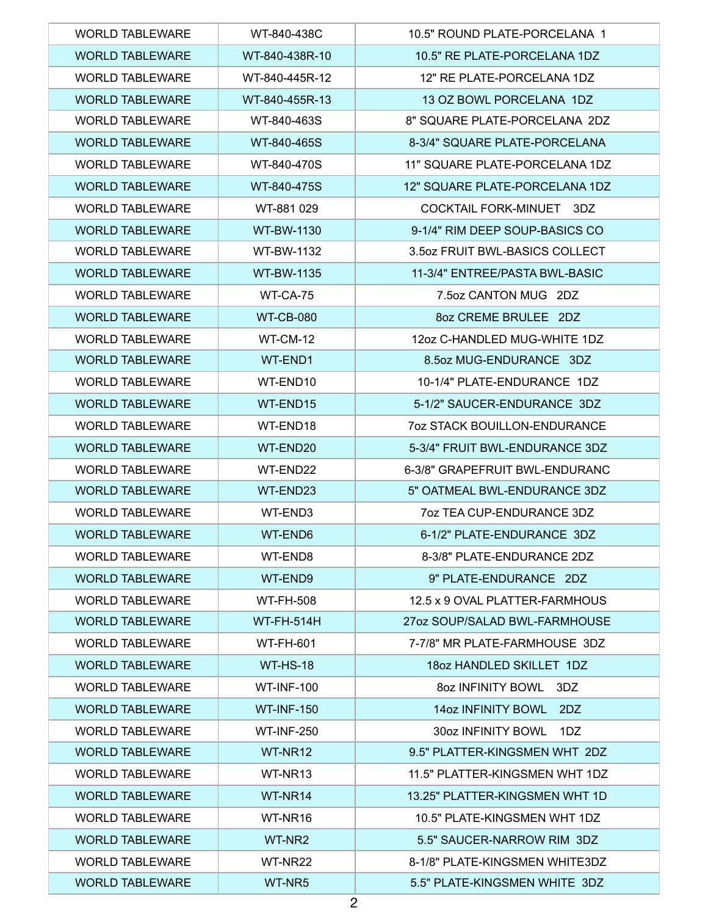| | | |
|---|---|---|
| WORLD TABLEWARE | WT-840-438C | 10.5" ROUND PLATE-PORCELANA 1 |
| WORLD TABLEWARE | WT-840-438R-10 | 10.5" RE PLATE-PORCELANA 1DZ |
| WORLD TABLEWARE | WT-840-445R-12 | 12" RE PLATE-PORCELANA 1DZ |
| WORLD TABLEWARE | WT-840-455R-13 | 13 OZ BOWL PORCELANA 1DZ |
| WORLD TABLEWARE | WT-840-463S | 8" SQUARE PLATE-PORCELANA 2DZ |
| WORLD TABLEWARE | WT-840-465S | 8-3/4" SQUARE PLATE-PORCELANA |
| WORLD TABLEWARE | WT-840-470S | 11" SQUARE PLATE-PORCELANA 1DZ |
| WORLD TABLEWARE | WT-840-475S | 12" SQUARE PLATE-PORCELANA 1DZ |
| WORLD TABLEWARE | WT-881 029 | COCKTAIL FORK-MINUET 3DZ |
| WORLD TABLEWARE | WT-BW-1130 | 9-1/4" RIM DEEP SOUP-BASICS CO |
| WORLD TABLEWARE | WT-BW-1132 | 3.5oz FRUIT BWL-BASICS COLLECT |
| WORLD TABLEWARE | WT-BW-1135 | 11-3/4" ENTREE/PASTA BWL-BASIC |
| WORLD TABLEWARE | WT-CA-75 | 7.5oz CANTON MUG 2DZ |
| WORLD TABLEWARE | WT-CB-080 | 8oz CREME BRULEE 2DZ |
| WORLD TABLEWARE | WT-CM-12 | 12oz C-HANDLED MUG-WHITE 1DZ |
| WORLD TABLEWARE | WT-END1 | 8.5oz MUG-ENDURANCE 3DZ |
| WORLD TABLEWARE | WT-END10 | 10-1/4" PLATE-ENDURANCE 1DZ |
| WORLD TABLEWARE | WT-END15 | 5-1/2" SAUCER-ENDURANCE 3DZ |
| WORLD TABLEWARE | WT-END18 | 7oz STACK BOUILLON-ENDURANCE |
| WORLD TABLEWARE | WT-END20 | 5-3/4" FRUIT BWL-ENDURANCE 3DZ |
| WORLD TABLEWARE | WT-END22 | 6-3/8" GRAPEFRUIT BWL-ENDURANC |
| WORLD TABLEWARE | WT-END23 | 5" OATMEAL BWL-ENDURANCE 3DZ |
| WORLD TABLEWARE | WT-END3 | 7oz TEA CUP-ENDURANCE 3DZ |
| WORLD TABLEWARE | WT-END6 | 6-1/2" PLATE-ENDURANCE 3DZ |
| WORLD TABLEWARE | WT-END8 | 8-3/8" PLATE-ENDURANCE 2DZ |
| WORLD TABLEWARE | WT-END9 | 9" PLATE-ENDURANCE 2DZ |
| WORLD TABLEWARE | WT-FH-508 | 12.5 x 9 OVAL PLATTER-FARMHOUS |
| WORLD TABLEWARE | WT-FH-514H | 27oz SOUP/SALAD BWL-FARMHOUSE |
| WORLD TABLEWARE | WT-FH-601 | 7-7/8" MR PLATE-FARMHOUSE 3DZ |
| WORLD TABLEWARE | WT-HS-18 | 18oz HANDLED SKILLET 1DZ |
| WORLD TABLEWARE | WT-INF-100 | 8oz INFINITY BOWL 3DZ |
| WORLD TABLEWARE | WT-INF-150 | 14oz INFINITY BOWL 2DZ |
| WORLD TABLEWARE | WT-INF-250 | 30oz INFINITY BOWL 1DZ |
| WORLD TABLEWARE | WT-NR12 | 9.5" PLATTER-KINGSMEN WHT 2DZ |
| WORLD TABLEWARE | WT-NR13 | 11.5" PLATTER-KINGSMEN WHT 1DZ |
| WORLD TABLEWARE | WT-NR14 | 13.25" PLATTER-KINGSMEN WHT 1D |
| WORLD TABLEWARE | WT-NR16 | 10.5" PLATE-KINGSMEN WHT 1DZ |
| WORLD TABLEWARE | WT-NR2 | 5.5" SAUCER-NARROW RIM 3DZ |
| WORLD TABLEWARE | WT-NR22 | 8-1/8" PLATE-KINGSMEN WHITE3DZ |
| WORLD TABLEWARE | WT-NR5 | 5.5" PLATE-KINGSMEN WHITE 3DZ |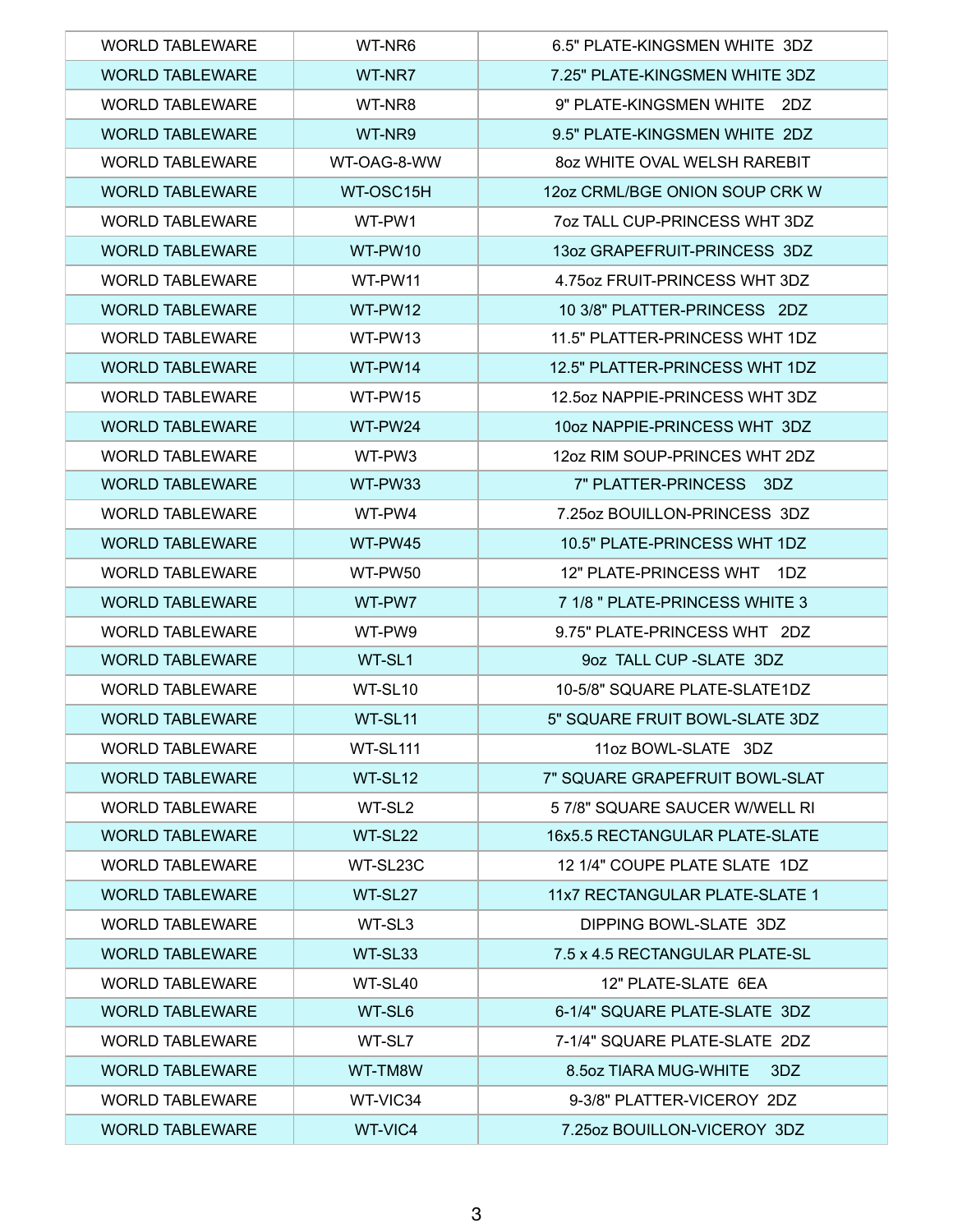| WORLD TABLEWARE | WT-NR6 | 6.5" PLATE-KINGSMEN WHITE 3DZ |
|---|---|---|
| WORLD TABLEWARE | WT-NR7 | 7.25" PLATE-KINGSMEN WHITE 3DZ |
| WORLD TABLEWARE | WT-NR8 | 9" PLATE-KINGSMEN WHITE 2DZ |
| WORLD TABLEWARE | WT-NR9 | 9.5" PLATE-KINGSMEN WHITE 2DZ |
| WORLD TABLEWARE | WT-OAG-8-WW | 8oz WHITE OVAL WELSH RAREBIT |
| WORLD TABLEWARE | WT-OSC15H | 12oz CRML/BGE ONION SOUP CRK W |
| WORLD TABLEWARE | WT-PW1 | 7oz TALL CUP-PRINCESS WHT 3DZ |
| WORLD TABLEWARE | WT-PW10 | 13oz GRAPEFRUIT-PRINCESS 3DZ |
| WORLD TABLEWARE | WT-PW11 | 4.75oz FRUIT-PRINCESS WHT 3DZ |
| WORLD TABLEWARE | WT-PW12 | 10 3/8" PLATTER-PRINCESS 2DZ |
| WORLD TABLEWARE | WT-PW13 | 11.5" PLATTER-PRINCESS WHT 1DZ |
| WORLD TABLEWARE | WT-PW14 | 12.5" PLATTER-PRINCESS WHT 1DZ |
| WORLD TABLEWARE | WT-PW15 | 12.5oz NAPPIE-PRINCESS WHT 3DZ |
| WORLD TABLEWARE | WT-PW24 | 10oz NAPPIE-PRINCESS WHT 3DZ |
| WORLD TABLEWARE | WT-PW3 | 12oz RIM SOUP-PRINCES WHT 2DZ |
| WORLD TABLEWARE | WT-PW33 | 7" PLATTER-PRINCESS 3DZ |
| WORLD TABLEWARE | WT-PW4 | 7.25oz BOUILLON-PRINCESS 3DZ |
| WORLD TABLEWARE | WT-PW45 | 10.5" PLATE-PRINCESS WHT 1DZ |
| WORLD TABLEWARE | WT-PW50 | 12" PLATE-PRINCESS WHT 1DZ |
| WORLD TABLEWARE | WT-PW7 | 7 1/8 " PLATE-PRINCESS WHITE 3 |
| WORLD TABLEWARE | WT-PW9 | 9.75" PLATE-PRINCESS WHT 2DZ |
| WORLD TABLEWARE | WT-SL1 | 9oz TALL CUP -SLATE 3DZ |
| WORLD TABLEWARE | WT-SL10 | 10-5/8" SQUARE PLATE-SLATE1DZ |
| WORLD TABLEWARE | WT-SL11 | 5" SQUARE FRUIT BOWL-SLATE 3DZ |
| WORLD TABLEWARE | WT-SL111 | 11oz BOWL-SLATE 3DZ |
| WORLD TABLEWARE | WT-SL12 | 7" SQUARE GRAPEFRUIT BOWL-SLAT |
| WORLD TABLEWARE | WT-SL2 | 5 7/8" SQUARE SAUCER W/WELL RI |
| WORLD TABLEWARE | WT-SL22 | 16x5.5 RECTANGULAR PLATE-SLATE |
| WORLD TABLEWARE | WT-SL23C | 12 1/4" COUPE PLATE SLATE 1DZ |
| WORLD TABLEWARE | WT-SL27 | 11x7 RECTANGULAR PLATE-SLATE 1 |
| WORLD TABLEWARE | WT-SL3 | DIPPING BOWL-SLATE 3DZ |
| WORLD TABLEWARE | WT-SL33 | 7.5 x 4.5 RECTANGULAR PLATE-SL |
| WORLD TABLEWARE | WT-SL40 | 12" PLATE-SLATE 6EA |
| WORLD TABLEWARE | WT-SL6 | 6-1/4" SQUARE PLATE-SLATE 3DZ |
| WORLD TABLEWARE | WT-SL7 | 7-1/4" SQUARE PLATE-SLATE 2DZ |
| WORLD TABLEWARE | WT-TM8W | 8.5oz TIARA MUG-WHITE 3DZ |
| WORLD TABLEWARE | WT-VIC34 | 9-3/8" PLATTER-VICEROY 2DZ |
| WORLD TABLEWARE | WT-VIC4 | 7.25oz BOUILLON-VICEROY 3DZ |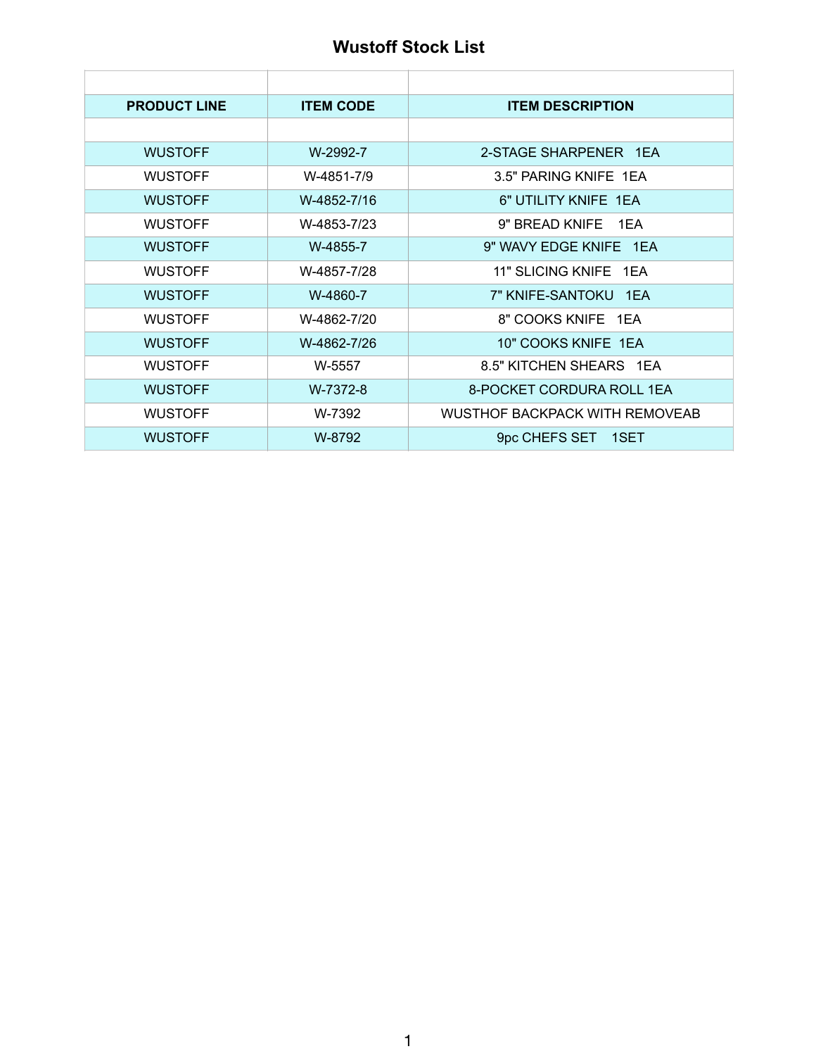# Wustoff Stock List

| PRODUCT LINE | ITEM CODE | ITEM DESCRIPTION |
|---|---|---|
| WUSTOFF | W-2992-7 | 2-STAGE SHARPENER 1EA |
| WUSTOFF | W-4851-7/9 | 3.5" PARING KNIFE 1EA |
| WUSTOFF | W-4852-7/16 | 6" UTILITY KNIFE 1EA |
| WUSTOFF | W-4853-7/23 | 9" BREAD KNIFE 1EA |
| WUSTOFF | W-4855-7 | 9" WAVY EDGE KNIFE 1EA |
| WUSTOFF | W-4857-7/28 | 11" SLICING KNIFE 1EA |
| WUSTOFF | W-4860-7 | 7" KNIFE-SANTOKU 1EA |
| WUSTOFF | W-4862-7/20 | 8" COOKS KNIFE 1EA |
| WUSTOFF | W-4862-7/26 | 10" COOKS KNIFE 1EA |
| WUSTOFF | W-5557 | 8.5" KITCHEN SHEARS 1EA |
| WUSTOFF | W-7372-8 | 8-POCKET CORDURA ROLL 1EA |
| WUSTOFF | W-7392 | WUSTHOF BACKPACK WITH REMOVEAB |
| WUSTOFF | W-8792 | 9pc CHEFS SET 1SET |